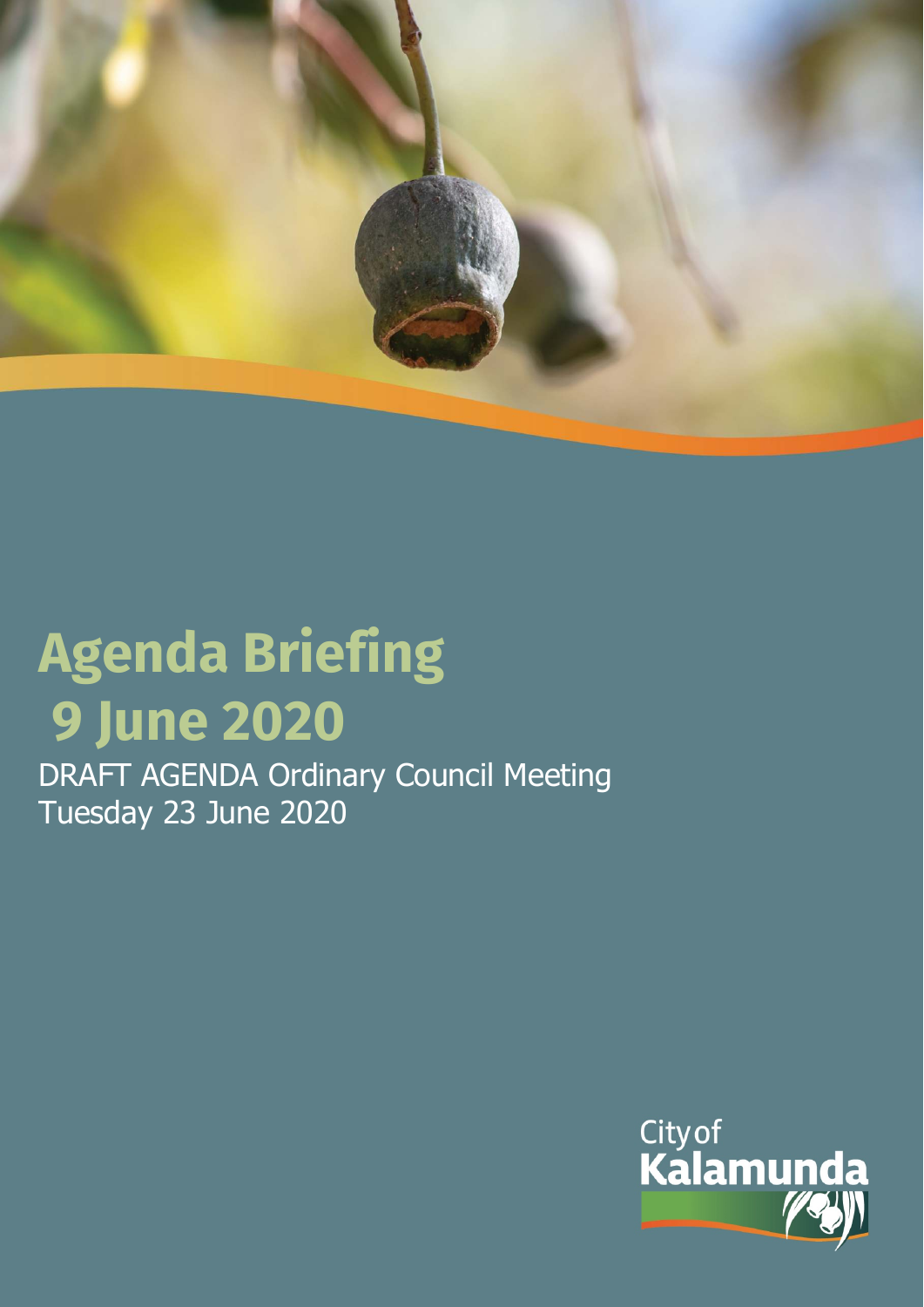# Agenda Briefing

# 9 June 2020

DRAFT AGENDA Ordinary Council Meeting
Tuesday 23 June 2020

City of Kalamunda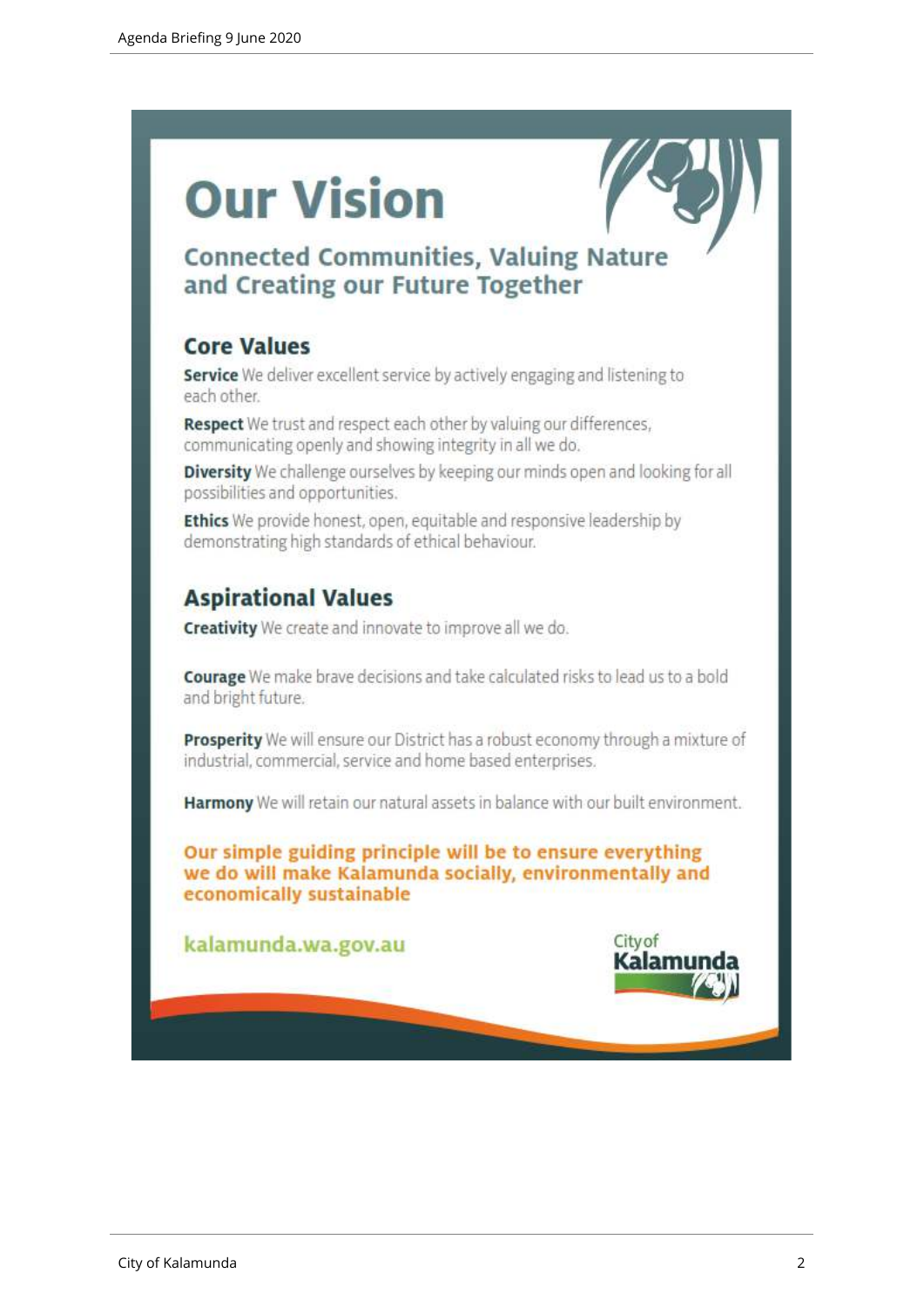# Our Vision

## Connected Communities, Valuing Nature and Creating our Future Together

### Core Values

**Service** We deliver excellent service by actively engaging and listening to each other.

**Respect** We trust and respect each other by valuing our differences, communicating openly and showing integrity in all we do.

**Diversity** We challenge ourselves by keeping our minds open and looking for all possibilities and opportunities.

**Ethics** We provide honest, open, equitable and responsive leadership by demonstrating high standards of ethical behaviour.

### Aspirational Values

**Creativity** We create and innovate to improve all we do.

**Courage** We make brave decisions and take calculated risks to lead us to a bold and bright future.

**Prosperity** We will ensure our District has a robust economy through a mixture of industrial, commercial, service and home based enterprises.

**Harmony** We will retain our natural assets in balance with our built environment.

**Our simple guiding principle will be to ensure everything we do will make Kalamunda socially, environmentally and economically sustainable**

kalamunda.wa.gov.au

City of Kalamunda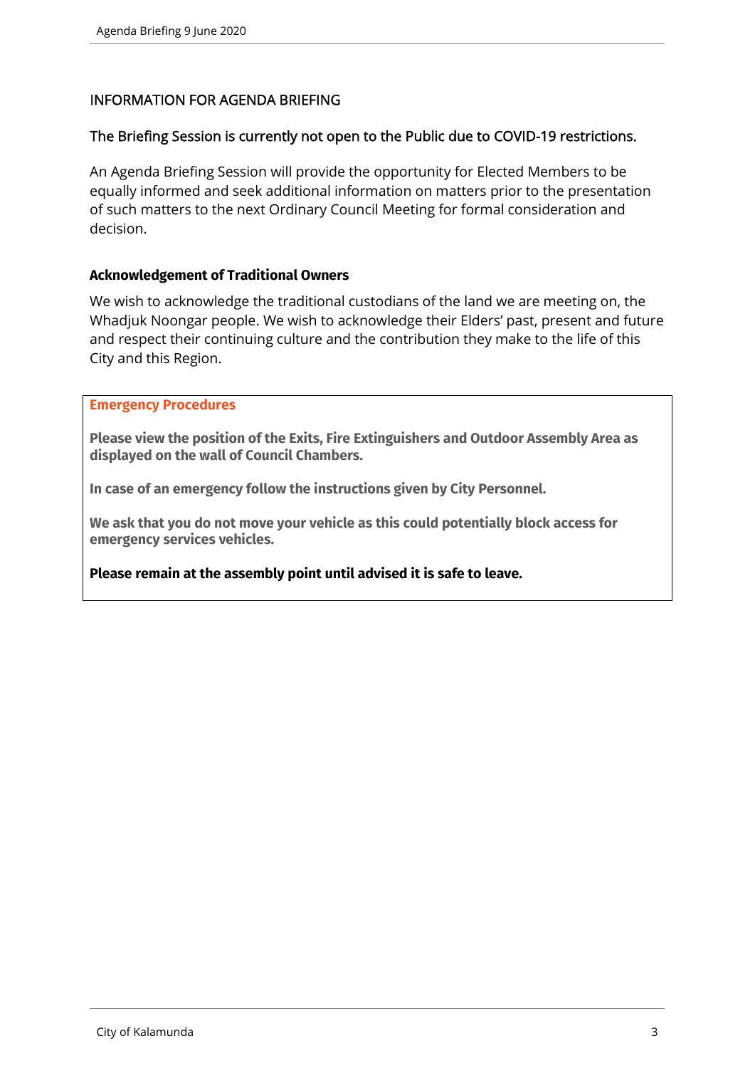## INFORMATION FOR AGENDA BRIEFING

### The Briefing Session is currently not open to the Public due to COVID-19 restrictions.

An Agenda Briefing Session will provide the opportunity for Elected Members to be equally informed and seek additional information on matters prior to the presentation of such matters to the next Ordinary Council Meeting for formal consideration and decision.

**Acknowledgement of Traditional Owners**

We wish to acknowledge the traditional custodians of the land we are meeting on, the Whadjuk Noongar people. We wish to acknowledge their Elders' past, present and future and respect their continuing culture and the contribution they make to the life of this City and this Region.

**Emergency Procedures**

**Please view the position of the Exits, Fire Extinguishers and Outdoor Assembly Area as displayed on the wall of Council Chambers.**

**In case of an emergency follow the instructions given by City Personnel.**

**We ask that you do not move your vehicle as this could potentially block access for emergency services vehicles.**

**Please remain at the assembly point until advised it is safe to leave.**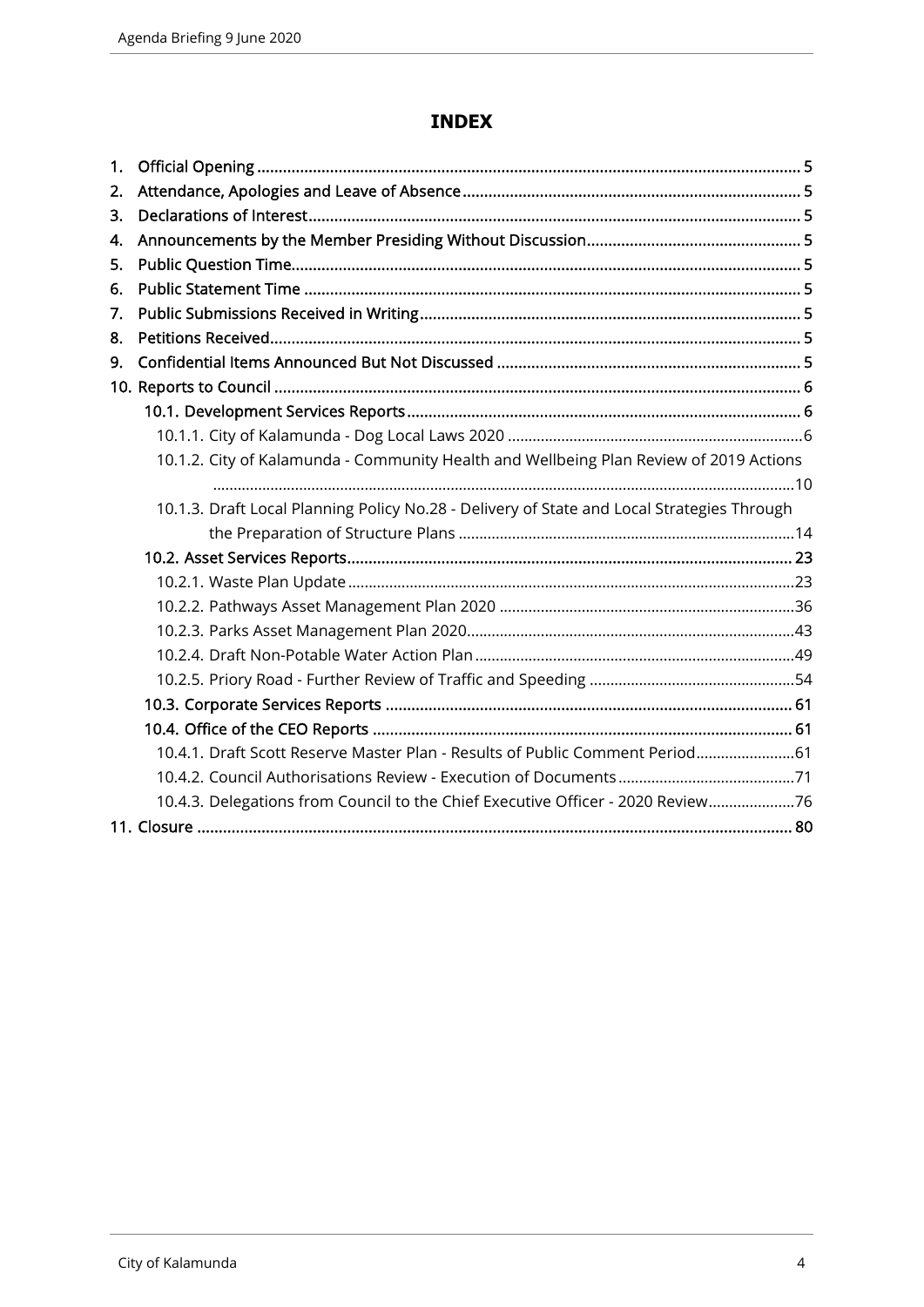# INDEX

1. Official Opening ........ 5
2. Attendance, Apologies and Leave of Absence ........ 5
3. Declarations of Interest ........ 5
4. Announcements by the Member Presiding Without Discussion ........ 5
5. Public Question Time ........ 5
6. Public Statement Time ........ 5
7. Public Submissions Received in Writing ........ 5
8. Petitions Received ........ 5
9. Confidential Items Announced But Not Discussed ........ 5
10. Reports to Council ........ 6
    - 10.1. Development Services Reports ........ 6
        - 10.1.1. City of Kalamunda - Dog Local Laws 2020 ........ 6
        - 10.1.2. City of Kalamunda - Community Health and Wellbeing Plan Review of 2019 Actions ........ 10
        - 10.1.3. Draft Local Planning Policy No.28 - Delivery of State and Local Strategies Through the Preparation of Structure Plans ........ 14
    - 10.2. Asset Services Reports ........ 23
        - 10.2.1. Waste Plan Update ........ 23
        - 10.2.2. Pathways Asset Management Plan 2020 ........ 36
        - 10.2.3. Parks Asset Management Plan 2020 ........ 43
        - 10.2.4. Draft Non-Potable Water Action Plan ........ 49
        - 10.2.5. Priory Road - Further Review of Traffic and Speeding ........ 54
    - 10.3. Corporate Services Reports ........ 61
    - 10.4. Office of the CEO Reports ........ 61
        - 10.4.1. Draft Scott Reserve Master Plan - Results of Public Comment Period ........ 61
        - 10.4.2. Council Authorisations Review - Execution of Documents ........ 71
        - 10.4.3. Delegations from Council to the Chief Executive Officer - 2020 Review ........ 76
11. Closure ........ 80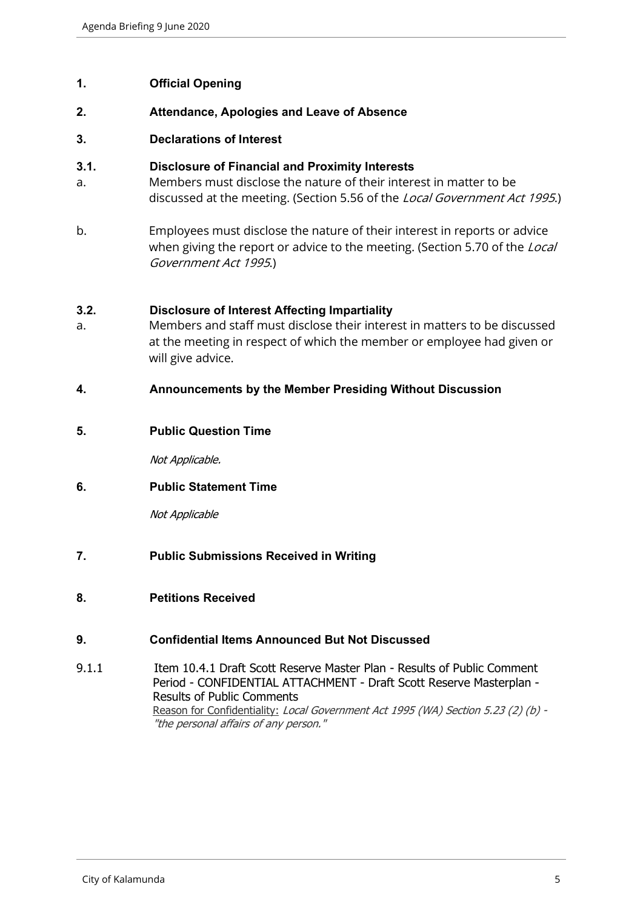## 1. Official Opening

## 2. Attendance, Apologies and Leave of Absence

## 3. Declarations of Interest

### 3.1. Disclosure of Financial and Proximity Interests

a. Members must disclose the nature of their interest in matter to be discussed at the meeting. (Section 5.56 of the *Local Government Act 1995*.)

b. Employees must disclose the nature of their interest in reports or advice when giving the report or advice to the meeting. (Section 5.70 of the *Local Government Act 1995*.)

### 3.2. Disclosure of Interest Affecting Impartiality

a. Members and staff must disclose their interest in matters to be discussed at the meeting in respect of which the member or employee had given or will give advice.

## 4. Announcements by the Member Presiding Without Discussion

## 5. Public Question Time

*Not Applicable.*

## 6. Public Statement Time

*Not Applicable*

## 7. Public Submissions Received in Writing

## 8. Petitions Received

## 9. Confidential Items Announced But Not Discussed

9.1.1 Item 10.4.1 Draft Scott Reserve Master Plan - Results of Public Comment Period - CONFIDENTIAL ATTACHMENT - Draft Scott Reserve Masterplan - Results of Public Comments

Reason for Confidentiality: *Local Government Act 1995 (WA) Section 5.23 (2) (b) - "the personal affairs of any person."*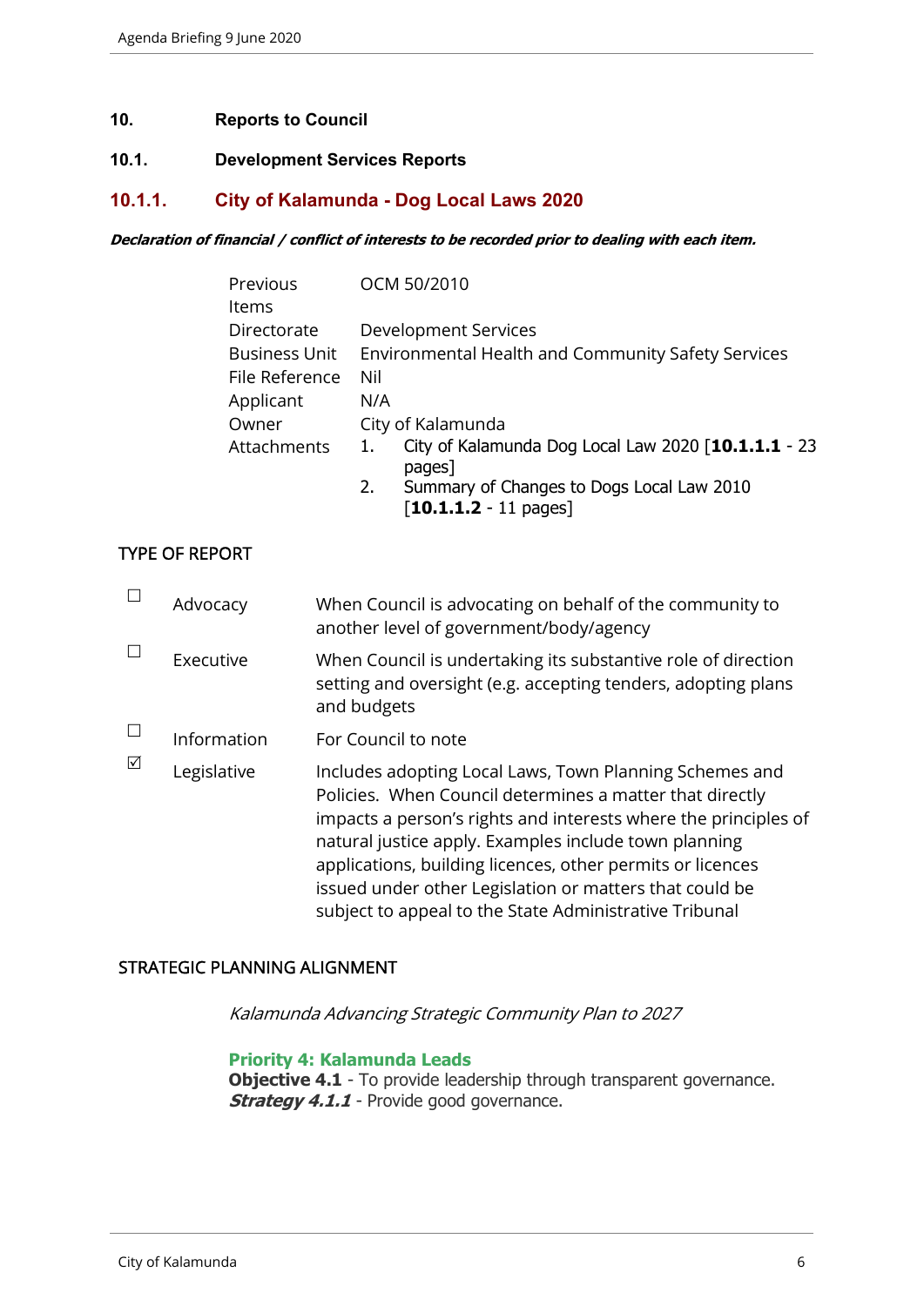# 10. Reports to Council

## 10.1. Development Services Reports

### 10.1.1. City of Kalamunda - Dog Local Laws 2020

***Declaration of financial / conflict of interests to be recorded prior to dealing with each item.***

| | |
|---|---|
| Previous Items | OCM 50/2010 |
| Directorate | Development Services |
| Business Unit | Environmental Health and Community Safety Services |
| File Reference | Nil |
| Applicant | N/A |
| Owner | City of Kalamunda |
| Attachments | 1. City of Kalamunda Dog Local Law 2020 [**10.1.1.1** - 23 pages]<br>2. Summary of Changes to Dogs Local Law 2010 [**10.1.1.2** - 11 pages] |

TYPE OF REPORT

| | | |
|---|---|---|
| ☐ | Advocacy | When Council is advocating on behalf of the community to another level of government/body/agency |
| ☐ | Executive | When Council is undertaking its substantive role of direction setting and oversight (e.g. accepting tenders, adopting plans and budgets |
| ☐ | Information | For Council to note |
| ☑ | Legislative | Includes adopting Local Laws, Town Planning Schemes and Policies. When Council determines a matter that directly impacts a person's rights and interests where the principles of natural justice apply. Examples include town planning applications, building licences, other permits or licences issued under other Legislation or matters that could be subject to appeal to the State Administrative Tribunal |

STRATEGIC PLANNING ALIGNMENT

*Kalamunda Advancing Strategic Community Plan to 2027*

**Priority 4: Kalamunda Leads**
**Objective 4.1** - To provide leadership through transparent governance.
***Strategy 4.1.1*** - Provide good governance.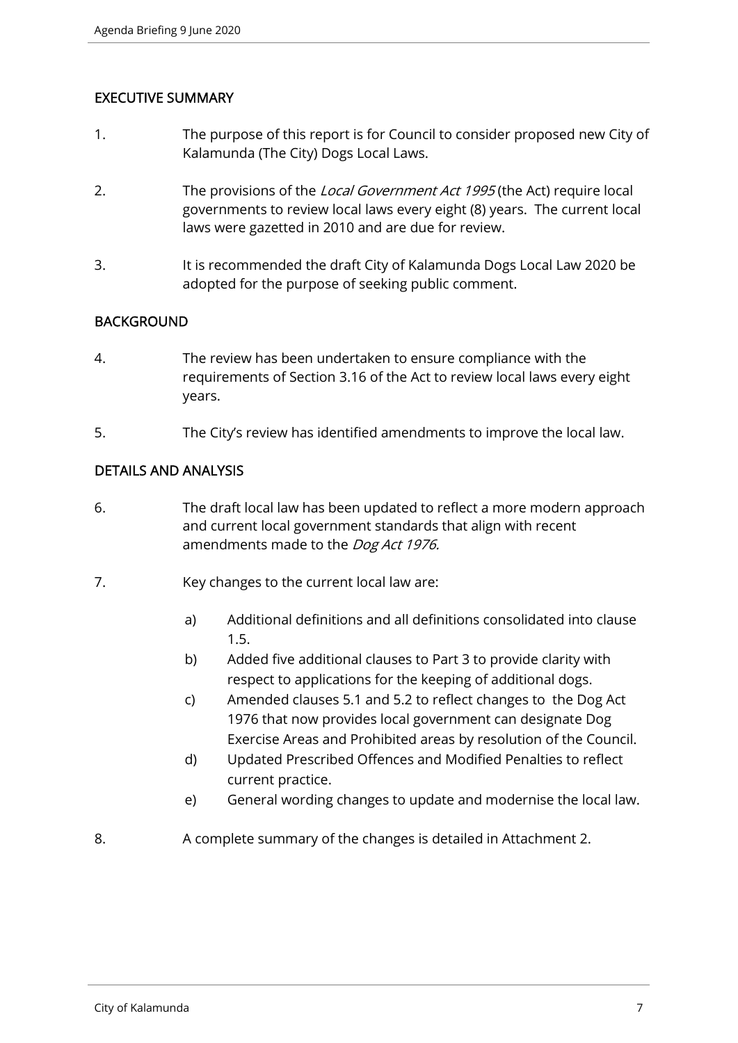## EXECUTIVE SUMMARY

1. The purpose of this report is for Council to consider proposed new City of Kalamunda (The City) Dogs Local Laws.

2. The provisions of the *Local Government Act 1995* (the Act) require local governments to review local laws every eight (8) years. The current local laws were gazetted in 2010 and are due for review.

3. It is recommended the draft City of Kalamunda Dogs Local Law 2020 be adopted for the purpose of seeking public comment.

## BACKGROUND

4. The review has been undertaken to ensure compliance with the requirements of Section 3.16 of the Act to review local laws every eight years.

5. The City's review has identified amendments to improve the local law.

## DETAILS AND ANALYSIS

6. The draft local law has been updated to reflect a more modern approach and current local government standards that align with recent amendments made to the *Dog Act 1976.*

7. Key changes to the current local law are:

   a) Additional definitions and all definitions consolidated into clause 1.5.
   b) Added five additional clauses to Part 3 to provide clarity with respect to applications for the keeping of additional dogs.
   c) Amended clauses 5.1 and 5.2 to reflect changes to the Dog Act 1976 that now provides local government can designate Dog Exercise Areas and Prohibited areas by resolution of the Council.
   d) Updated Prescribed Offences and Modified Penalties to reflect current practice.
   e) General wording changes to update and modernise the local law.

8. A complete summary of the changes is detailed in Attachment 2.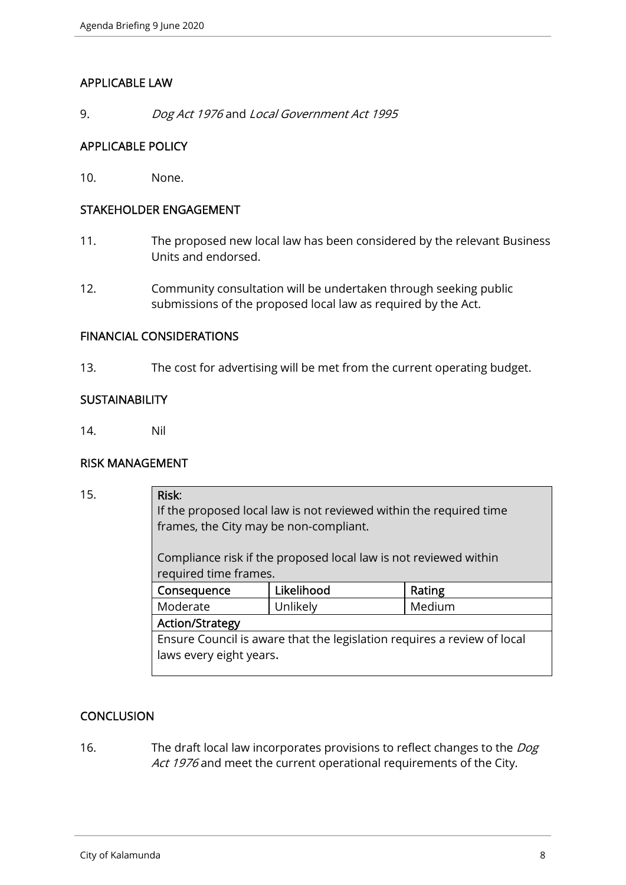## APPLICABLE LAW

9. *Dog Act 1976* and *Local Government Act 1995*

## APPLICABLE POLICY

10. None.

## STAKEHOLDER ENGAGEMENT

11. The proposed new local law has been considered by the relevant Business Units and endorsed.

12. Community consultation will be undertaken through seeking public submissions of the proposed local law as required by the Act.

## FINANCIAL CONSIDERATIONS

13. The cost for advertising will be met from the current operating budget.

## SUSTAINABILITY

14. Nil

## RISK MANAGEMENT

15.

| **Risk**: If the proposed local law is not reviewed within the required time frames, the City may be non-compliant. Compliance risk if the proposed local law is not reviewed within required time frames. | | |
|---|---|---|
| **Consequence** | **Likelihood** | **Rating** |
| Moderate | Unlikely | Medium |
| **Action/Strategy** | | |
| Ensure Council is aware that the legislation requires a review of local laws every eight years. | | |

## CONCLUSION

16. The draft local law incorporates provisions to reflect changes to the *Dog Act 1976* and meet the current operational requirements of the City.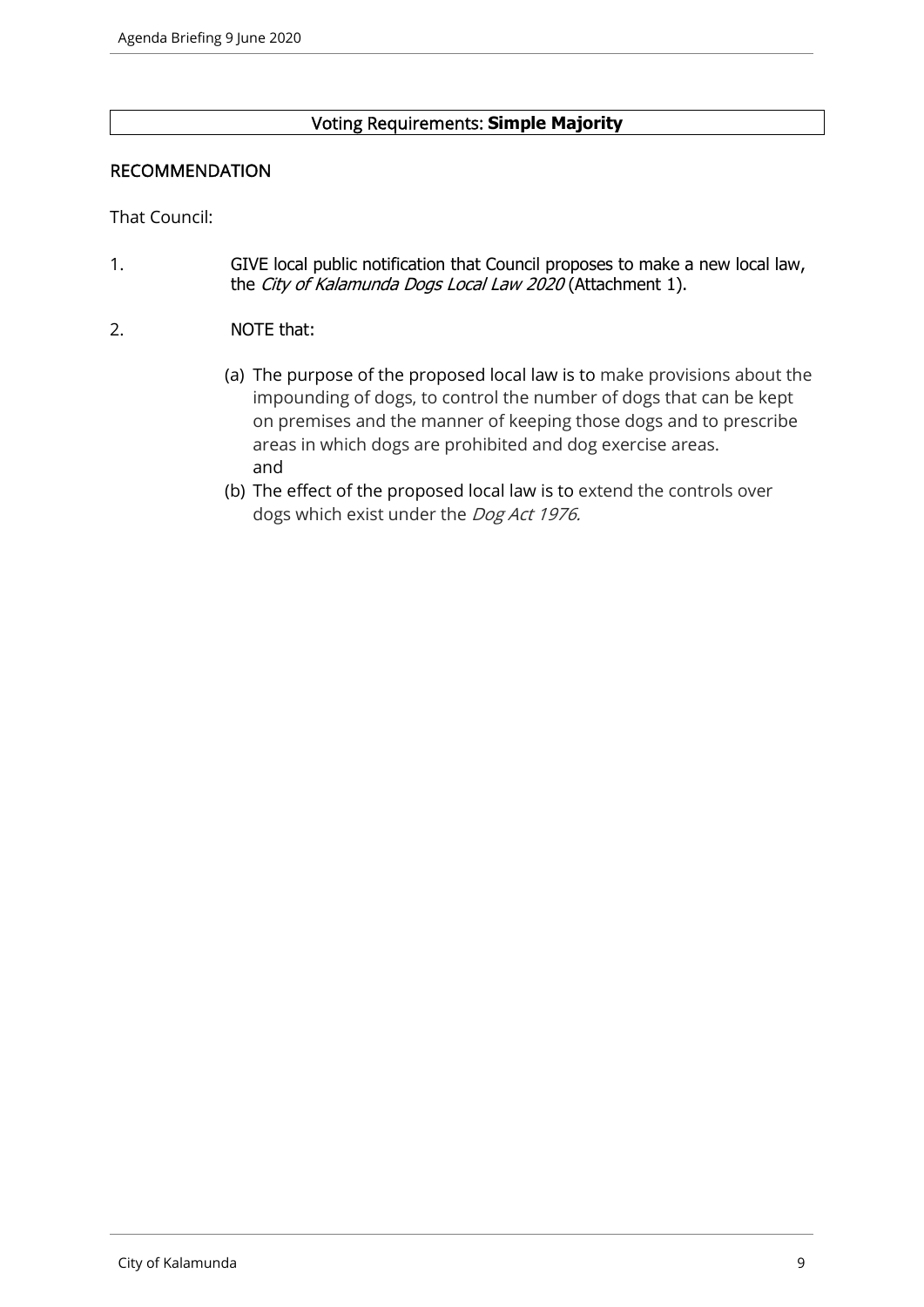Voting Requirements: **Simple Majority**

## RECOMMENDATION

That Council:

1. GIVE local public notification that Council proposes to make a new local law, the *City of Kalamunda Dogs Local Law 2020* (Attachment 1).

2. NOTE that:

   (a) The purpose of the proposed local law is to make provisions about the impounding of dogs, to control the number of dogs that can be kept on premises and the manner of keeping those dogs and to prescribe areas in which dogs are prohibited and dog exercise areas. and

   (b) The effect of the proposed local law is to extend the controls over dogs which exist under the *Dog Act 1976*.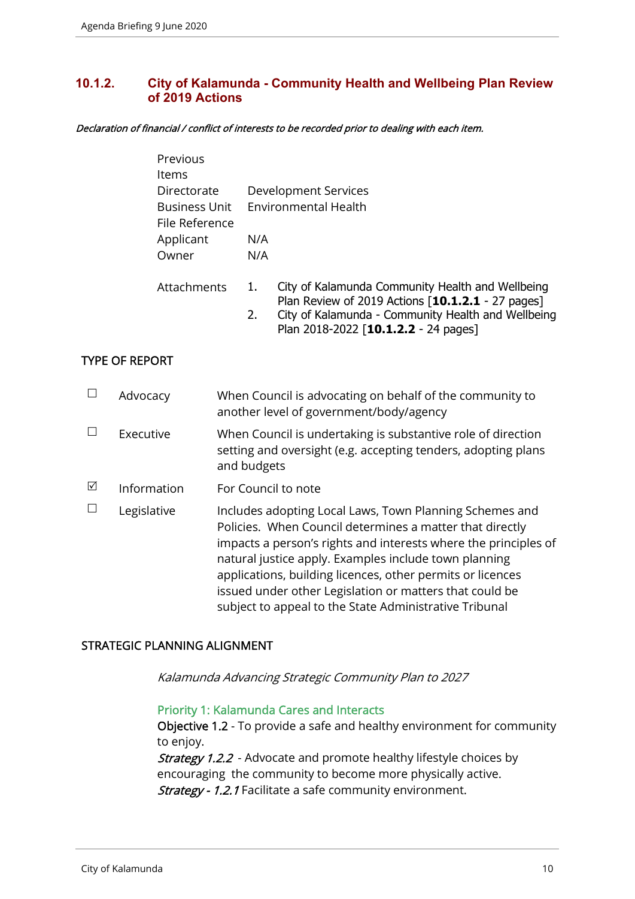## 10.1.2. City of Kalamunda - Community Health and Wellbeing Plan Review of 2019 Actions

*Declaration of financial / conflict of interests to be recorded prior to dealing with each item.*

| | |
|---|---|
| Previous Items | |
| Directorate | Development Services |
| Business Unit | Environmental Health |
| File Reference | |
| Applicant | N/A |
| Owner | N/A |
| Attachments | 1. City of Kalamunda Community Health and Wellbeing Plan Review of 2019 Actions [**10.1.2.1** - 27 pages]<br>2. City of Kalamunda - Community Health and Wellbeing Plan 2018-2022 [**10.1.2.2** - 24 pages] |

### TYPE OF REPORT

| | | |
|---|---|---|
| ☐ | Advocacy | When Council is advocating on behalf of the community to another level of government/body/agency |
| ☐ | Executive | When Council is undertaking is substantive role of direction setting and oversight (e.g. accepting tenders, adopting plans and budgets |
| ☑ | Information | For Council to note |
| ☐ | Legislative | Includes adopting Local Laws, Town Planning Schemes and Policies. When Council determines a matter that directly impacts a person's rights and interests where the principles of natural justice apply. Examples include town planning applications, building licences, other permits or licences issued under other Legislation or matters that could be subject to appeal to the State Administrative Tribunal |

### STRATEGIC PLANNING ALIGNMENT

*Kalamunda Advancing Strategic Community Plan to 2027*

Priority 1: Kalamunda Cares and Interacts

Objective 1.2 - To provide a safe and healthy environment for community to enjoy.

*Strategy 1.2.2* - Advocate and promote healthy lifestyle choices by encouraging the community to become more physically active.

*Strategy - 1.2.1* Facilitate a safe community environment.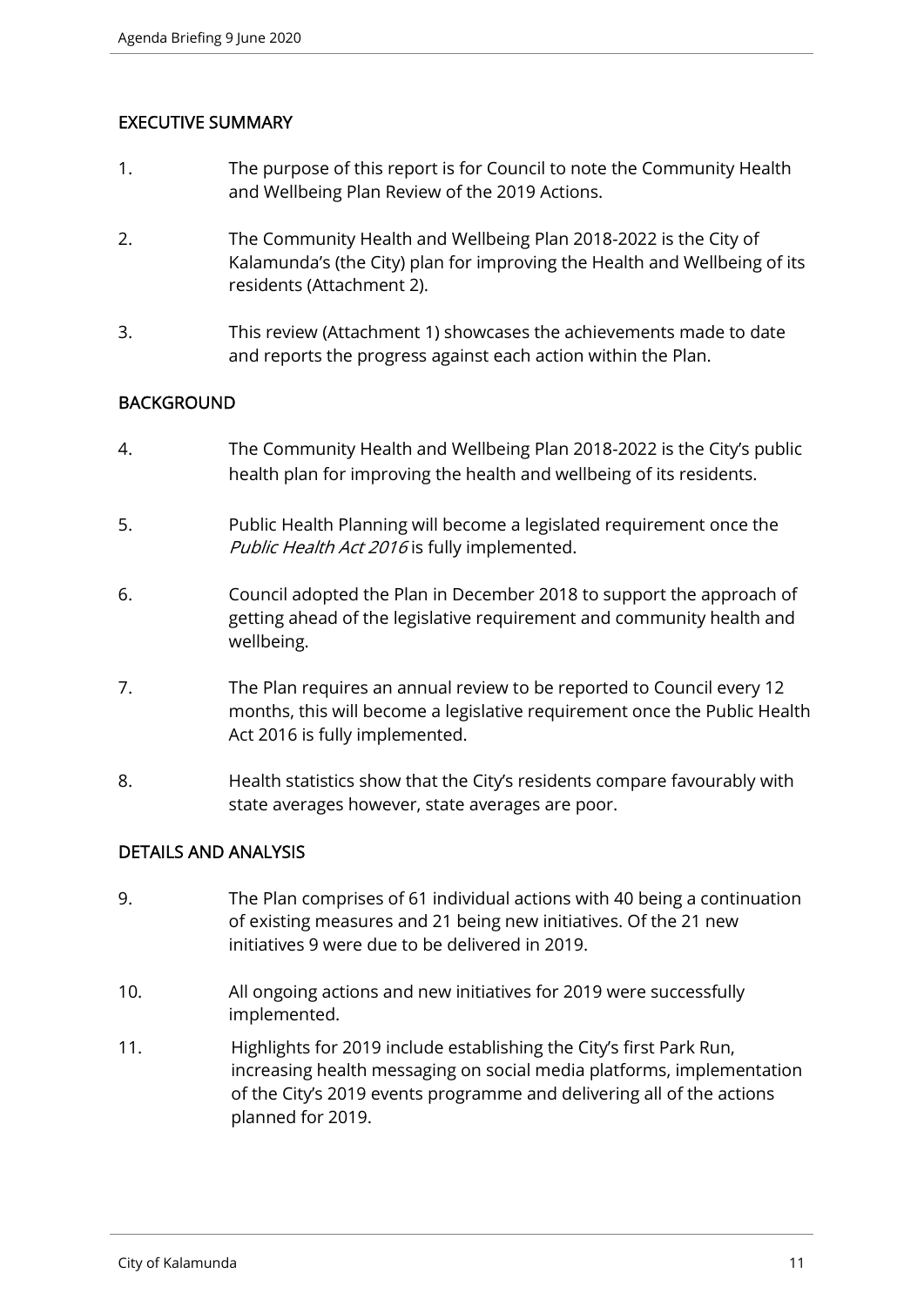## EXECUTIVE SUMMARY

1. The purpose of this report is for Council to note the Community Health and Wellbeing Plan Review of the 2019 Actions.

2. The Community Health and Wellbeing Plan 2018-2022 is the City of Kalamunda's (the City) plan for improving the Health and Wellbeing of its residents (Attachment 2).

3. This review (Attachment 1) showcases the achievements made to date and reports the progress against each action within the Plan.

## BACKGROUND

4. The Community Health and Wellbeing Plan 2018-2022 is the City's public health plan for improving the health and wellbeing of its residents.

5. Public Health Planning will become a legislated requirement once the *Public Health Act 2016* is fully implemented.

6. Council adopted the Plan in December 2018 to support the approach of getting ahead of the legislative requirement and community health and wellbeing.

7. The Plan requires an annual review to be reported to Council every 12 months, this will become a legislative requirement once the Public Health Act 2016 is fully implemented.

8. Health statistics show that the City's residents compare favourably with state averages however, state averages are poor.

## DETAILS AND ANALYSIS

9. The Plan comprises of 61 individual actions with 40 being a continuation of existing measures and 21 being new initiatives. Of the 21 new initiatives 9 were due to be delivered in 2019.

10. All ongoing actions and new initiatives for 2019 were successfully implemented.

11. Highlights for 2019 include establishing the City's first Park Run, increasing health messaging on social media platforms, implementation of the City's 2019 events programme and delivering all of the actions planned for 2019.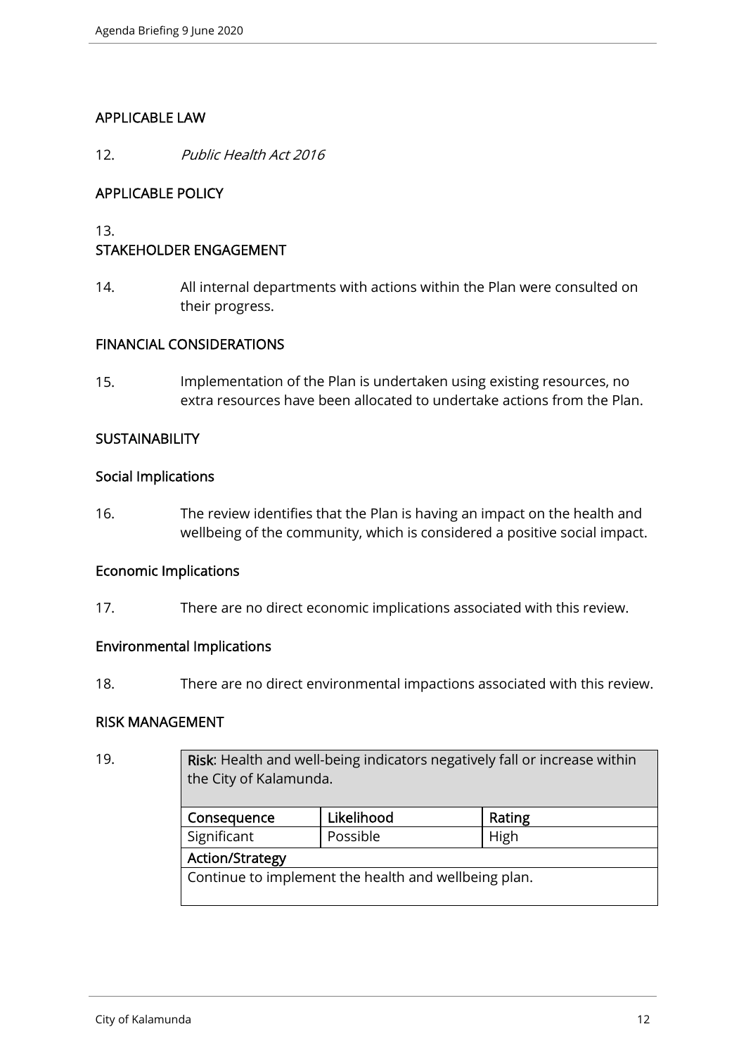## APPLICABLE LAW

12. *Public Health Act 2016*

## APPLICABLE POLICY

13.

## STAKEHOLDER ENGAGEMENT

14. All internal departments with actions within the Plan were consulted on their progress.

## FINANCIAL CONSIDERATIONS

15. Implementation of the Plan is undertaken using existing resources, no extra resources have been allocated to undertake actions from the Plan.

## SUSTAINABILITY

### Social Implications

16. The review identifies that the Plan is having an impact on the health and wellbeing of the community, which is considered a positive social impact.

### Economic Implications

17. There are no direct economic implications associated with this review.

### Environmental Implications

18. There are no direct environmental impactions associated with this review.

## RISK MANAGEMENT

19.

| **Risk**: Health and well-being indicators negatively fall or increase within the City of Kalamunda. | | |
|---|---|---|
| **Consequence** | **Likelihood** | **Rating** |
| Significant | Possible | High |
| **Action/Strategy** | | |
| Continue to implement the health and wellbeing plan. | | |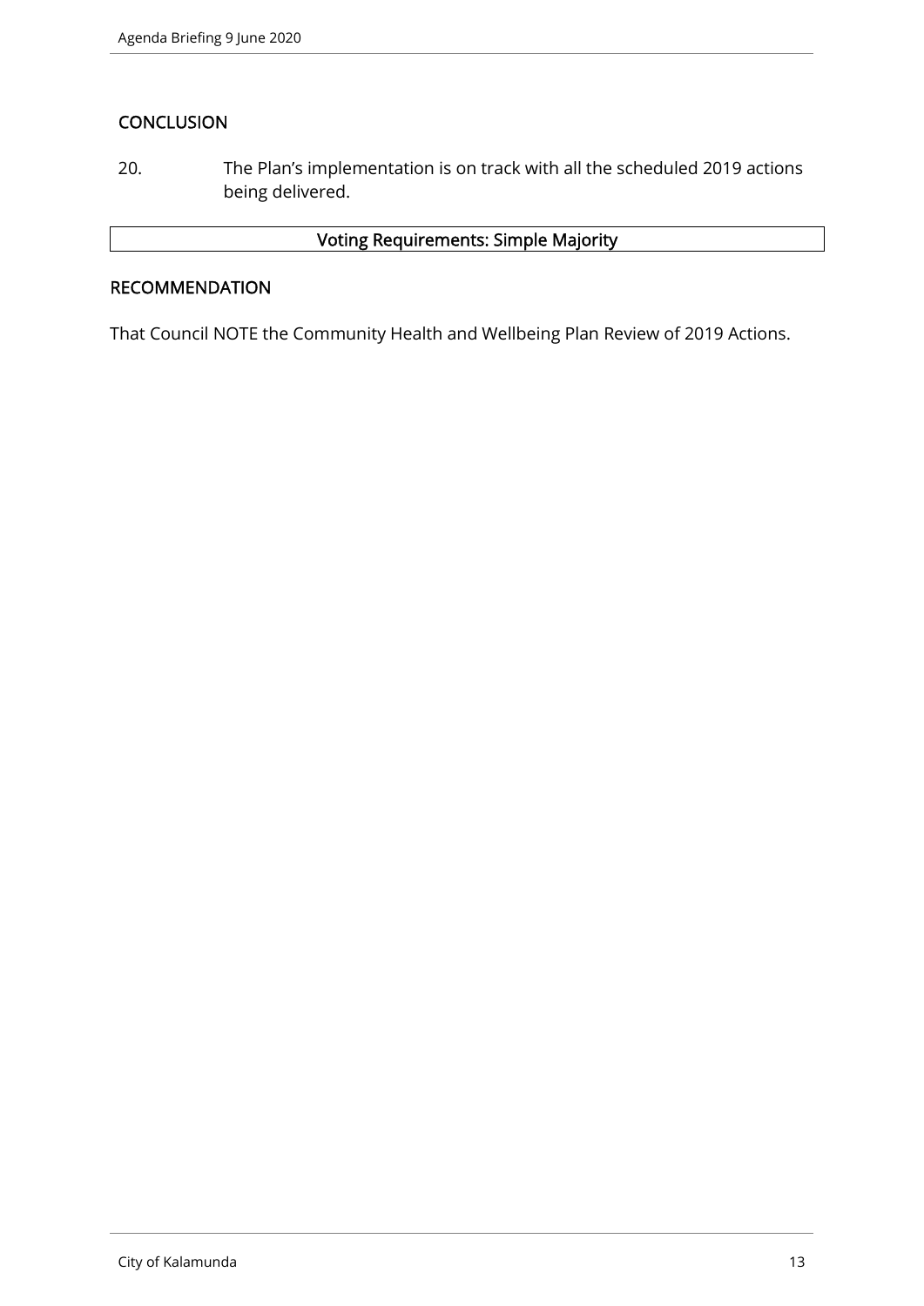## CONCLUSION

20. The Plan's implementation is on track with all the scheduled 2019 actions being delivered.

| Voting Requirements: Simple Majority |
| --- |

## RECOMMENDATION

That Council NOTE the Community Health and Wellbeing Plan Review of 2019 Actions.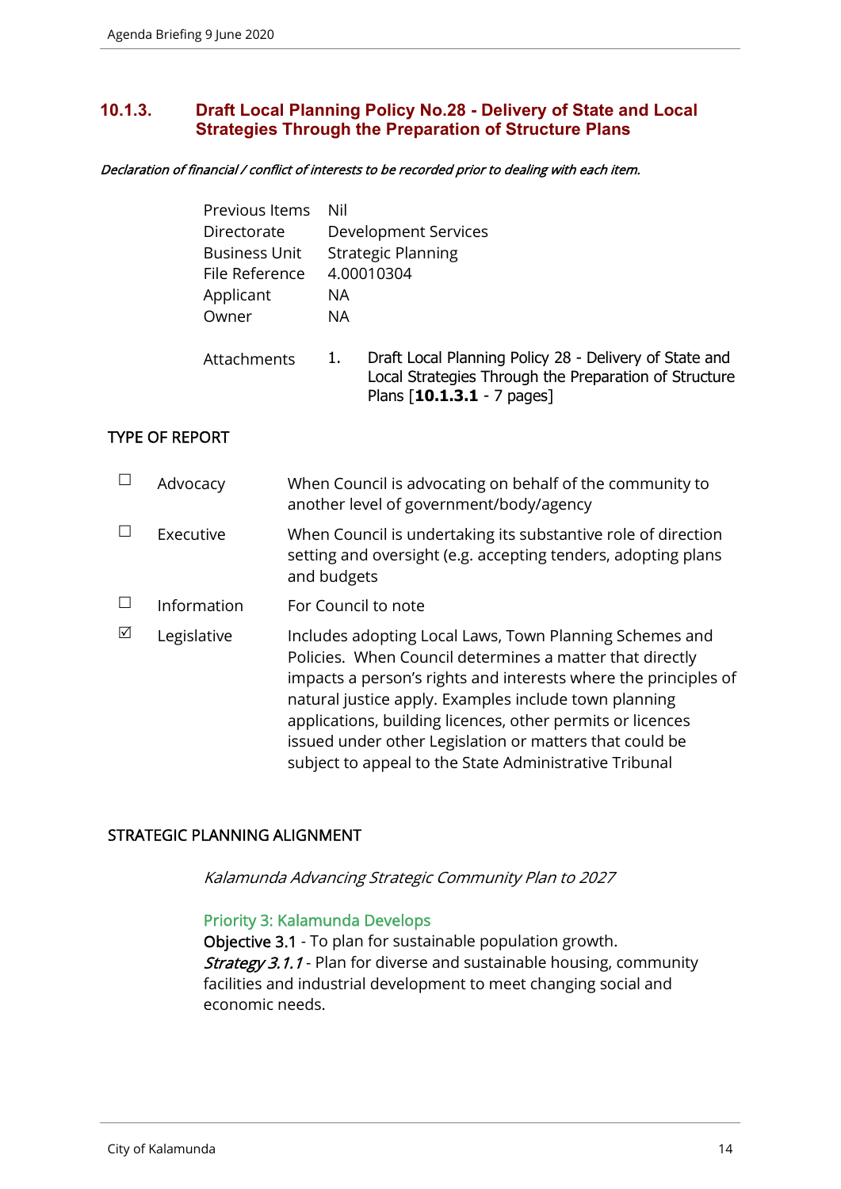## 10.1.3. Draft Local Planning Policy No.28 - Delivery of State and Local Strategies Through the Preparation of Structure Plans

*Declaration of financial / conflict of interests to be recorded prior to dealing with each item.*

| | |
|---|---|
| Previous Items | Nil |
| Directorate | Development Services |
| Business Unit | Strategic Planning |
| File Reference | 4.00010304 |
| Applicant | NA |
| Owner | NA |
| Attachments | 1. Draft Local Planning Policy 28 - Delivery of State and Local Strategies Through the Preparation of Structure Plans [**10.1.3.1** - 7 pages] |

### TYPE OF REPORT

| | | |
|---|---|---|
| ☐ | Advocacy | When Council is advocating on behalf of the community to another level of government/body/agency |
| ☐ | Executive | When Council is undertaking its substantive role of direction setting and oversight (e.g. accepting tenders, adopting plans and budgets |
| ☐ | Information | For Council to note |
| ☑ | Legislative | Includes adopting Local Laws, Town Planning Schemes and Policies. When Council determines a matter that directly impacts a person's rights and interests where the principles of natural justice apply. Examples include town planning applications, building licences, other permits or licences issued under other Legislation or matters that could be subject to appeal to the State Administrative Tribunal |

### STRATEGIC PLANNING ALIGNMENT

*Kalamunda Advancing Strategic Community Plan to 2027*

Priority 3: Kalamunda Develops

Objective 3.1 - To plan for sustainable population growth.

*Strategy 3.1.1* - Plan for diverse and sustainable housing, community facilities and industrial development to meet changing social and economic needs.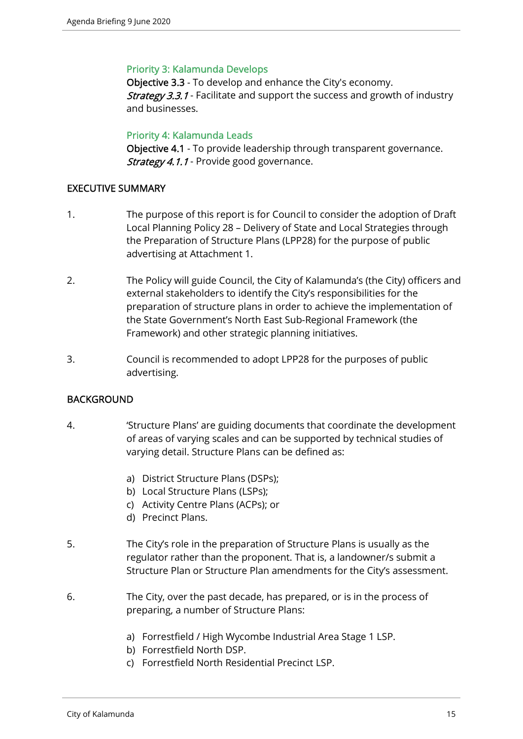### Priority 3: Kalamunda Develops

**Objective 3.3** - To develop and enhance the City's economy.
*Strategy 3.3.1* - Facilitate and support the success and growth of industry and businesses.

### Priority 4: Kalamunda Leads

**Objective 4.1** - To provide leadership through transparent governance.
*Strategy 4.1.1* - Provide good governance.

## EXECUTIVE SUMMARY

1. The purpose of this report is for Council to consider the adoption of Draft Local Planning Policy 28 – Delivery of State and Local Strategies through the Preparation of Structure Plans (LPP28) for the purpose of public advertising at Attachment 1.

2. The Policy will guide Council, the City of Kalamunda's (the City) officers and external stakeholders to identify the City's responsibilities for the preparation of structure plans in order to achieve the implementation of the State Government's North East Sub-Regional Framework (the Framework) and other strategic planning initiatives.

3. Council is recommended to adopt LPP28 for the purposes of public advertising.

## BACKGROUND

4. 'Structure Plans' are guiding documents that coordinate the development of areas of varying scales and can be supported by technical studies of varying detail. Structure Plans can be defined as:

   a) District Structure Plans (DSPs);
   b) Local Structure Plans (LSPs);
   c) Activity Centre Plans (ACPs); or
   d) Precinct Plans.

5. The City's role in the preparation of Structure Plans is usually as the regulator rather than the proponent. That is, a landowner/s submit a Structure Plan or Structure Plan amendments for the City's assessment.

6. The City, over the past decade, has prepared, or is in the process of preparing, a number of Structure Plans:

   a) Forrestfield / High Wycombe Industrial Area Stage 1 LSP.
   b) Forrestfield North DSP.
   c) Forrestfield North Residential Precinct LSP.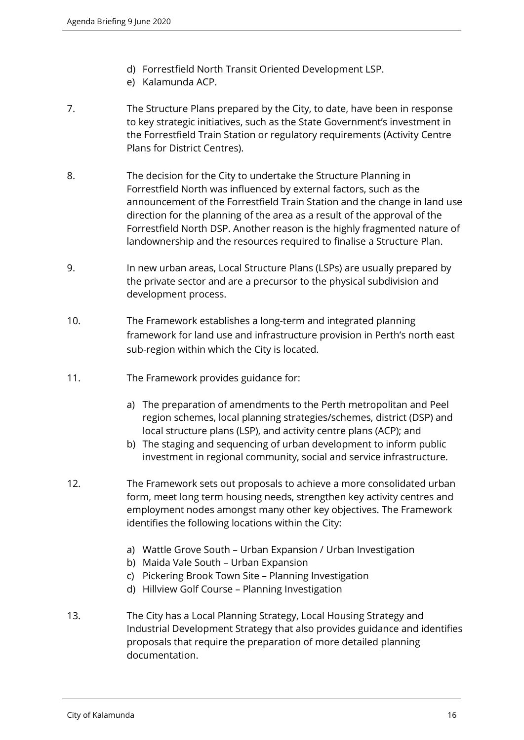d) Forrestfield North Transit Oriented Development LSP.
e) Kalamunda ACP.

7. The Structure Plans prepared by the City, to date, have been in response to key strategic initiatives, such as the State Government's investment in the Forrestfield Train Station or regulatory requirements (Activity Centre Plans for District Centres).

8. The decision for the City to undertake the Structure Planning in Forrestfield North was influenced by external factors, such as the announcement of the Forrestfield Train Station and the change in land use direction for the planning of the area as a result of the approval of the Forrestfield North DSP. Another reason is the highly fragmented nature of landownership and the resources required to finalise a Structure Plan.

9. In new urban areas, Local Structure Plans (LSPs) are usually prepared by the private sector and are a precursor to the physical subdivision and development process.

10. The Framework establishes a long-term and integrated planning framework for land use and infrastructure provision in Perth's north east sub-region within which the City is located.

11. The Framework provides guidance for:

    a) The preparation of amendments to the Perth metropolitan and Peel region schemes, local planning strategies/schemes, district (DSP) and local structure plans (LSP), and activity centre plans (ACP); and
    b) The staging and sequencing of urban development to inform public investment in regional community, social and service infrastructure.

12. The Framework sets out proposals to achieve a more consolidated urban form, meet long term housing needs, strengthen key activity centres and employment nodes amongst many other key objectives. The Framework identifies the following locations within the City:

    a) Wattle Grove South – Urban Expansion / Urban Investigation
    b) Maida Vale South – Urban Expansion
    c) Pickering Brook Town Site – Planning Investigation
    d) Hillview Golf Course – Planning Investigation

13. The City has a Local Planning Strategy, Local Housing Strategy and Industrial Development Strategy that also provides guidance and identifies proposals that require the preparation of more detailed planning documentation.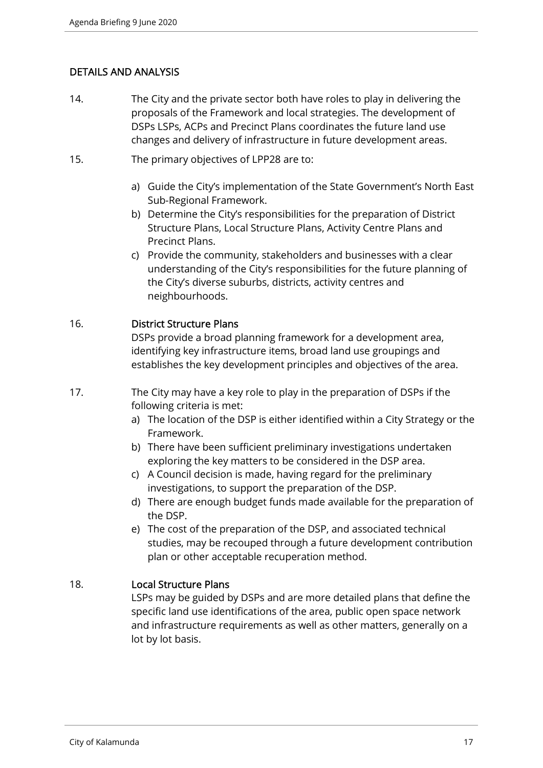## DETAILS AND ANALYSIS

14. The City and the private sector both have roles to play in delivering the proposals of the Framework and local strategies. The development of DSPs LSPs, ACPs and Precinct Plans coordinates the future land use changes and delivery of infrastructure in future development areas.

15. The primary objectives of LPP28 are to:

    a) Guide the City's implementation of the State Government's North East Sub-Regional Framework.
    b) Determine the City's responsibilities for the preparation of District Structure Plans, Local Structure Plans, Activity Centre Plans and Precinct Plans.
    c) Provide the community, stakeholders and businesses with a clear understanding of the City's responsibilities for the future planning of the City's diverse suburbs, districts, activity centres and neighbourhoods.

16. **District Structure Plans**
    DSPs provide a broad planning framework for a development area, identifying key infrastructure items, broad land use groupings and establishes the key development principles and objectives of the area.

17. The City may have a key role to play in the preparation of DSPs if the following criteria is met:
    a) The location of the DSP is either identified within a City Strategy or the Framework.
    b) There have been sufficient preliminary investigations undertaken exploring the key matters to be considered in the DSP area.
    c) A Council decision is made, having regard for the preliminary investigations, to support the preparation of the DSP.
    d) There are enough budget funds made available for the preparation of the DSP.
    e) The cost of the preparation of the DSP, and associated technical studies, may be recouped through a future development contribution plan or other acceptable recuperation method.

18. **Local Structure Plans**
    LSPs may be guided by DSPs and are more detailed plans that define the specific land use identifications of the area, public open space network and infrastructure requirements as well as other matters, generally on a lot by lot basis.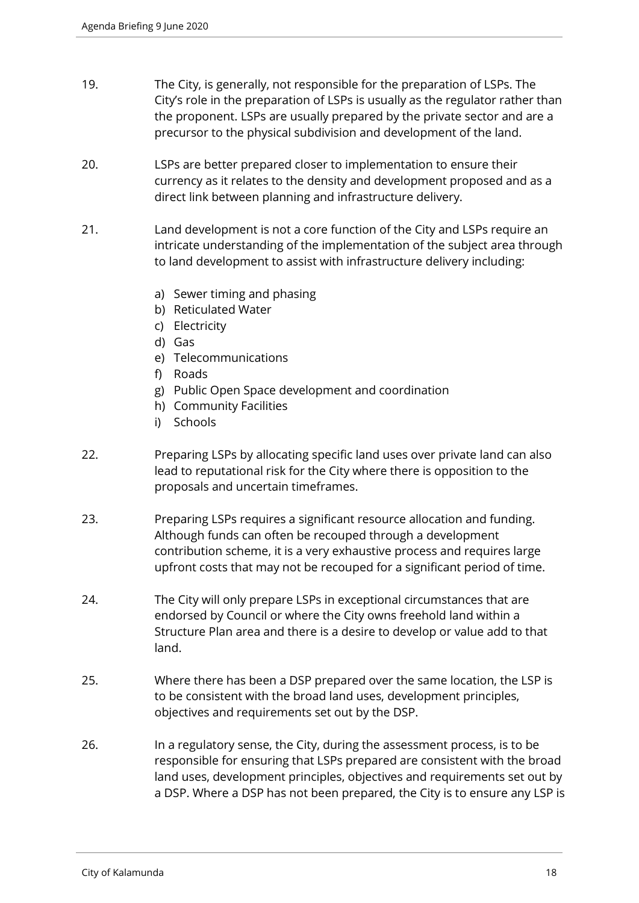19. The City, is generally, not responsible for the preparation of LSPs. The City's role in the preparation of LSPs is usually as the regulator rather than the proponent. LSPs are usually prepared by the private sector and are a precursor to the physical subdivision and development of the land.

20. LSPs are better prepared closer to implementation to ensure their currency as it relates to the density and development proposed and as a direct link between planning and infrastructure delivery.

21. Land development is not a core function of the City and LSPs require an intricate understanding of the implementation of the subject area through to land development to assist with infrastructure delivery including:

    a) Sewer timing and phasing
    b) Reticulated Water
    c) Electricity
    d) Gas
    e) Telecommunications
    f) Roads
    g) Public Open Space development and coordination
    h) Community Facilities
    i) Schools

22. Preparing LSPs by allocating specific land uses over private land can also lead to reputational risk for the City where there is opposition to the proposals and uncertain timeframes.

23. Preparing LSPs requires a significant resource allocation and funding. Although funds can often be recouped through a development contribution scheme, it is a very exhaustive process and requires large upfront costs that may not be recouped for a significant period of time.

24. The City will only prepare LSPs in exceptional circumstances that are endorsed by Council or where the City owns freehold land within a Structure Plan area and there is a desire to develop or value add to that land.

25. Where there has been a DSP prepared over the same location, the LSP is to be consistent with the broad land uses, development principles, objectives and requirements set out by the DSP.

26. In a regulatory sense, the City, during the assessment process, is to be responsible for ensuring that LSPs prepared are consistent with the broad land uses, development principles, objectives and requirements set out by a DSP. Where a DSP has not been prepared, the City is to ensure any LSP is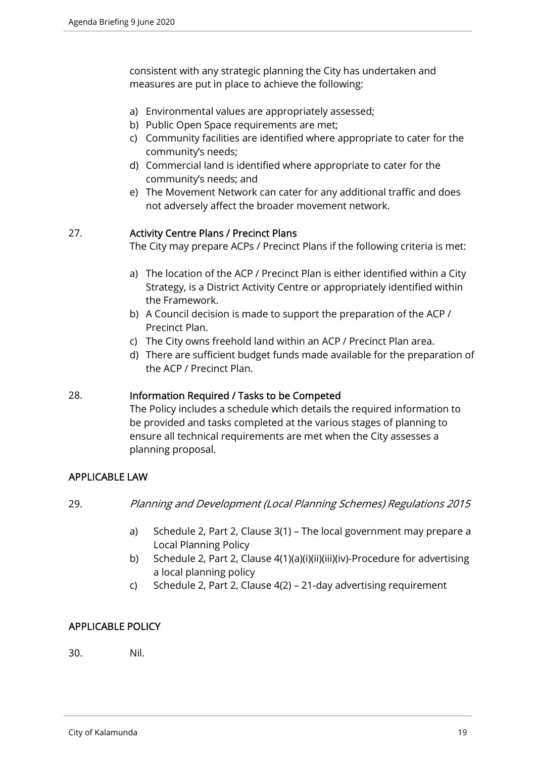consistent with any strategic planning the City has undertaken and measures are put in place to achieve the following:

a) Environmental values are appropriately assessed;
b) Public Open Space requirements are met;
c) Community facilities are identified where appropriate to cater for the community's needs;
d) Commercial land is identified where appropriate to cater for the community's needs; and
e) The Movement Network can cater for any additional traffic and does not adversely affect the broader movement network.

27. **Activity Centre Plans / Precinct Plans**

The City may prepare ACPs / Precinct Plans if the following criteria is met:

a) The location of the ACP / Precinct Plan is either identified within a City Strategy, is a District Activity Centre or appropriately identified within the Framework.
b) A Council decision is made to support the preparation of the ACP / Precinct Plan.
c) The City owns freehold land within an ACP / Precinct Plan area.
d) There are sufficient budget funds made available for the preparation of the ACP / Precinct Plan.

28. **Information Required / Tasks to be Competed**

The Policy includes a schedule which details the required information to be provided and tasks completed at the various stages of planning to ensure all technical requirements are met when the City assesses a planning proposal.

## APPLICABLE LAW

29. *Planning and Development (Local Planning Schemes) Regulations 2015*

a) Schedule 2, Part 2, Clause 3(1) – The local government may prepare a Local Planning Policy
b) Schedule 2, Part 2, Clause 4(1)(a)(i)(ii)(iii)(iv)-Procedure for advertising a local planning policy
c) Schedule 2, Part 2, Clause 4(2) – 21-day advertising requirement

## APPLICABLE POLICY

30. Nil.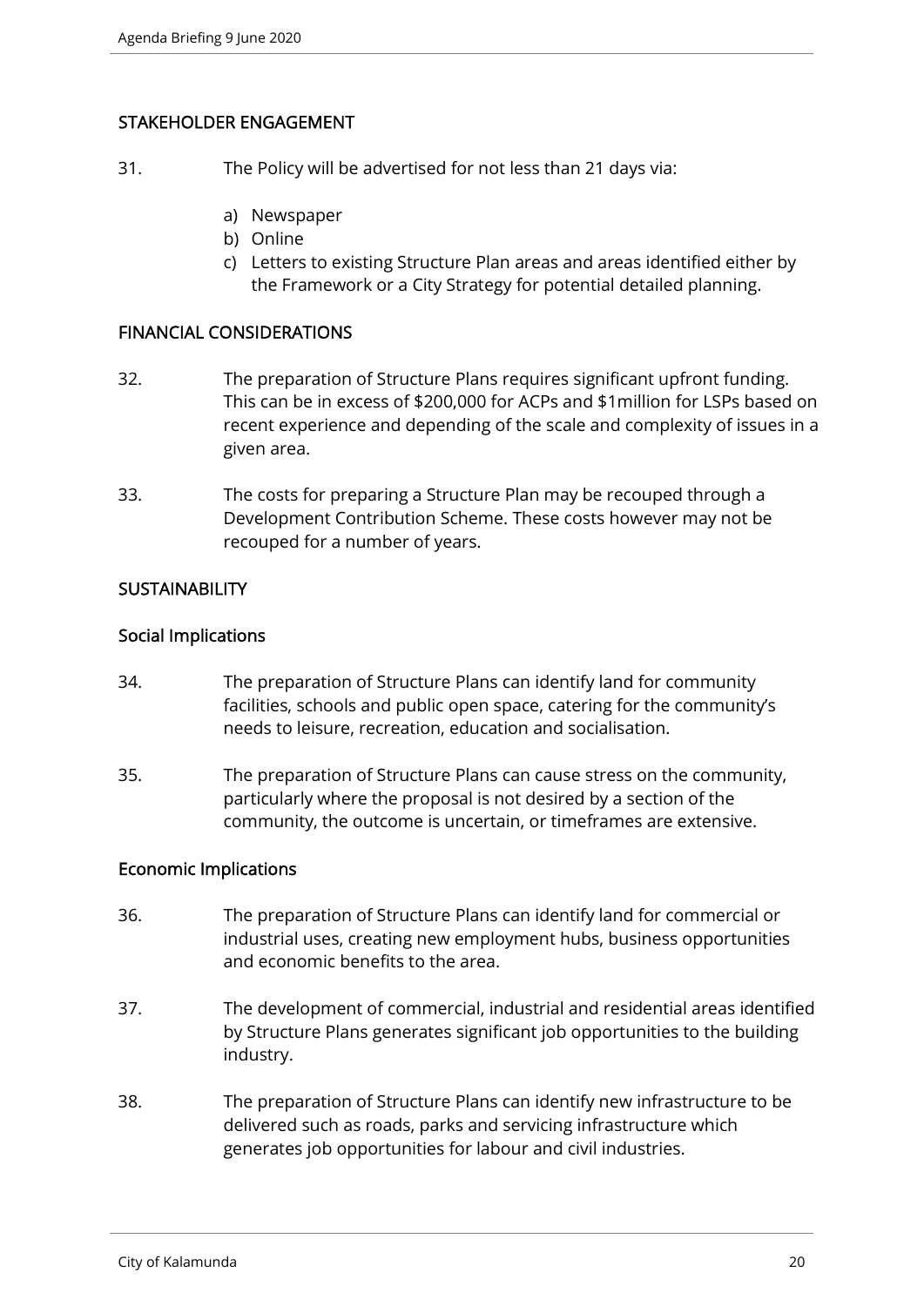## STAKEHOLDER ENGAGEMENT

31. The Policy will be advertised for not less than 21 days via:

    a) Newspaper
    b) Online
    c) Letters to existing Structure Plan areas and areas identified either by the Framework or a City Strategy for potential detailed planning.

## FINANCIAL CONSIDERATIONS

32. The preparation of Structure Plans requires significant upfront funding. This can be in excess of $200,000 for ACPs and $1million for LSPs based on recent experience and depending of the scale and complexity of issues in a given area.

33. The costs for preparing a Structure Plan may be recouped through a Development Contribution Scheme. These costs however may not be recouped for a number of years.

## SUSTAINABILITY

### Social Implications

34. The preparation of Structure Plans can identify land for community facilities, schools and public open space, catering for the community's needs to leisure, recreation, education and socialisation.

35. The preparation of Structure Plans can cause stress on the community, particularly where the proposal is not desired by a section of the community, the outcome is uncertain, or timeframes are extensive.

### Economic Implications

36. The preparation of Structure Plans can identify land for commercial or industrial uses, creating new employment hubs, business opportunities and economic benefits to the area.

37. The development of commercial, industrial and residential areas identified by Structure Plans generates significant job opportunities to the building industry.

38. The preparation of Structure Plans can identify new infrastructure to be delivered such as roads, parks and servicing infrastructure which generates job opportunities for labour and civil industries.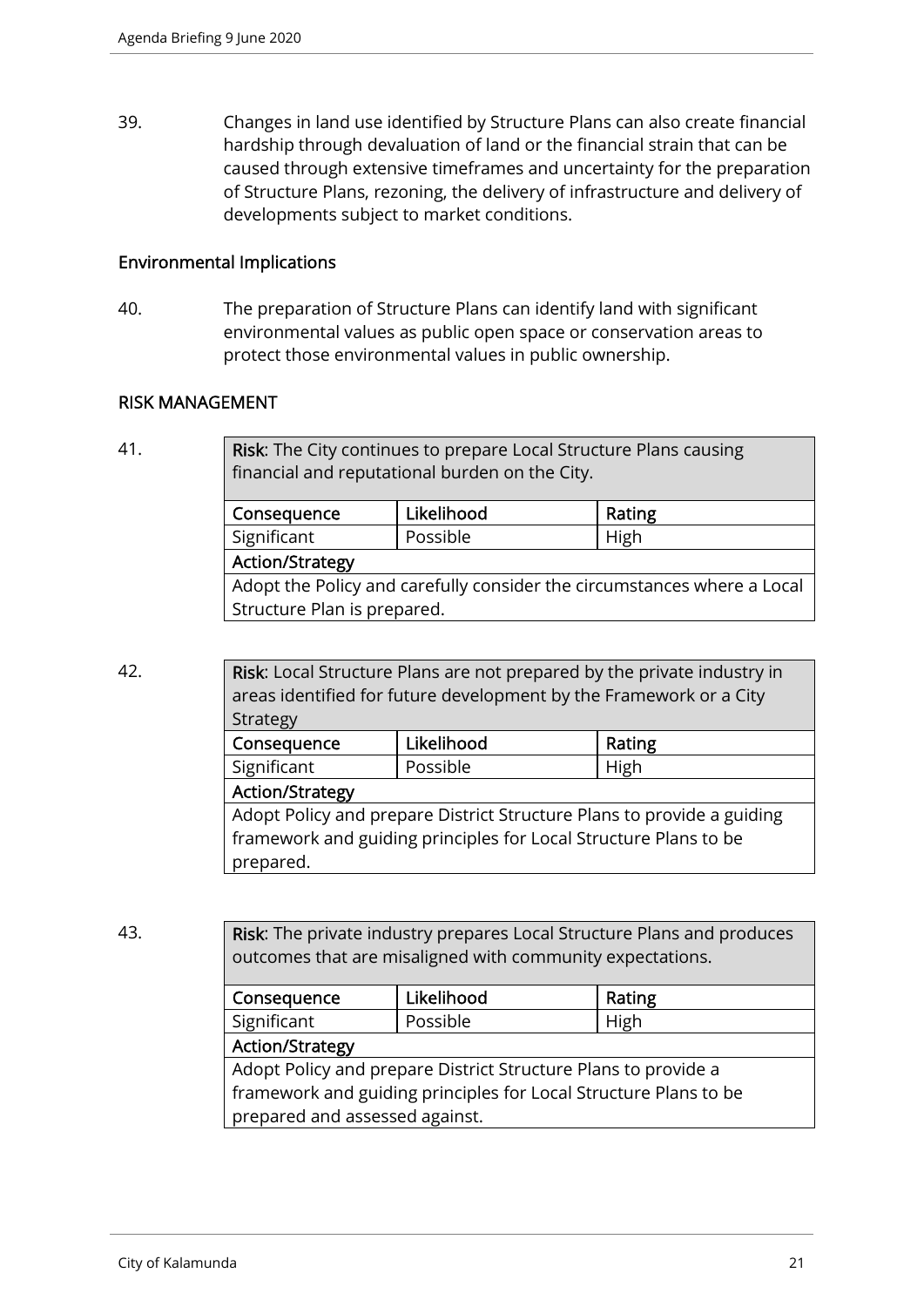39. Changes in land use identified by Structure Plans can also create financial hardship through devaluation of land or the financial strain that can be caused through extensive timeframes and uncertainty for the preparation of Structure Plans, rezoning, the delivery of infrastructure and delivery of developments subject to market conditions.

### Environmental Implications

40. The preparation of Structure Plans can identify land with significant environmental values as public open space or conservation areas to protect those environmental values in public ownership.

## RISK MANAGEMENT

41.

| **Risk**: The City continues to prepare Local Structure Plans causing financial and reputational burden on the City. | | |
|---|---|---|
| **Consequence** | **Likelihood** | **Rating** |
| Significant | Possible | High |
| **Action/Strategy** | | |
| Adopt the Policy and carefully consider the circumstances where a Local Structure Plan is prepared. | | |

42.

| **Risk**: Local Structure Plans are not prepared by the private industry in areas identified for future development by the Framework or a City Strategy | | |
|---|---|---|
| **Consequence** | **Likelihood** | **Rating** |
| Significant | Possible | High |
| **Action/Strategy** | | |
| Adopt Policy and prepare District Structure Plans to provide a guiding framework and guiding principles for Local Structure Plans to be prepared. | | |

43.

| **Risk**: The private industry prepares Local Structure Plans and produces outcomes that are misaligned with community expectations. | | |
|---|---|---|
| **Consequence** | **Likelihood** | **Rating** |
| Significant | Possible | High |
| **Action/Strategy** | | |
| Adopt Policy and prepare District Structure Plans to provide a framework and guiding principles for Local Structure Plans to be prepared and assessed against. | | |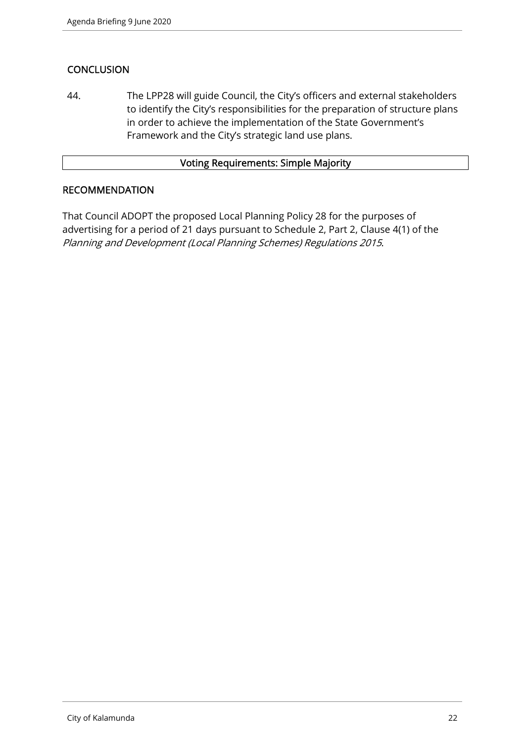## CONCLUSION

44. The LPP28 will guide Council, the City's officers and external stakeholders to identify the City's responsibilities for the preparation of structure plans in order to achieve the implementation of the State Government's Framework and the City's strategic land use plans.

| Voting Requirements: Simple Majority |
| --- |

## RECOMMENDATION

That Council ADOPT the proposed Local Planning Policy 28 for the purposes of advertising for a period of 21 days pursuant to Schedule 2, Part 2, Clause 4(1) of the *Planning and Development (Local Planning Schemes) Regulations 2015*.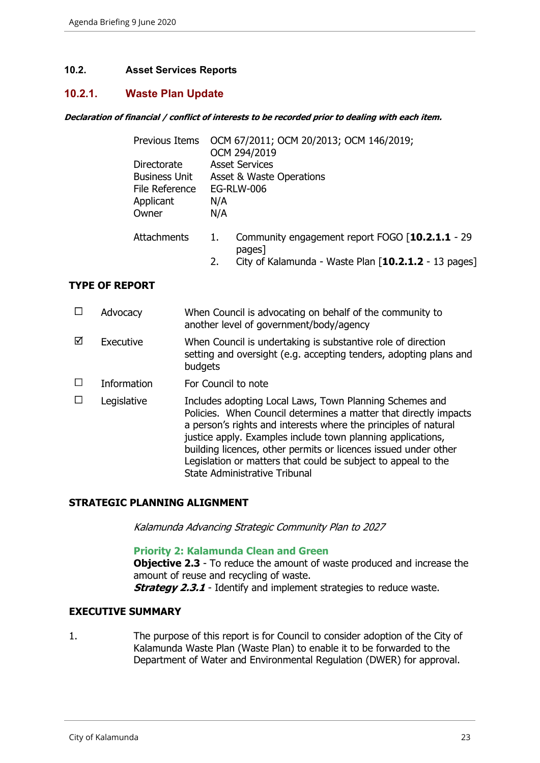## 10.2. Asset Services Reports

### 10.2.1. Waste Plan Update

***Declaration of financial / conflict of interests to be recorded prior to dealing with each item.***

| | |
|---|---|
| Previous Items | OCM 67/2011; OCM 20/2013; OCM 146/2019; OCM 294/2019 |
| Directorate | Asset Services |
| Business Unit | Asset & Waste Operations |
| File Reference | EG-RLW-006 |
| Applicant | N/A |
| Owner | N/A |

Attachments
1. Community engagement report FOGO [**10.2.1.1** - 29 pages]
2. City of Kalamunda - Waste Plan [**10.2.1.2** - 13 pages]

**TYPE OF REPORT**

| | | |
|---|---|---|
| ☐ | Advocacy | When Council is advocating on behalf of the community to another level of government/body/agency |
| ☑ | Executive | When Council is undertaking is substantive role of direction setting and oversight (e.g. accepting tenders, adopting plans and budgets |
| ☐ | Information | For Council to note |
| ☐ | Legislative | Includes adopting Local Laws, Town Planning Schemes and Policies. When Council determines a matter that directly impacts a person's rights and interests where the principles of natural justice apply. Examples include town planning applications, building licences, other permits or licences issued under other Legislation or matters that could be subject to appeal to the State Administrative Tribunal |

**STRATEGIC PLANNING ALIGNMENT**

*Kalamunda Advancing Strategic Community Plan to 2027*

**Priority 2: Kalamunda Clean and Green**
**Objective 2.3** - To reduce the amount of waste produced and increase the amount of reuse and recycling of waste.
***Strategy 2.3.1*** - Identify and implement strategies to reduce waste.

**EXECUTIVE SUMMARY**

1. The purpose of this report is for Council to consider adoption of the City of Kalamunda Waste Plan (Waste Plan) to enable it to be forwarded to the Department of Water and Environmental Regulation (DWER) for approval.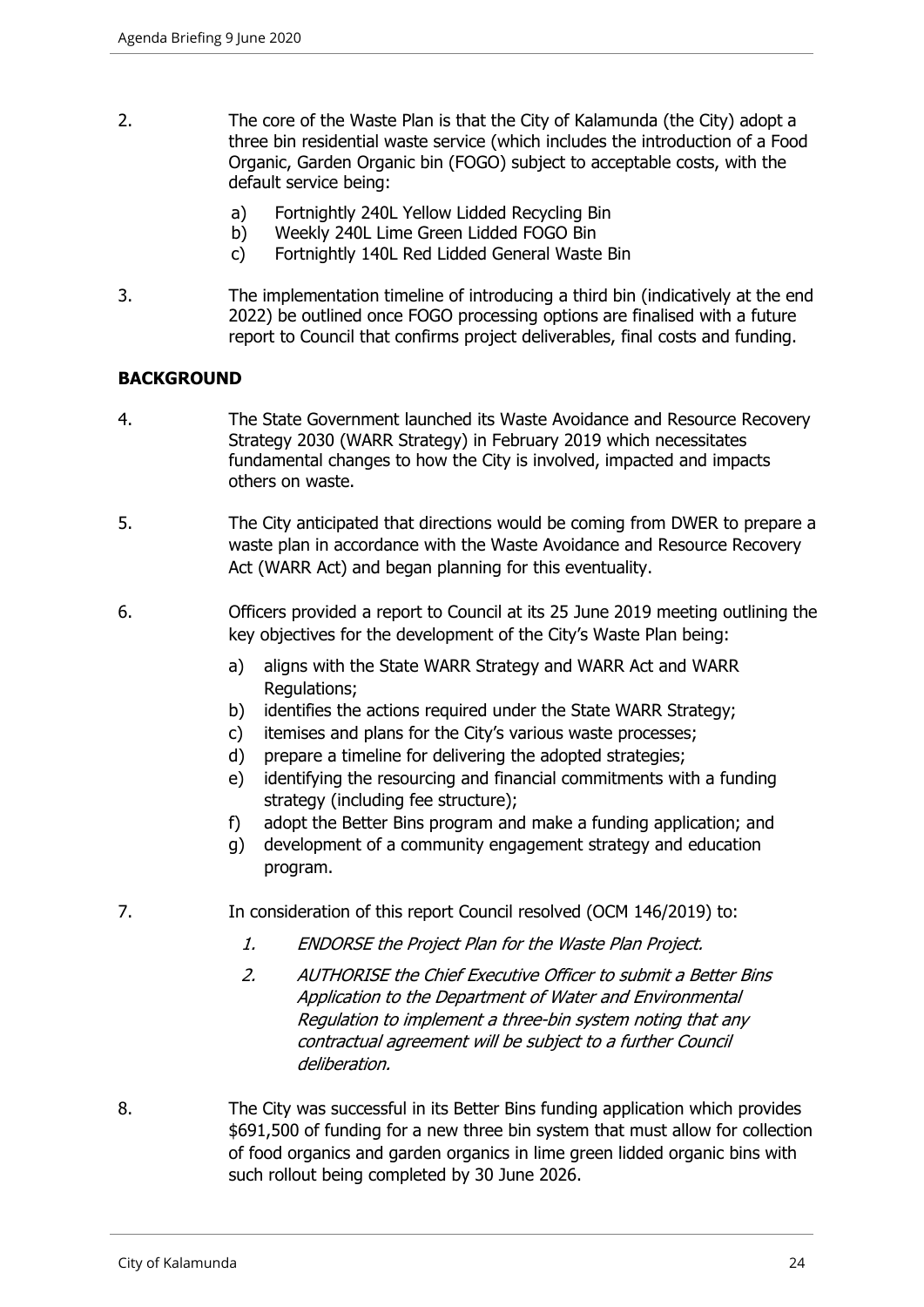2. The core of the Waste Plan is that the City of Kalamunda (the City) adopt a three bin residential waste service (which includes the introduction of a Food Organic, Garden Organic bin (FOGO) subject to acceptable costs, with the default service being:

   a) Fortnightly 240L Yellow Lidded Recycling Bin
   b) Weekly 240L Lime Green Lidded FOGO Bin
   c) Fortnightly 140L Red Lidded General Waste Bin

3. The implementation timeline of introducing a third bin (indicatively at the end 2022) be outlined once FOGO processing options are finalised with a future report to Council that confirms project deliverables, final costs and funding.

## BACKGROUND

4. The State Government launched its Waste Avoidance and Resource Recovery Strategy 2030 (WARR Strategy) in February 2019 which necessitates fundamental changes to how the City is involved, impacted and impacts others on waste.

5. The City anticipated that directions would be coming from DWER to prepare a waste plan in accordance with the Waste Avoidance and Resource Recovery Act (WARR Act) and began planning for this eventuality.

6. Officers provided a report to Council at its 25 June 2019 meeting outlining the key objectives for the development of the City's Waste Plan being:

   a) aligns with the State WARR Strategy and WARR Act and WARR Regulations;
   b) identifies the actions required under the State WARR Strategy;
   c) itemises and plans for the City's various waste processes;
   d) prepare a timeline for delivering the adopted strategies;
   e) identifying the resourcing and financial commitments with a funding strategy (including fee structure);
   f) adopt the Better Bins program and make a funding application; and
   g) development of a community engagement strategy and education program.

7. In consideration of this report Council resolved (OCM 146/2019) to:

   *1. ENDORSE the Project Plan for the Waste Plan Project.*

   *2. AUTHORISE the Chief Executive Officer to submit a Better Bins Application to the Department of Water and Environmental Regulation to implement a three-bin system noting that any contractual agreement will be subject to a further Council deliberation.*

8. The City was successful in its Better Bins funding application which provides $691,500 of funding for a new three bin system that must allow for collection of food organics and garden organics in lime green lidded organic bins with such rollout being completed by 30 June 2026.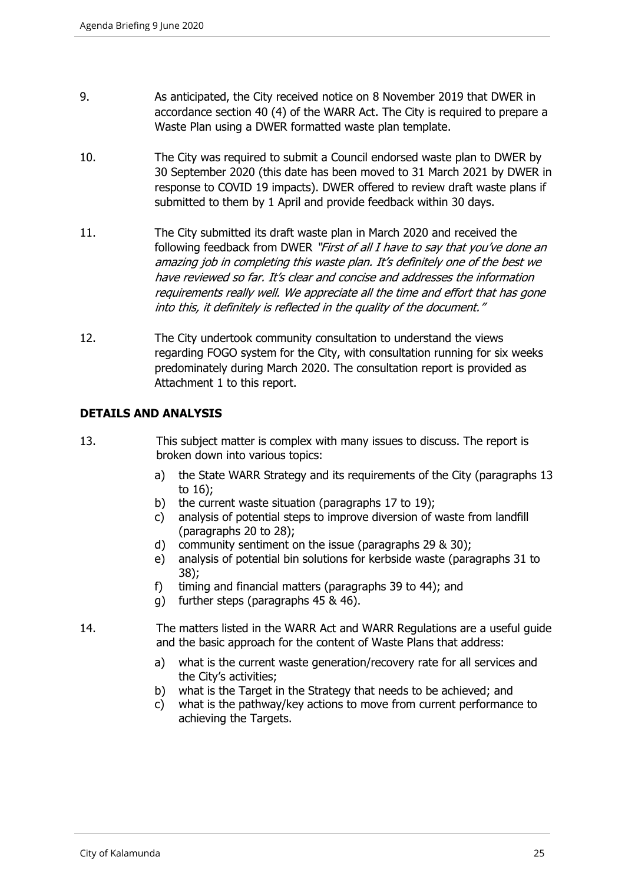9. As anticipated, the City received notice on 8 November 2019 that DWER in accordance section 40 (4) of the WARR Act. The City is required to prepare a Waste Plan using a DWER formatted waste plan template.

10. The City was required to submit a Council endorsed waste plan to DWER by 30 September 2020 (this date has been moved to 31 March 2021 by DWER in response to COVID 19 impacts). DWER offered to review draft waste plans if submitted to them by 1 April and provide feedback within 30 days.

11. The City submitted its draft waste plan in March 2020 and received the following feedback from DWER *"First of all I have to say that you've done an amazing job in completing this waste plan. It's definitely one of the best we have reviewed so far. It's clear and concise and addresses the information requirements really well. We appreciate all the time and effort that has gone into this, it definitely is reflected in the quality of the document."*

12. The City undertook community consultation to understand the views regarding FOGO system for the City, with consultation running for six weeks predominately during March 2020. The consultation report is provided as Attachment 1 to this report.

## DETAILS AND ANALYSIS

13. This subject matter is complex with many issues to discuss. The report is broken down into various topics:

    a) the State WARR Strategy and its requirements of the City (paragraphs 13 to 16);
    b) the current waste situation (paragraphs 17 to 19);
    c) analysis of potential steps to improve diversion of waste from landfill (paragraphs 20 to 28);
    d) community sentiment on the issue (paragraphs 29 & 30);
    e) analysis of potential bin solutions for kerbside waste (paragraphs 31 to 38);
    f) timing and financial matters (paragraphs 39 to 44); and
    g) further steps (paragraphs 45 & 46).

14. The matters listed in the WARR Act and WARR Regulations are a useful guide and the basic approach for the content of Waste Plans that address:

    a) what is the current waste generation/recovery rate for all services and the City's activities;
    b) what is the Target in the Strategy that needs to be achieved; and
    c) what is the pathway/key actions to move from current performance to achieving the Targets.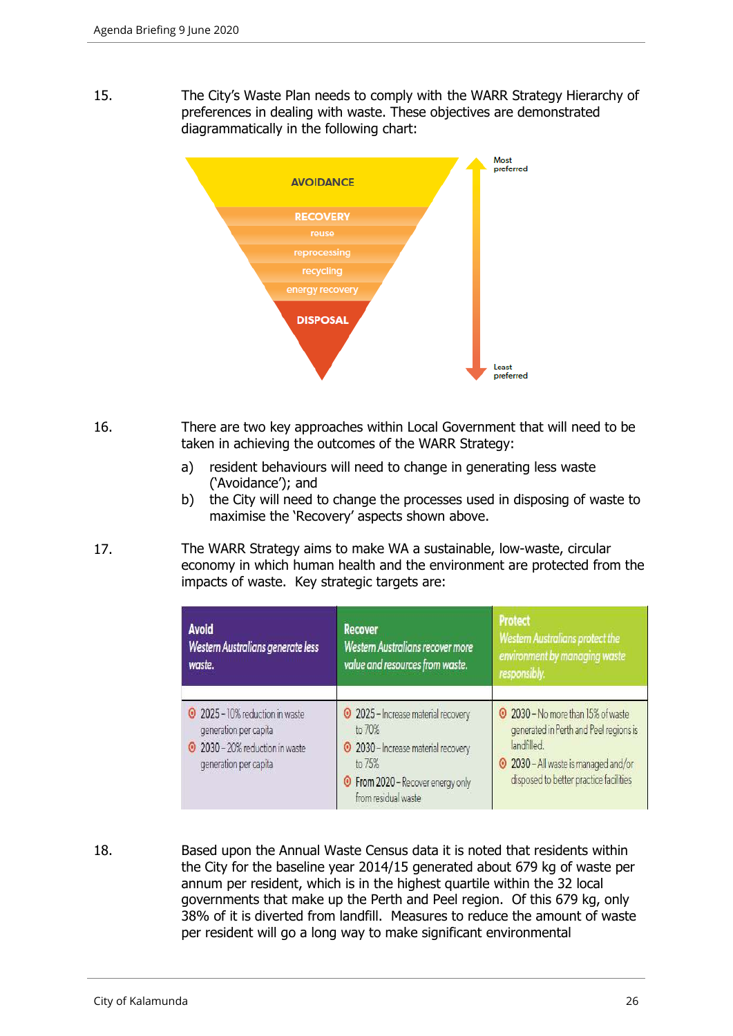15. The City's Waste Plan needs to comply with the WARR Strategy Hierarchy of preferences in dealing with waste. These objectives are demonstrated diagrammatically in the following chart:

AVOIDANCE

RECOVERY
reuse
reprocessing
recycling
energy recovery

DISPOSAL

Most preferred

Least preferred

16. There are two key approaches within Local Government that will need to be taken in achieving the outcomes of the WARR Strategy:

 a) resident behaviours will need to change in generating less waste ('Avoidance'); and
 b) the City will need to change the processes used in disposing of waste to maximise the 'Recovery' aspects shown above.

17. The WARR Strategy aims to make WA a sustainable, low-waste, circular economy in which human health and the environment are protected from the impacts of waste. Key strategic targets are:

| **Avoid** *Western Australians generate less waste.* | **Recover** *Western Australians recover more value and resources from waste.* | **Protect** *Western Australians protect the environment by managing waste responsibly.* |
|---|---|---|
| 2025 – 10% reduction in waste generation per capita<br>2030 – 20% reduction in waste generation per capita | 2025 – Increase material recovery to 70%<br>2030 – Increase material recovery to 75%<br>From 2020 – Recover energy only from residual waste | 2030 – No more than 15% of waste generated in Perth and Peel regions is landfilled.<br>2030 – All waste is managed and/or disposed to better practice facilities |

18. Based upon the Annual Waste Census data it is noted that residents within the City for the baseline year 2014/15 generated about 679 kg of waste per annum per resident, which is in the highest quartile within the 32 local governments that make up the Perth and Peel region. Of this 679 kg, only 38% of it is diverted from landfill. Measures to reduce the amount of waste per resident will go a long way to make significant environmental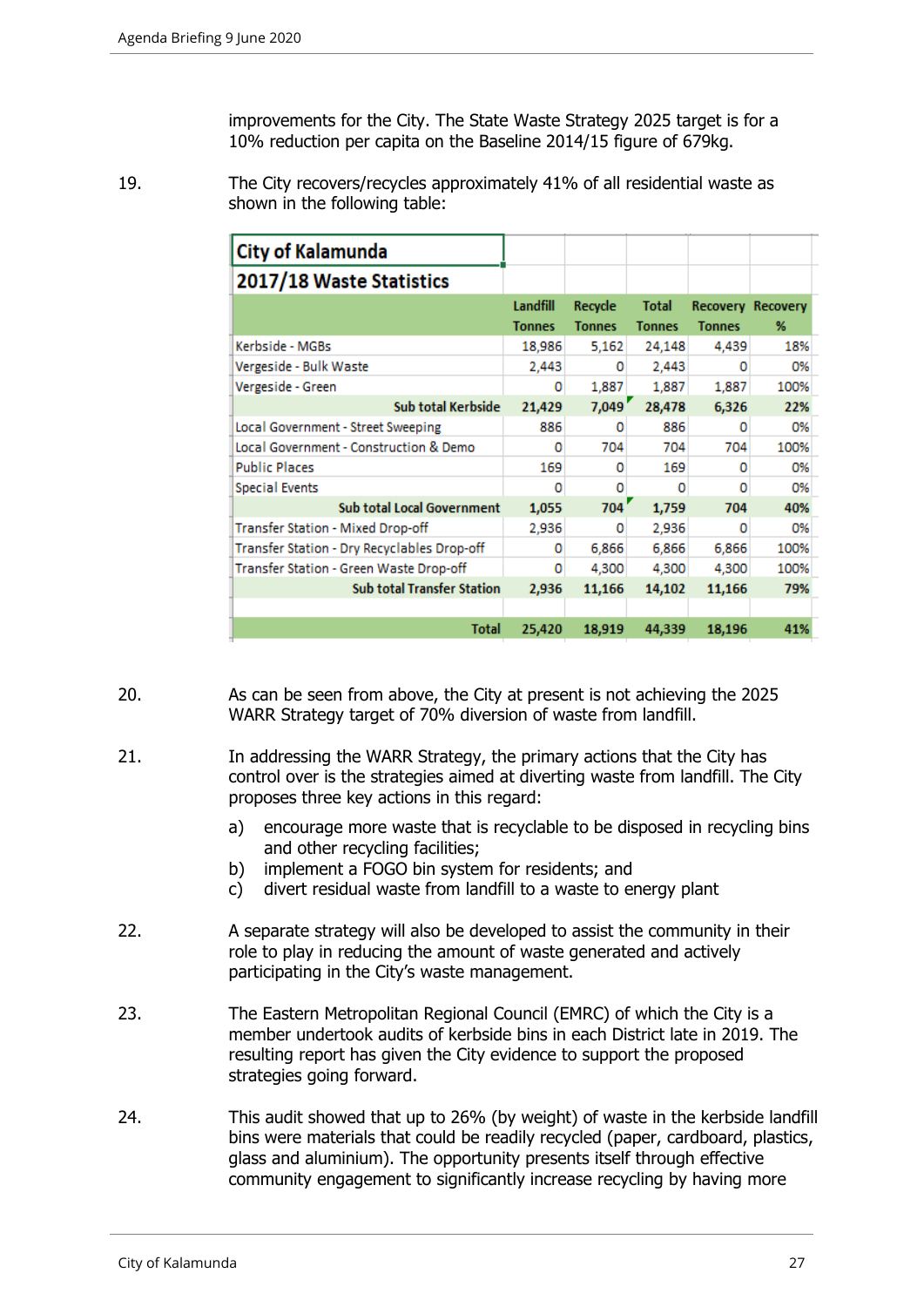improvements for the City. The State Waste Strategy 2025 target is for a 10% reduction per capita on the Baseline 2014/15 figure of 679kg.

19. The City recovers/recycles approximately 41% of all residential waste as shown in the following table:

| City of Kalamunda 2017/18 Waste Statistics | Landfill Tonnes | Recycle Tonnes | Total Tonnes | Recovery Tonnes | Recovery % |
|---|---|---|---|---|---|
| Kerbside - MGBs | 18,986 | 5,162 | 24,148 | 4,439 | 18% |
| Vergeside - Bulk Waste | 2,443 | 0 | 2,443 | 0 | 0% |
| Vergeside - Green | 0 | 1,887 | 1,887 | 1,887 | 100% |
| **Sub total Kerbside** | **21,429** | **7,049** | **28,478** | **6,326** | **22%** |
| Local Government - Street Sweeping | 886 | 0 | 886 | 0 | 0% |
| Local Government - Construction & Demo | 0 | 704 | 704 | 704 | 100% |
| Public Places | 169 | 0 | 169 | 0 | 0% |
| Special Events | 0 | 0 | 0 | 0 | 0% |
| **Sub total Local Government** | **1,055** | **704** | **1,759** | **704** | **40%** |
| Transfer Station - Mixed Drop-off | 2,936 | 0 | 2,936 | 0 | 0% |
| Transfer Station - Dry Recyclables Drop-off | 0 | 6,866 | 6,866 | 6,866 | 100% |
| Transfer Station - Green Waste Drop-off | 0 | 4,300 | 4,300 | 4,300 | 100% |
| **Sub total Transfer Station** | **2,936** | **11,166** | **14,102** | **11,166** | **79%** |
| **Total** | **25,420** | **18,919** | **44,339** | **18,196** | **41%** |

20. As can be seen from above, the City at present is not achieving the 2025 WARR Strategy target of 70% diversion of waste from landfill.

21. In addressing the WARR Strategy, the primary actions that the City has control over is the strategies aimed at diverting waste from landfill. The City proposes three key actions in this regard:

    a) encourage more waste that is recyclable to be disposed in recycling bins and other recycling facilities;
    b) implement a FOGO bin system for residents; and
    c) divert residual waste from landfill to a waste to energy plant

22. A separate strategy will also be developed to assist the community in their role to play in reducing the amount of waste generated and actively participating in the City's waste management.

23. The Eastern Metropolitan Regional Council (EMRC) of which the City is a member undertook audits of kerbside bins in each District late in 2019. The resulting report has given the City evidence to support the proposed strategies going forward.

24. This audit showed that up to 26% (by weight) of waste in the kerbside landfill bins were materials that could be readily recycled (paper, cardboard, plastics, glass and aluminium). The opportunity presents itself through effective community engagement to significantly increase recycling by having more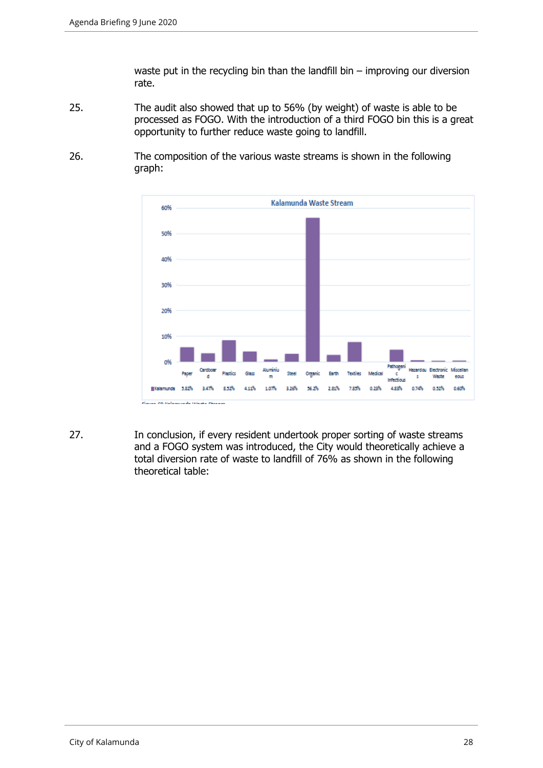waste put in the recycling bin than the landfill bin – improving our diversion rate.

25. The audit also showed that up to 56% (by weight) of waste is able to be processed as FOGO. With the introduction of a third FOGO bin this is a great opportunity to further reduce waste going to landfill.

26. The composition of the various waste streams is shown in the following graph:

**Kalamunda Waste Stream**

| | Paper | Cardboard | Plastics | Glass | Aluminium | Steel | Organic | Earth | Textiles | Medical | Pathogenic Infectious | Hazardous | Electronic Waste | Miscellaneous |
|---|---|---|---|---|---|---|---|---|---|---|---|---|---|---|
| Kalamunda | 5.82% | 3.47% | 8.52% | 4.11% | 1.07% | 3.26% | 56.2% | 2.81% | 7.85% | 0.23% | 4.83% | 0.74% | 0.52% | 0.60% |

Figure 60 Kalamunda Waste Stream

27. In conclusion, if every resident undertook proper sorting of waste streams and a FOGO system was introduced, the City would theoretically achieve a total diversion rate of waste to landfill of 76% as shown in the following theoretical table: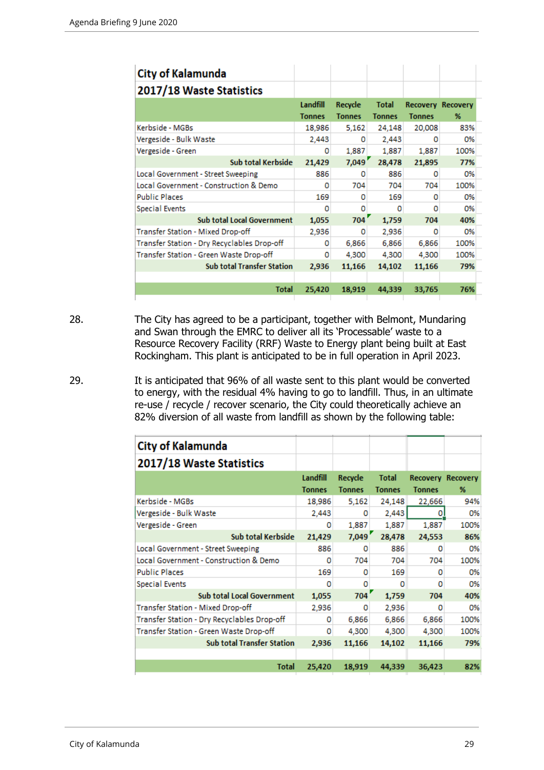| City of Kalamunda 2017/18 Waste Statistics | Landfill Tonnes | Recycle Tonnes | Total Tonnes | Recovery Tonnes | Recovery % |
|---|---|---|---|---|---|
| Kerbside - MGBs | 18,986 | 5,162 | 24,148 | 20,008 | 83% |
| Vergeside - Bulk Waste | 2,443 | 0 | 2,443 | 0 | 0% |
| Vergeside - Green | 0 | 1,887 | 1,887 | 1,887 | 100% |
| **Sub total Kerbside** | **21,429** | **7,049** | **28,478** | **21,895** | **77%** |
| Local Government - Street Sweeping | 886 | 0 | 886 | 0 | 0% |
| Local Government - Construction & Demo | 0 | 704 | 704 | 704 | 100% |
| Public Places | 169 | 0 | 169 | 0 | 0% |
| Special Events | 0 | 0 | 0 | 0 | 0% |
| **Sub total Local Government** | **1,055** | **704** | **1,759** | **704** | **40%** |
| Transfer Station - Mixed Drop-off | 2,936 | 0 | 2,936 | 0 | 0% |
| Transfer Station - Dry Recyclables Drop-off | 0 | 6,866 | 6,866 | 6,866 | 100% |
| Transfer Station - Green Waste Drop-off | 0 | 4,300 | 4,300 | 4,300 | 100% |
| **Sub total Transfer Station** | **2,936** | **11,166** | **14,102** | **11,166** | **79%** |
| | | | | | |
| **Total** | **25,420** | **18,919** | **44,339** | **33,765** | **76%** |

28. The City has agreed to be a participant, together with Belmont, Mundaring and Swan through the EMRC to deliver all its 'Processable' waste to a Resource Recovery Facility (RRF) Waste to Energy plant being built at East Rockingham. This plant is anticipated to be in full operation in April 2023.

29. It is anticipated that 96% of all waste sent to this plant would be converted to energy, with the residual 4% having to go to landfill. Thus, in an ultimate re-use / recycle / recover scenario, the City could theoretically achieve an 82% diversion of all waste from landfill as shown by the following table:

| City of Kalamunda 2017/18 Waste Statistics | Landfill Tonnes | Recycle Tonnes | Total Tonnes | Recovery Tonnes | Recovery % |
|---|---|---|---|---|---|
| Kerbside - MGBs | 18,986 | 5,162 | 24,148 | 22,666 | 94% |
| Vergeside - Bulk Waste | 2,443 | 0 | 2,443 | 0 | 0% |
| Vergeside - Green | 0 | 1,887 | 1,887 | 1,887 | 100% |
| **Sub total Kerbside** | **21,429** | **7,049** | **28,478** | **24,553** | **86%** |
| Local Government - Street Sweeping | 886 | 0 | 886 | 0 | 0% |
| Local Government - Construction & Demo | 0 | 704 | 704 | 704 | 100% |
| Public Places | 169 | 0 | 169 | 0 | 0% |
| Special Events | 0 | 0 | 0 | 0 | 0% |
| **Sub total Local Government** | **1,055** | **704** | **1,759** | **704** | **40%** |
| Transfer Station - Mixed Drop-off | 2,936 | 0 | 2,936 | 0 | 0% |
| Transfer Station - Dry Recyclables Drop-off | 0 | 6,866 | 6,866 | 6,866 | 100% |
| Transfer Station - Green Waste Drop-off | 0 | 4,300 | 4,300 | 4,300 | 100% |
| **Sub total Transfer Station** | **2,936** | **11,166** | **14,102** | **11,166** | **79%** |
| | | | | | |
| **Total** | **25,420** | **18,919** | **44,339** | **36,423** | **82%** |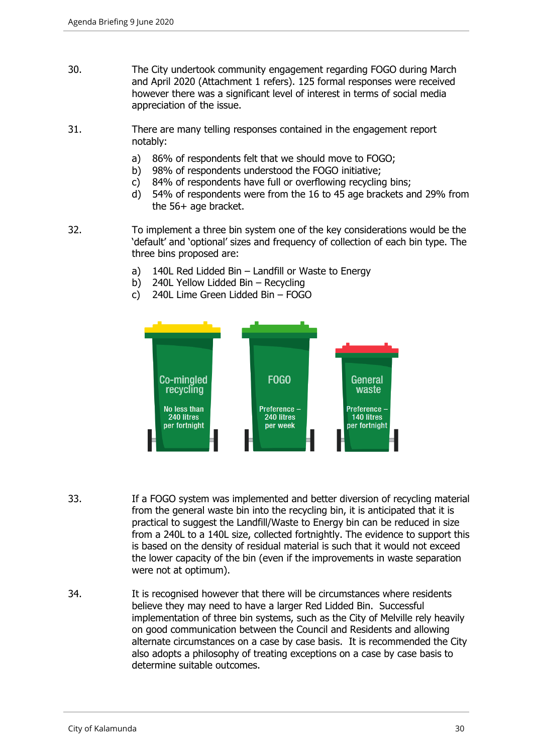30. The City undertook community engagement regarding FOGO during March and April 2020 (Attachment 1 refers). 125 formal responses were received however there was a significant level of interest in terms of social media appreciation of the issue.

31. There are many telling responses contained in the engagement report notably:

    a) 86% of respondents felt that we should move to FOGO;
    b) 98% of respondents understood the FOGO initiative;
    c) 84% of respondents have full or overflowing recycling bins;
    d) 54% of respondents were from the 16 to 45 age brackets and 29% from the 56+ age bracket.

32. To implement a three bin system one of the key considerations would be the 'default' and 'optional' sizes and frequency of collection of each bin type. The three bins proposed are:

    a) 140L Red Lidded Bin – Landfill or Waste to Energy
    b) 240L Yellow Lidded Bin – Recycling
    c) 240L Lime Green Lidded Bin – FOGO

Co-mingled recycling
No less than 240 litres per fortnight

FOGO
Preference – 240 litres per week

General waste
Preference – 140 litres per fortnight

33. If a FOGO system was implemented and better diversion of recycling material from the general waste bin into the recycling bin, it is anticipated that it is practical to suggest the Landfill/Waste to Energy bin can be reduced in size from a 240L to a 140L size, collected fortnightly. The evidence to support this is based on the density of residual material is such that it would not exceed the lower capacity of the bin (even if the improvements in waste separation were not at optimum).

34. It is recognised however that there will be circumstances where residents believe they may need to have a larger Red Lidded Bin. Successful implementation of three bin systems, such as the City of Melville rely heavily on good communication between the Council and Residents and allowing alternate circumstances on a case by case basis. It is recommended the City also adopts a philosophy of treating exceptions on a case by case basis to determine suitable outcomes.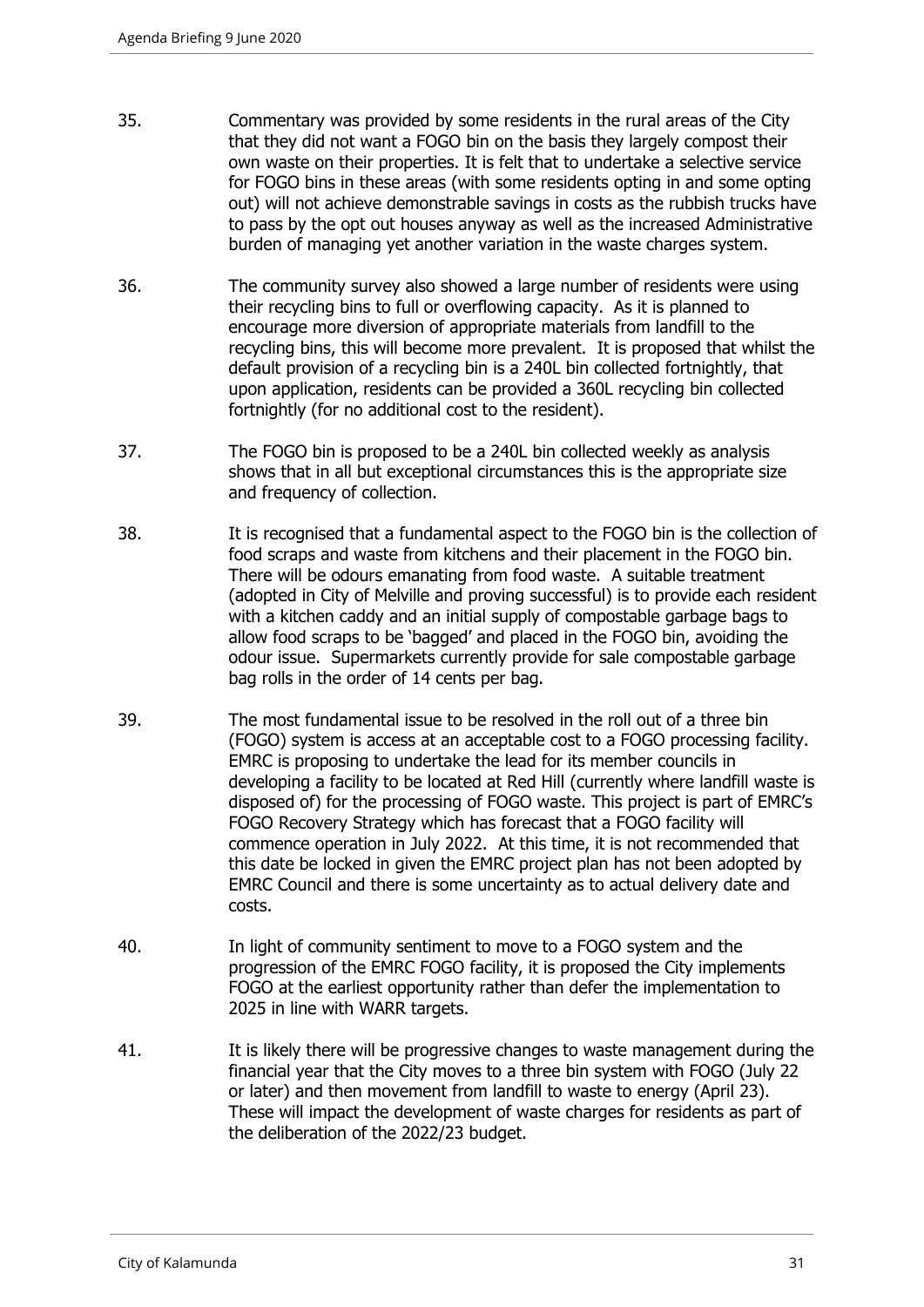35. Commentary was provided by some residents in the rural areas of the City that they did not want a FOGO bin on the basis they largely compost their own waste on their properties. It is felt that to undertake a selective service for FOGO bins in these areas (with some residents opting in and some opting out) will not achieve demonstrable savings in costs as the rubbish trucks have to pass by the opt out houses anyway as well as the increased Administrative burden of managing yet another variation in the waste charges system.

36. The community survey also showed a large number of residents were using their recycling bins to full or overflowing capacity. As it is planned to encourage more diversion of appropriate materials from landfill to the recycling bins, this will become more prevalent. It is proposed that whilst the default provision of a recycling bin is a 240L bin collected fortnightly, that upon application, residents can be provided a 360L recycling bin collected fortnightly (for no additional cost to the resident).

37. The FOGO bin is proposed to be a 240L bin collected weekly as analysis shows that in all but exceptional circumstances this is the appropriate size and frequency of collection.

38. It is recognised that a fundamental aspect to the FOGO bin is the collection of food scraps and waste from kitchens and their placement in the FOGO bin. There will be odours emanating from food waste. A suitable treatment (adopted in City of Melville and proving successful) is to provide each resident with a kitchen caddy and an initial supply of compostable garbage bags to allow food scraps to be 'bagged' and placed in the FOGO bin, avoiding the odour issue. Supermarkets currently provide for sale compostable garbage bag rolls in the order of 14 cents per bag.

39. The most fundamental issue to be resolved in the roll out of a three bin (FOGO) system is access at an acceptable cost to a FOGO processing facility. EMRC is proposing to undertake the lead for its member councils in developing a facility to be located at Red Hill (currently where landfill waste is disposed of) for the processing of FOGO waste. This project is part of EMRC's FOGO Recovery Strategy which has forecast that a FOGO facility will commence operation in July 2022. At this time, it is not recommended that this date be locked in given the EMRC project plan has not been adopted by EMRC Council and there is some uncertainty as to actual delivery date and costs.

40. In light of community sentiment to move to a FOGO system and the progression of the EMRC FOGO facility, it is proposed the City implements FOGO at the earliest opportunity rather than defer the implementation to 2025 in line with WARR targets.

41. It is likely there will be progressive changes to waste management during the financial year that the City moves to a three bin system with FOGO (July 22 or later) and then movement from landfill to waste to energy (April 23). These will impact the development of waste charges for residents as part of the deliberation of the 2022/23 budget.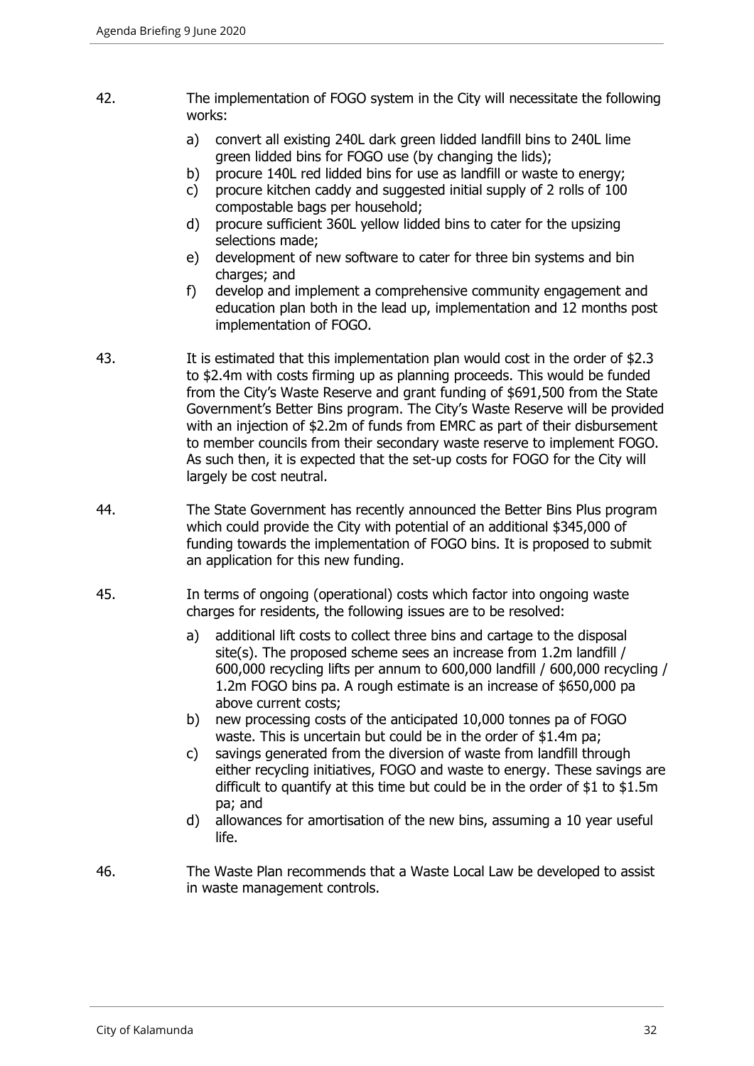42. The implementation of FOGO system in the City will necessitate the following works:

    a) convert all existing 240L dark green lidded landfill bins to 240L lime green lidded bins for FOGO use (by changing the lids);
    b) procure 140L red lidded bins for use as landfill or waste to energy;
    c) procure kitchen caddy and suggested initial supply of 2 rolls of 100 compostable bags per household;
    d) procure sufficient 360L yellow lidded bins to cater for the upsizing selections made;
    e) development of new software to cater for three bin systems and bin charges; and
    f) develop and implement a comprehensive community engagement and education plan both in the lead up, implementation and 12 months post implementation of FOGO.

43. It is estimated that this implementation plan would cost in the order of $2.3 to $2.4m with costs firming up as planning proceeds. This would be funded from the City's Waste Reserve and grant funding of $691,500 from the State Government's Better Bins program. The City's Waste Reserve will be provided with an injection of $2.2m of funds from EMRC as part of their disbursement to member councils from their secondary waste reserve to implement FOGO. As such then, it is expected that the set-up costs for FOGO for the City will largely be cost neutral.

44. The State Government has recently announced the Better Bins Plus program which could provide the City with potential of an additional $345,000 of funding towards the implementation of FOGO bins. It is proposed to submit an application for this new funding.

45. In terms of ongoing (operational) costs which factor into ongoing waste charges for residents, the following issues are to be resolved:

    a) additional lift costs to collect three bins and cartage to the disposal site(s). The proposed scheme sees an increase from 1.2m landfill / 600,000 recycling lifts per annum to 600,000 landfill / 600,000 recycling / 1.2m FOGO bins pa. A rough estimate is an increase of $650,000 pa above current costs;
    b) new processing costs of the anticipated 10,000 tonnes pa of FOGO waste. This is uncertain but could be in the order of $1.4m pa;
    c) savings generated from the diversion of waste from landfill through either recycling initiatives, FOGO and waste to energy. These savings are difficult to quantify at this time but could be in the order of $1 to $1.5m pa; and
    d) allowances for amortisation of the new bins, assuming a 10 year useful life.

46. The Waste Plan recommends that a Waste Local Law be developed to assist in waste management controls.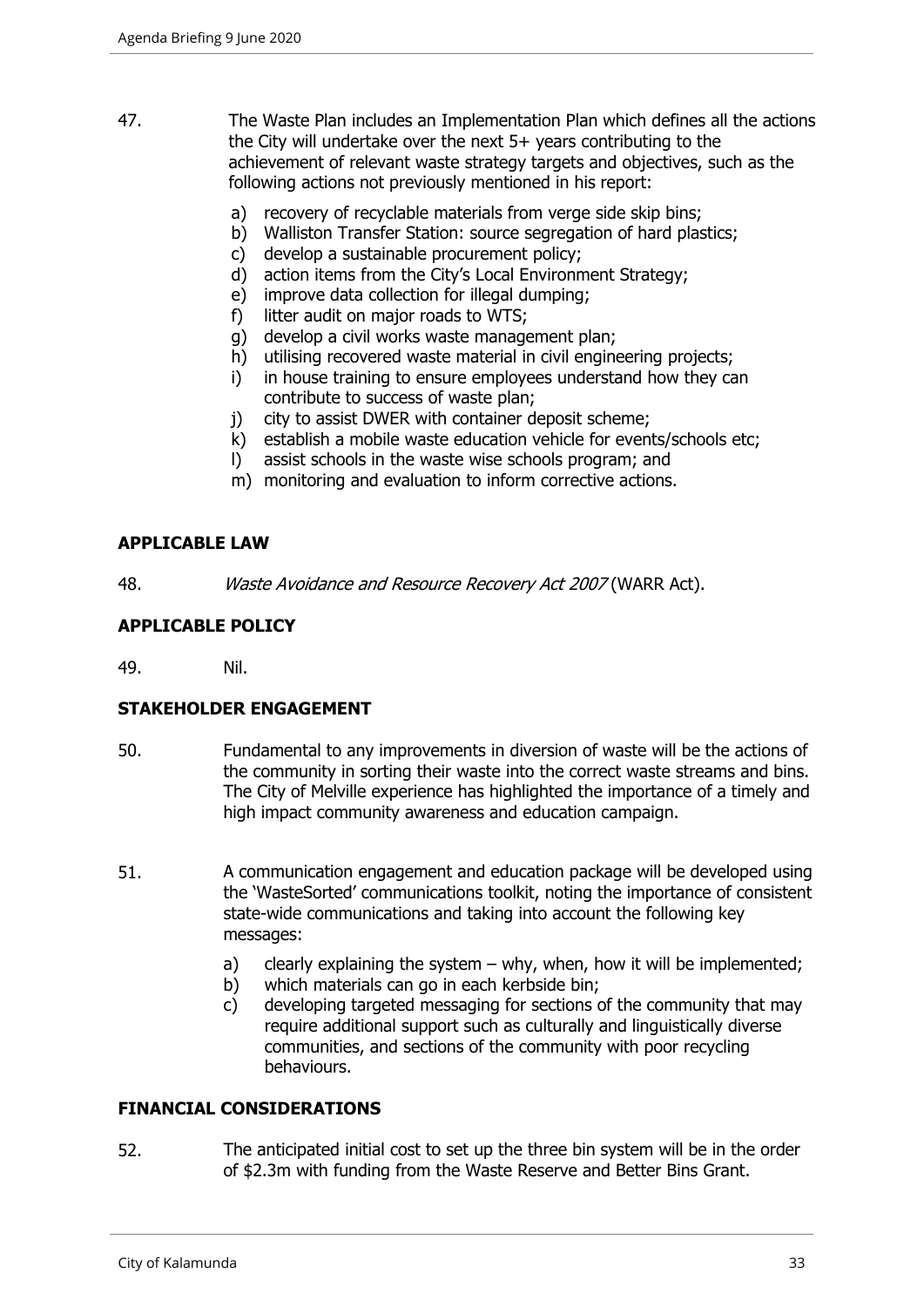47. The Waste Plan includes an Implementation Plan which defines all the actions the City will undertake over the next 5+ years contributing to the achievement of relevant waste strategy targets and objectives, such as the following actions not previously mentioned in his report:

   a) recovery of recyclable materials from verge side skip bins;
   b) Walliston Transfer Station: source segregation of hard plastics;
   c) develop a sustainable procurement policy;
   d) action items from the City's Local Environment Strategy;
   e) improve data collection for illegal dumping;
   f) litter audit on major roads to WTS;
   g) develop a civil works waste management plan;
   h) utilising recovered waste material in civil engineering projects;
   i) in house training to ensure employees understand how they can contribute to success of waste plan;
   j) city to assist DWER with container deposit scheme;
   k) establish a mobile waste education vehicle for events/schools etc;
   l) assist schools in the waste wise schools program; and
   m) monitoring and evaluation to inform corrective actions.

## APPLICABLE LAW

48. *Waste Avoidance and Resource Recovery Act 2007* (WARR Act).

## APPLICABLE POLICY

49. Nil.

## STAKEHOLDER ENGAGEMENT

50. Fundamental to any improvements in diversion of waste will be the actions of the community in sorting their waste into the correct waste streams and bins. The City of Melville experience has highlighted the importance of a timely and high impact community awareness and education campaign.

51. A communication engagement and education package will be developed using the 'WasteSorted' communications toolkit, noting the importance of consistent state-wide communications and taking into account the following key messages:

   a) clearly explaining the system – why, when, how it will be implemented;
   b) which materials can go in each kerbside bin;
   c) developing targeted messaging for sections of the community that may require additional support such as culturally and linguistically diverse communities, and sections of the community with poor recycling behaviours.

## FINANCIAL CONSIDERATIONS

52. The anticipated initial cost to set up the three bin system will be in the order of $2.3m with funding from the Waste Reserve and Better Bins Grant.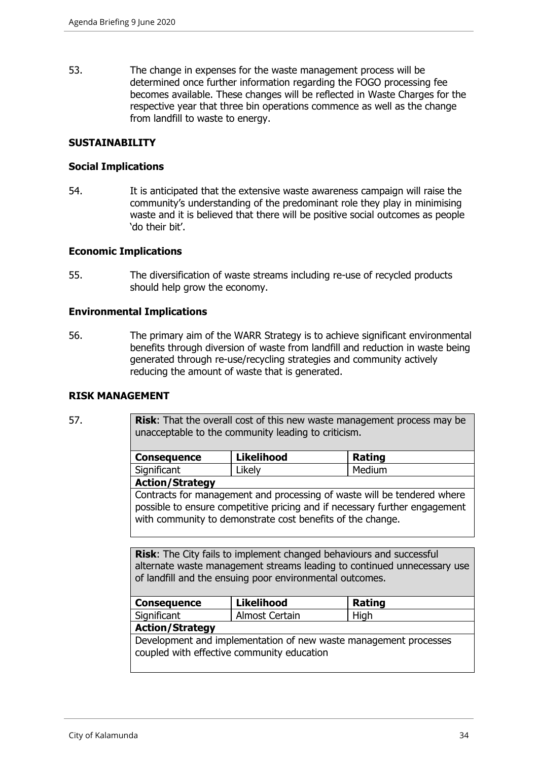53. The change in expenses for the waste management process will be determined once further information regarding the FOGO processing fee becomes available. These changes will be reflected in Waste Charges for the respective year that three bin operations commence as well as the change from landfill to waste to energy.

## SUSTAINABILITY

### Social Implications

54. It is anticipated that the extensive waste awareness campaign will raise the community's understanding of the predominant role they play in minimising waste and it is believed that there will be positive social outcomes as people 'do their bit'.

### Economic Implications

55. The diversification of waste streams including re-use of recycled products should help grow the economy.

### Environmental Implications

56. The primary aim of the WARR Strategy is to achieve significant environmental benefits through diversion of waste from landfill and reduction in waste being generated through re-use/recycling strategies and community actively reducing the amount of waste that is generated.

## RISK MANAGEMENT

57.

| **Risk**: That the overall cost of this new waste management process may be unacceptable to the community leading to criticism. | | |
|---|---|---|
| **Consequence** | **Likelihood** | **Rating** |
| Significant | Likely | Medium |
| **Action/Strategy** | | |
| Contracts for management and processing of waste will be tendered where possible to ensure competitive pricing and if necessary further engagement with community to demonstrate cost benefits of the change. | | |

| **Risk**: The City fails to implement changed behaviours and successful alternate waste management streams leading to continued unnecessary use of landfill and the ensuing poor environmental outcomes. | | |
|---|---|---|
| **Consequence** | **Likelihood** | **Rating** |
| Significant | Almost Certain | High |
| **Action/Strategy** | | |
| Development and implementation of new waste management processes coupled with effective community education | | |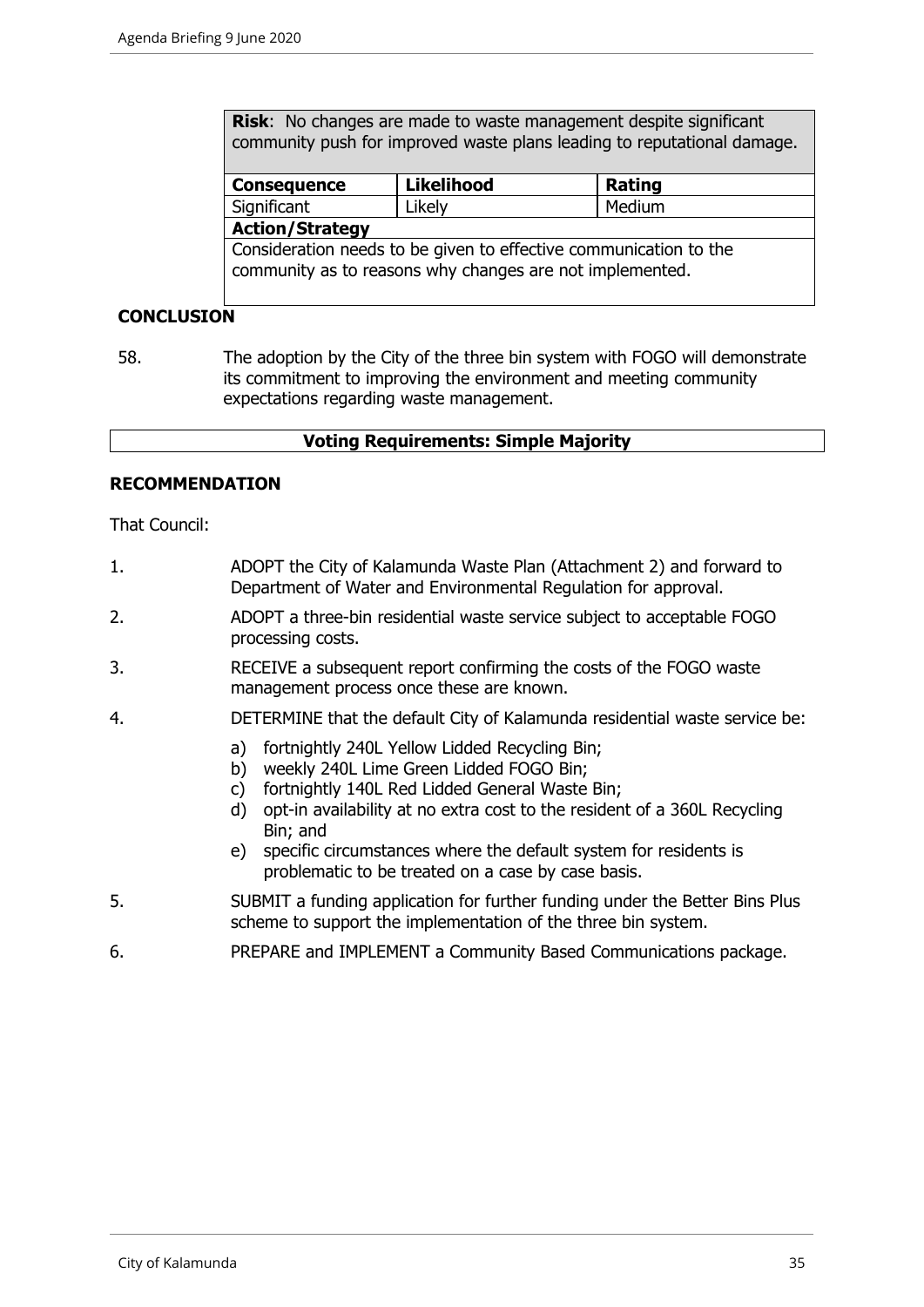| **Risk**: No changes are made to waste management despite significant community push for improved waste plans leading to reputational damage. | | |
|---|---|---|
| **Consequence** | **Likelihood** | **Rating** |
| Significant | Likely | Medium |
| **Action/Strategy** | | |
| Consideration needs to be given to effective communication to the community as to reasons why changes are not implemented. | | |

**CONCLUSION**

58. The adoption by the City of the three bin system with FOGO will demonstrate its commitment to improving the environment and meeting community expectations regarding waste management.

**Voting Requirements: Simple Majority**

**RECOMMENDATION**

That Council:

1. ADOPT the City of Kalamunda Waste Plan (Attachment 2) and forward to Department of Water and Environmental Regulation for approval.
2. ADOPT a three-bin residential waste service subject to acceptable FOGO processing costs.
3. RECEIVE a subsequent report confirming the costs of the FOGO waste management process once these are known.
4. DETERMINE that the default City of Kalamunda residential waste service be:
   a) fortnightly 240L Yellow Lidded Recycling Bin;
   b) weekly 240L Lime Green Lidded FOGO Bin;
   c) fortnightly 140L Red Lidded General Waste Bin;
   d) opt-in availability at no extra cost to the resident of a 360L Recycling Bin; and
   e) specific circumstances where the default system for residents is problematic to be treated on a case by case basis.
5. SUBMIT a funding application for further funding under the Better Bins Plus scheme to support the implementation of the three bin system.
6. PREPARE and IMPLEMENT a Community Based Communications package.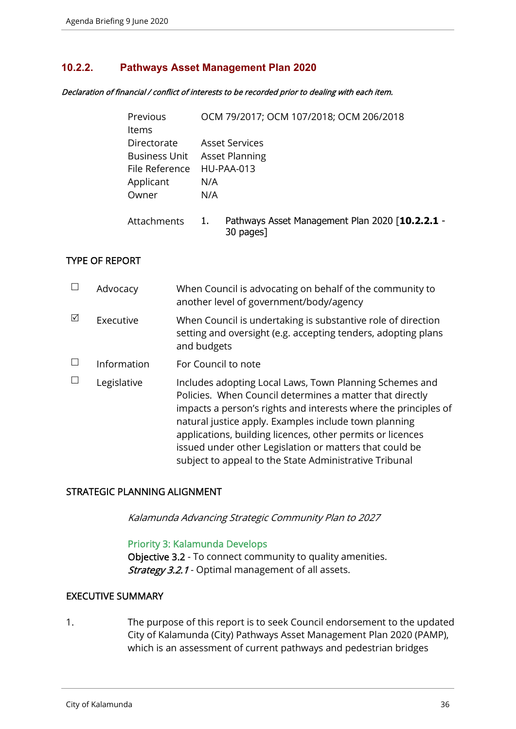## 10.2.2. Pathways Asset Management Plan 2020

*Declaration of financial / conflict of interests to be recorded prior to dealing with each item.*

| | |
|---|---|
| Previous Items | OCM 79/2017; OCM 107/2018; OCM 206/2018 |
| Directorate | Asset Services |
| Business Unit | Asset Planning |
| File Reference | HU-PAA-013 |
| Applicant | N/A |
| Owner | N/A |
| Attachments | 1. Pathways Asset Management Plan 2020 [**10.2.2.1** - 30 pages] |

### TYPE OF REPORT

| | | |
|---|---|---|
| ☐ | Advocacy | When Council is advocating on behalf of the community to another level of government/body/agency |
| ☑ | Executive | When Council is undertaking is substantive role of direction setting and oversight (e.g. accepting tenders, adopting plans and budgets |
| ☐ | Information | For Council to note |
| ☐ | Legislative | Includes adopting Local Laws, Town Planning Schemes and Policies. When Council determines a matter that directly impacts a person's rights and interests where the principles of natural justice apply. Examples include town planning applications, building licences, other permits or licences issued under other Legislation or matters that could be subject to appeal to the State Administrative Tribunal |

### STRATEGIC PLANNING ALIGNMENT

*Kalamunda Advancing Strategic Community Plan to 2027*

Priority 3: Kalamunda Develops
**Objective 3.2** - To connect community to quality amenities.
*Strategy 3.2.1* - Optimal management of all assets.

### EXECUTIVE SUMMARY

1. The purpose of this report is to seek Council endorsement to the updated City of Kalamunda (City) Pathways Asset Management Plan 2020 (PAMP), which is an assessment of current pathways and pedestrian bridges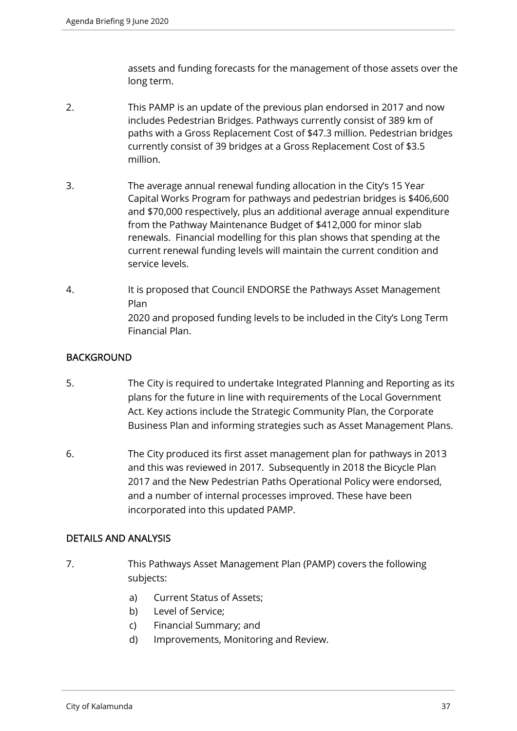assets and funding forecasts for the management of those assets over the long term.

2. This PAMP is an update of the previous plan endorsed in 2017 and now includes Pedestrian Bridges. Pathways currently consist of 389 km of paths with a Gross Replacement Cost of $47.3 million. Pedestrian bridges currently consist of 39 bridges at a Gross Replacement Cost of $3.5 million.

3. The average annual renewal funding allocation in the City's 15 Year Capital Works Program for pathways and pedestrian bridges is $406,600 and $70,000 respectively, plus an additional average annual expenditure from the Pathway Maintenance Budget of $412,000 for minor slab renewals. Financial modelling for this plan shows that spending at the current renewal funding levels will maintain the current condition and service levels.

4. It is proposed that Council ENDORSE the Pathways Asset Management Plan
2020 and proposed funding levels to be included in the City's Long Term Financial Plan.

## BACKGROUND

5. The City is required to undertake Integrated Planning and Reporting as its plans for the future in line with requirements of the Local Government Act. Key actions include the Strategic Community Plan, the Corporate Business Plan and informing strategies such as Asset Management Plans.

6. The City produced its first asset management plan for pathways in 2013 and this was reviewed in 2017. Subsequently in 2018 the Bicycle Plan 2017 and the New Pedestrian Paths Operational Policy were endorsed, and a number of internal processes improved. These have been incorporated into this updated PAMP.

## DETAILS AND ANALYSIS

7. This Pathways Asset Management Plan (PAMP) covers the following subjects:

   a) Current Status of Assets;
   b) Level of Service;
   c) Financial Summary; and
   d) Improvements, Monitoring and Review.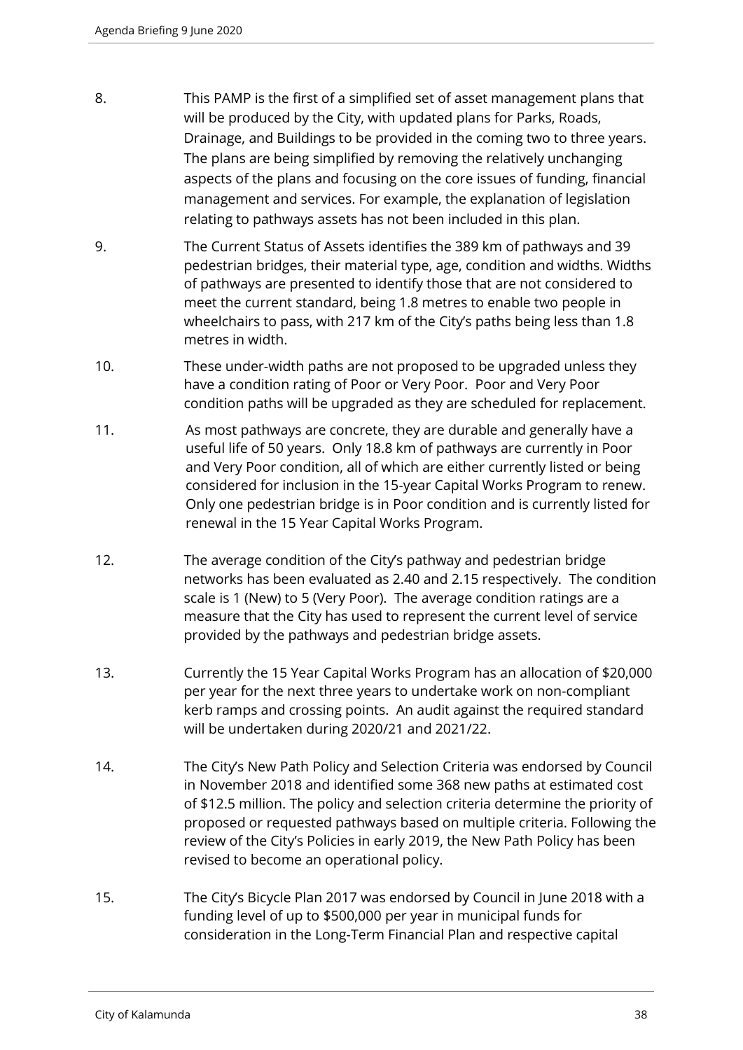8. This PAMP is the first of a simplified set of asset management plans that will be produced by the City, with updated plans for Parks, Roads, Drainage, and Buildings to be provided in the coming two to three years. The plans are being simplified by removing the relatively unchanging aspects of the plans and focusing on the core issues of funding, financial management and services. For example, the explanation of legislation relating to pathways assets has not been included in this plan.

9. The Current Status of Assets identifies the 389 km of pathways and 39 pedestrian bridges, their material type, age, condition and widths. Widths of pathways are presented to identify those that are not considered to meet the current standard, being 1.8 metres to enable two people in wheelchairs to pass, with 217 km of the City's paths being less than 1.8 metres in width.

10. These under-width paths are not proposed to be upgraded unless they have a condition rating of Poor or Very Poor. Poor and Very Poor condition paths will be upgraded as they are scheduled for replacement.

11. As most pathways are concrete, they are durable and generally have a useful life of 50 years. Only 18.8 km of pathways are currently in Poor and Very Poor condition, all of which are either currently listed or being considered for inclusion in the 15-year Capital Works Program to renew. Only one pedestrian bridge is in Poor condition and is currently listed for renewal in the 15 Year Capital Works Program.

12. The average condition of the City's pathway and pedestrian bridge networks has been evaluated as 2.40 and 2.15 respectively. The condition scale is 1 (New) to 5 (Very Poor). The average condition ratings are a measure that the City has used to represent the current level of service provided by the pathways and pedestrian bridge assets.

13. Currently the 15 Year Capital Works Program has an allocation of $20,000 per year for the next three years to undertake work on non-compliant kerb ramps and crossing points. An audit against the required standard will be undertaken during 2020/21 and 2021/22.

14. The City's New Path Policy and Selection Criteria was endorsed by Council in November 2018 and identified some 368 new paths at estimated cost of $12.5 million. The policy and selection criteria determine the priority of proposed or requested pathways based on multiple criteria. Following the review of the City's Policies in early 2019, the New Path Policy has been revised to become an operational policy.

15. The City's Bicycle Plan 2017 was endorsed by Council in June 2018 with a funding level of up to $500,000 per year in municipal funds for consideration in the Long-Term Financial Plan and respective capital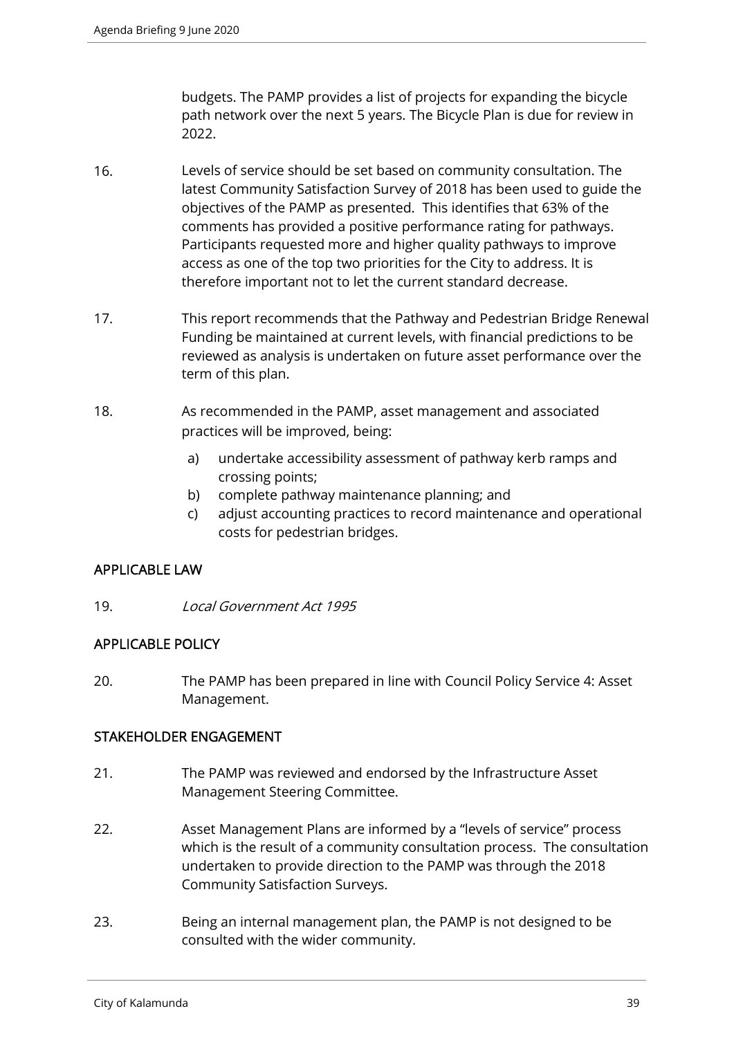budgets. The PAMP provides a list of projects for expanding the bicycle path network over the next 5 years. The Bicycle Plan is due for review in 2022.

16. Levels of service should be set based on community consultation. The latest Community Satisfaction Survey of 2018 has been used to guide the objectives of the PAMP as presented. This identifies that 63% of the comments has provided a positive performance rating for pathways. Participants requested more and higher quality pathways to improve access as one of the top two priorities for the City to address. It is therefore important not to let the current standard decrease.

17. This report recommends that the Pathway and Pedestrian Bridge Renewal Funding be maintained at current levels, with financial predictions to be reviewed as analysis is undertaken on future asset performance over the term of this plan.

18. As recommended in the PAMP, asset management and associated practices will be improved, being:

    a) undertake accessibility assessment of pathway kerb ramps and crossing points;
    b) complete pathway maintenance planning; and
    c) adjust accounting practices to record maintenance and operational costs for pedestrian bridges.

## APPLICABLE LAW

19. *Local Government Act 1995*

## APPLICABLE POLICY

20. The PAMP has been prepared in line with Council Policy Service 4: Asset Management.

## STAKEHOLDER ENGAGEMENT

21. The PAMP was reviewed and endorsed by the Infrastructure Asset Management Steering Committee.

22. Asset Management Plans are informed by a "levels of service" process which is the result of a community consultation process. The consultation undertaken to provide direction to the PAMP was through the 2018 Community Satisfaction Surveys.

23. Being an internal management plan, the PAMP is not designed to be consulted with the wider community.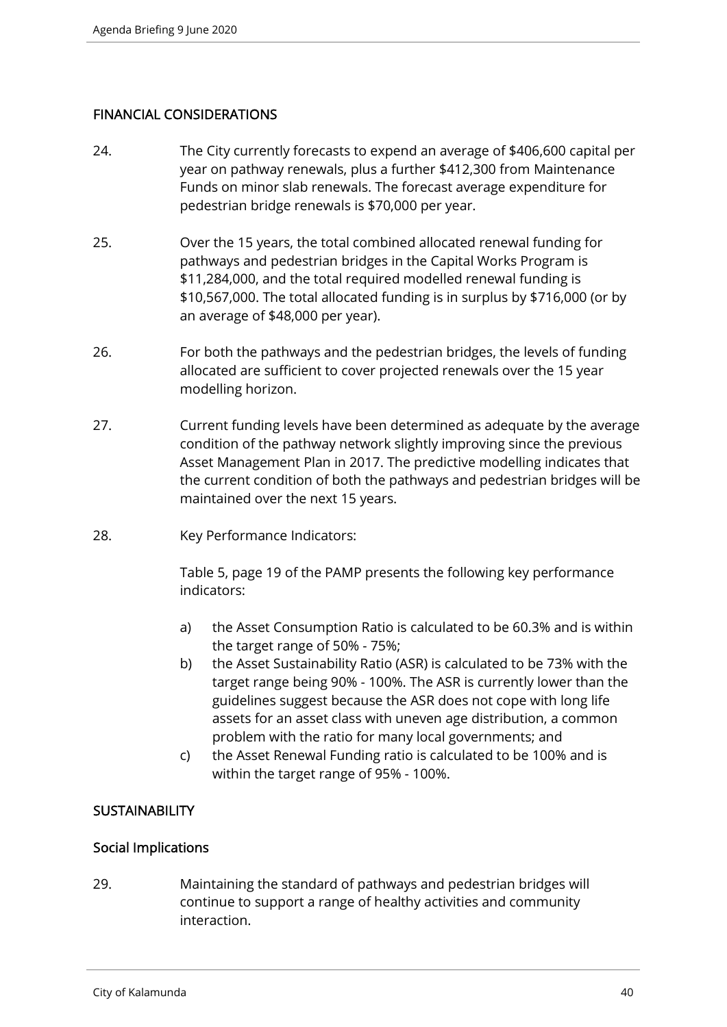## FINANCIAL CONSIDERATIONS

24. The City currently forecasts to expend an average of $406,600 capital per year on pathway renewals, plus a further $412,300 from Maintenance Funds on minor slab renewals. The forecast average expenditure for pedestrian bridge renewals is $70,000 per year.

25. Over the 15 years, the total combined allocated renewal funding for pathways and pedestrian bridges in the Capital Works Program is $11,284,000, and the total required modelled renewal funding is $10,567,000. The total allocated funding is in surplus by $716,000 (or by an average of $48,000 per year).

26. For both the pathways and the pedestrian bridges, the levels of funding allocated are sufficient to cover projected renewals over the 15 year modelling horizon.

27. Current funding levels have been determined as adequate by the average condition of the pathway network slightly improving since the previous Asset Management Plan in 2017. The predictive modelling indicates that the current condition of both the pathways and pedestrian bridges will be maintained over the next 15 years.

28. Key Performance Indicators:

    Table 5, page 19 of the PAMP presents the following key performance indicators:

    a) the Asset Consumption Ratio is calculated to be 60.3% and is within the target range of 50% - 75%;
    b) the Asset Sustainability Ratio (ASR) is calculated to be 73% with the target range being 90% - 100%. The ASR is currently lower than the guidelines suggest because the ASR does not cope with long life assets for an asset class with uneven age distribution, a common problem with the ratio for many local governments; and
    c) the Asset Renewal Funding ratio is calculated to be 100% and is within the target range of 95% - 100%.

## SUSTAINABILITY

### Social Implications

29. Maintaining the standard of pathways and pedestrian bridges will continue to support a range of healthy activities and community interaction.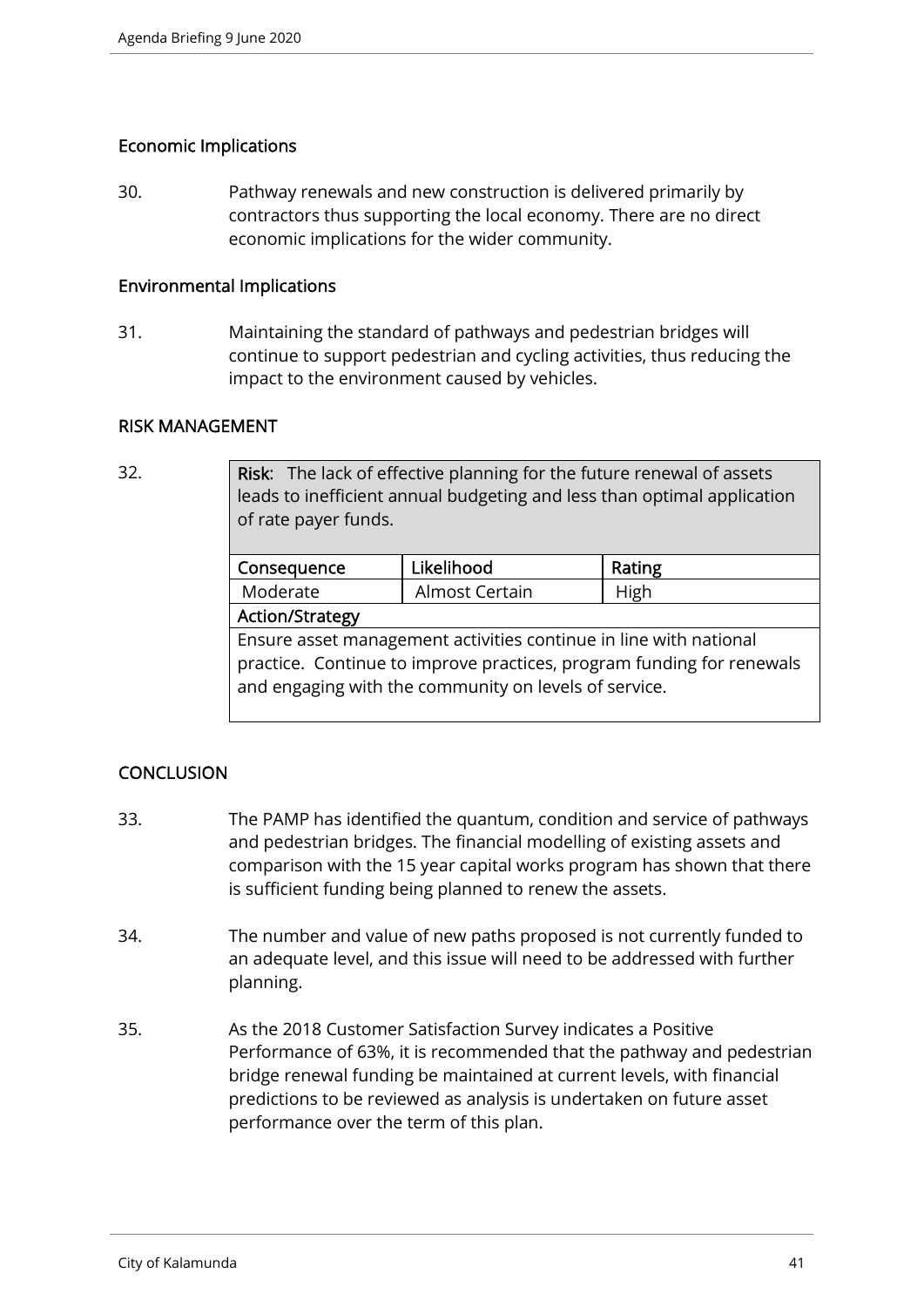## Economic Implications

30. Pathway renewals and new construction is delivered primarily by contractors thus supporting the local economy. There are no direct economic implications for the wider community.

## Environmental Implications

31. Maintaining the standard of pathways and pedestrian bridges will continue to support pedestrian and cycling activities, thus reducing the impact to the environment caused by vehicles.

## RISK MANAGEMENT

32.

| **Risk**: The lack of effective planning for the future renewal of assets leads to inefficient annual budgeting and less than optimal application of rate payer funds. | | |
|---|---|---|
| **Consequence** | **Likelihood** | **Rating** |
| Moderate | Almost Certain | High |
| **Action/Strategy** | | |
| Ensure asset management activities continue in line with national practice. Continue to improve practices, program funding for renewals and engaging with the community on levels of service. | | |

## CONCLUSION

33. The PAMP has identified the quantum, condition and service of pathways and pedestrian bridges. The financial modelling of existing assets and comparison with the 15 year capital works program has shown that there is sufficient funding being planned to renew the assets.

34. The number and value of new paths proposed is not currently funded to an adequate level, and this issue will need to be addressed with further planning.

35. As the 2018 Customer Satisfaction Survey indicates a Positive Performance of 63%, it is recommended that the pathway and pedestrian bridge renewal funding be maintained at current levels, with financial predictions to be reviewed as analysis is undertaken on future asset performance over the term of this plan.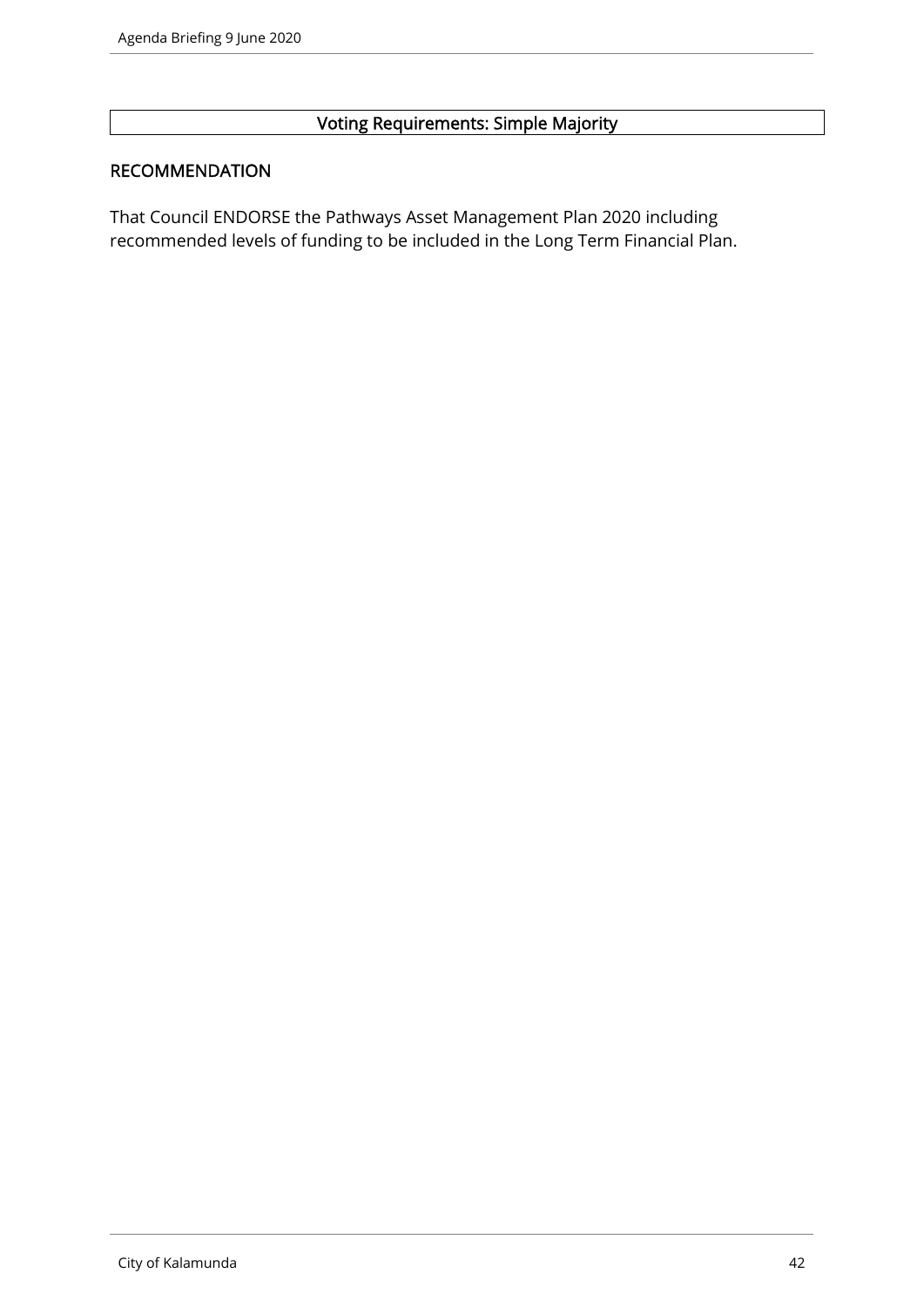**Voting Requirements: Simple Majority**

## RECOMMENDATION

That Council ENDORSE the Pathways Asset Management Plan 2020 including recommended levels of funding to be included in the Long Term Financial Plan.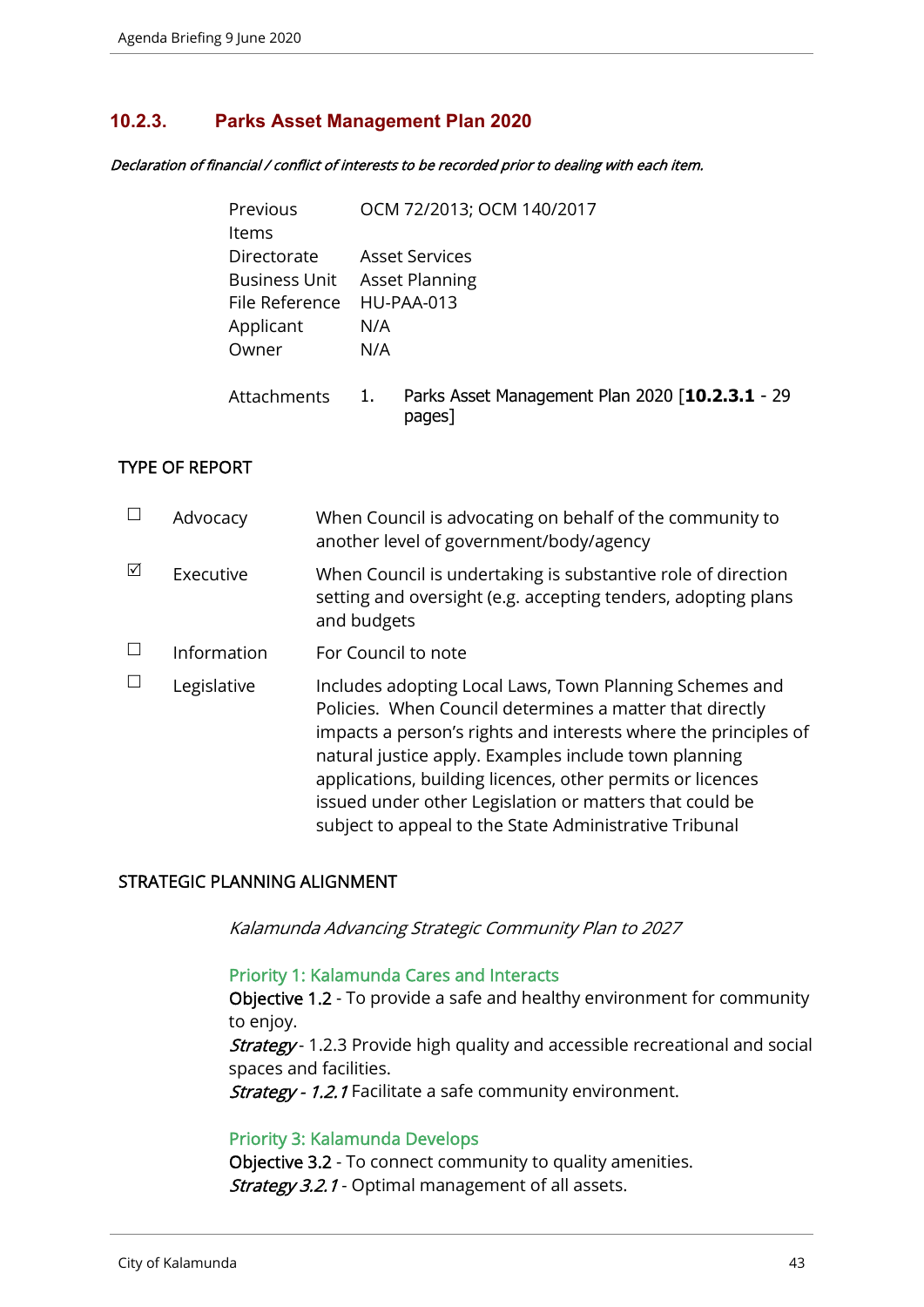## 10.2.3. Parks Asset Management Plan 2020

*Declaration of financial / conflict of interests to be recorded prior to dealing with each item.*

| | |
|---|---|
| Previous Items | OCM 72/2013; OCM 140/2017 |
| Directorate | Asset Services |
| Business Unit | Asset Planning |
| File Reference | HU-PAA-013 |
| Applicant | N/A |
| Owner | N/A |
| Attachments | 1. Parks Asset Management Plan 2020 [**10.2.3.1** - 29 pages] |

### TYPE OF REPORT

| | | |
|---|---|---|
| ☐ | Advocacy | When Council is advocating on behalf of the community to another level of government/body/agency |
| ☑ | Executive | When Council is undertaking is substantive role of direction setting and oversight (e.g. accepting tenders, adopting plans and budgets |
| ☐ | Information | For Council to note |
| ☐ | Legislative | Includes adopting Local Laws, Town Planning Schemes and Policies. When Council determines a matter that directly impacts a person's rights and interests where the principles of natural justice apply. Examples include town planning applications, building licences, other permits or licences issued under other Legislation or matters that could be subject to appeal to the State Administrative Tribunal |

### STRATEGIC PLANNING ALIGNMENT

*Kalamunda Advancing Strategic Community Plan to 2027*

Priority 1: Kalamunda Cares and Interacts
Objective 1.2 - To provide a safe and healthy environment for community to enjoy.
*Strategy* - 1.2.3 Provide high quality and accessible recreational and social spaces and facilities.
*Strategy - 1.2.1* Facilitate a safe community environment.

Priority 3: Kalamunda Develops
Objective 3.2 - To connect community to quality amenities.
*Strategy 3.2.1* - Optimal management of all assets.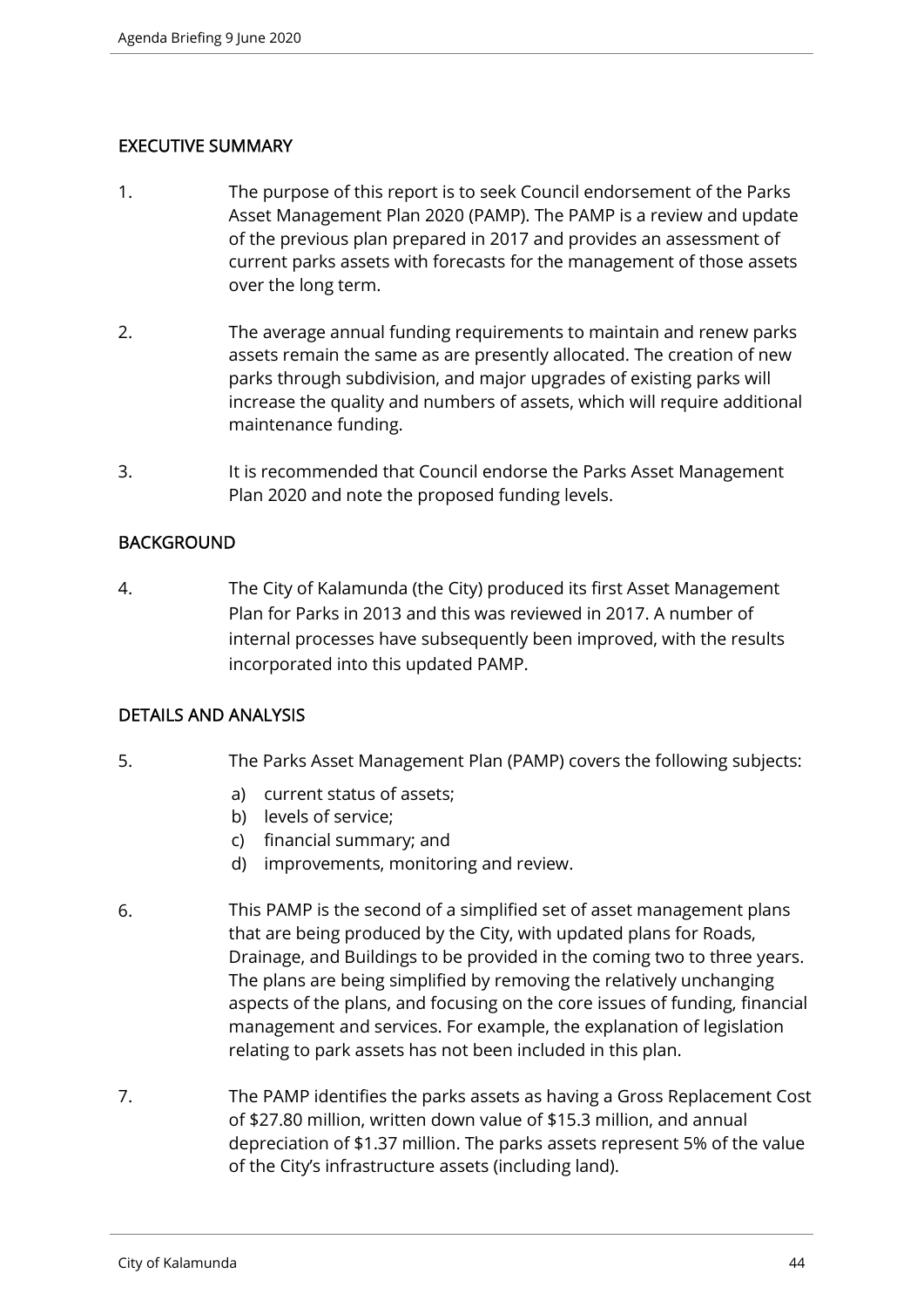## EXECUTIVE SUMMARY

1. The purpose of this report is to seek Council endorsement of the Parks Asset Management Plan 2020 (PAMP). The PAMP is a review and update of the previous plan prepared in 2017 and provides an assessment of current parks assets with forecasts for the management of those assets over the long term.

2. The average annual funding requirements to maintain and renew parks assets remain the same as are presently allocated. The creation of new parks through subdivision, and major upgrades of existing parks will increase the quality and numbers of assets, which will require additional maintenance funding.

3. It is recommended that Council endorse the Parks Asset Management Plan 2020 and note the proposed funding levels.

## BACKGROUND

4. The City of Kalamunda (the City) produced its first Asset Management Plan for Parks in 2013 and this was reviewed in 2017. A number of internal processes have subsequently been improved, with the results incorporated into this updated PAMP.

## DETAILS AND ANALYSIS

5. The Parks Asset Management Plan (PAMP) covers the following subjects:

   a) current status of assets;
   b) levels of service;
   c) financial summary; and
   d) improvements, monitoring and review.

6. This PAMP is the second of a simplified set of asset management plans that are being produced by the City, with updated plans for Roads, Drainage, and Buildings to be provided in the coming two to three years. The plans are being simplified by removing the relatively unchanging aspects of the plans, and focusing on the core issues of funding, financial management and services. For example, the explanation of legislation relating to park assets has not been included in this plan.

7. The PAMP identifies the parks assets as having a Gross Replacement Cost of $27.80 million, written down value of $15.3 million, and annual depreciation of $1.37 million. The parks assets represent 5% of the value of the City's infrastructure assets (including land).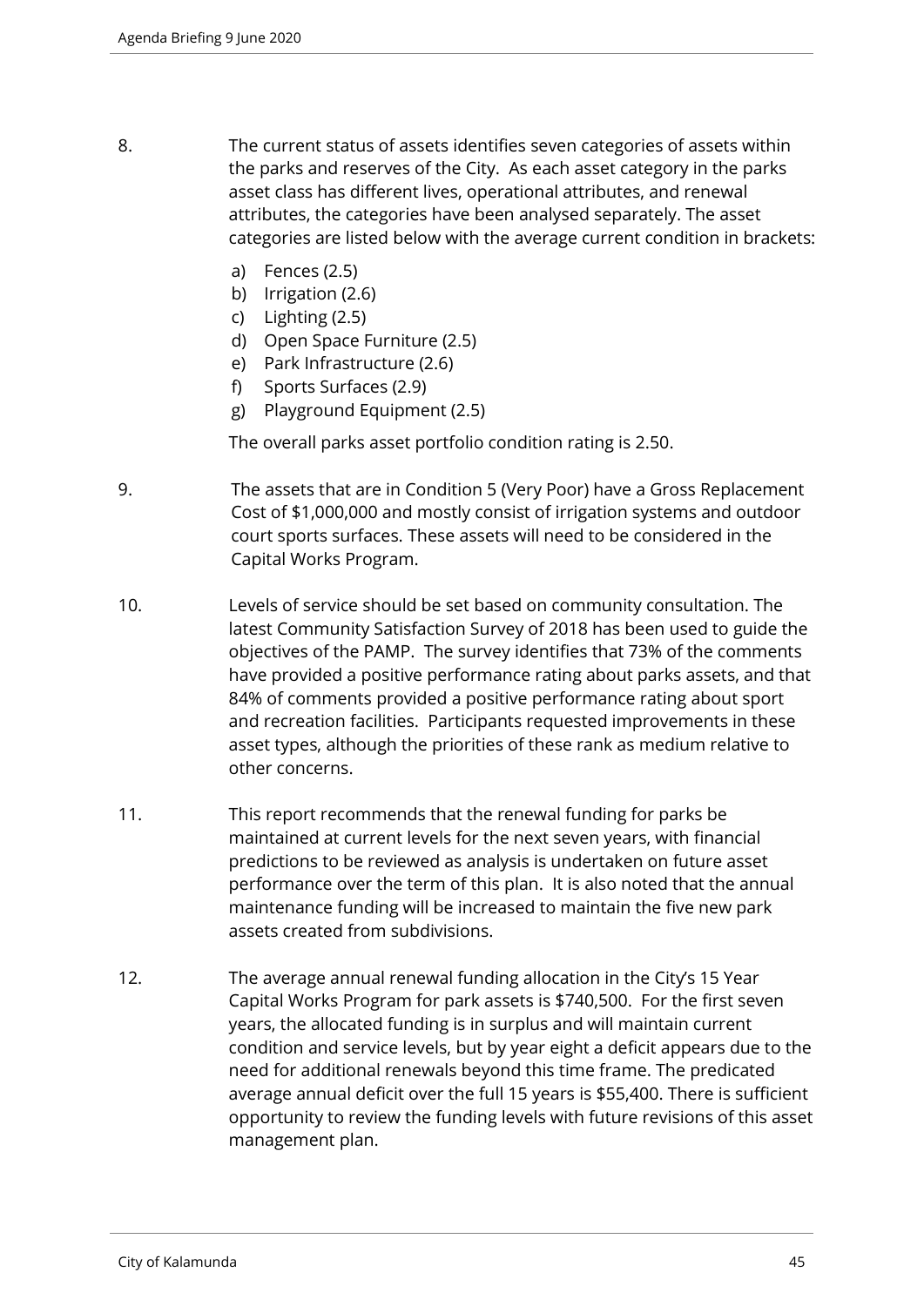8. The current status of assets identifies seven categories of assets within the parks and reserves of the City. As each asset category in the parks asset class has different lives, operational attributes, and renewal attributes, the categories have been analysed separately. The asset categories are listed below with the average current condition in brackets:

   a) Fences (2.5)
   b) Irrigation (2.6)
   c) Lighting (2.5)
   d) Open Space Furniture (2.5)
   e) Park Infrastructure (2.6)
   f) Sports Surfaces (2.9)
   g) Playground Equipment (2.5)

   The overall parks asset portfolio condition rating is 2.50.

9. The assets that are in Condition 5 (Very Poor) have a Gross Replacement Cost of $1,000,000 and mostly consist of irrigation systems and outdoor court sports surfaces. These assets will need to be considered in the Capital Works Program.

10. Levels of service should be set based on community consultation. The latest Community Satisfaction Survey of 2018 has been used to guide the objectives of the PAMP. The survey identifies that 73% of the comments have provided a positive performance rating about parks assets, and that 84% of comments provided a positive performance rating about sport and recreation facilities. Participants requested improvements in these asset types, although the priorities of these rank as medium relative to other concerns.

11. This report recommends that the renewal funding for parks be maintained at current levels for the next seven years, with financial predictions to be reviewed as analysis is undertaken on future asset performance over the term of this plan. It is also noted that the annual maintenance funding will be increased to maintain the five new park assets created from subdivisions.

12. The average annual renewal funding allocation in the City's 15 Year Capital Works Program for park assets is $740,500. For the first seven years, the allocated funding is in surplus and will maintain current condition and service levels, but by year eight a deficit appears due to the need for additional renewals beyond this time frame. The predicated average annual deficit over the full 15 years is $55,400. There is sufficient opportunity to review the funding levels with future revisions of this asset management plan.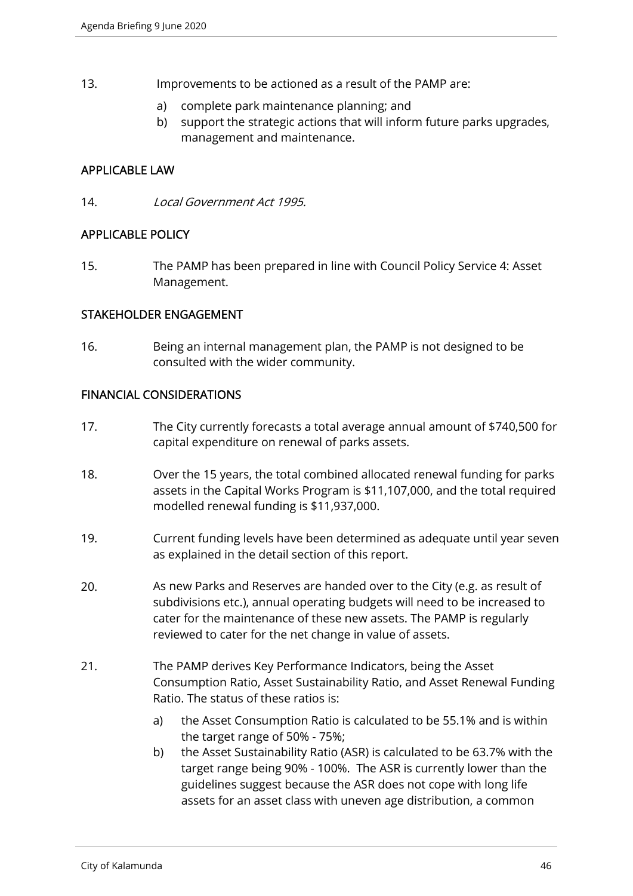13. Improvements to be actioned as a result of the PAMP are:

    a) complete park maintenance planning; and
    b) support the strategic actions that will inform future parks upgrades, management and maintenance.

## APPLICABLE LAW

14. *Local Government Act 1995.*

## APPLICABLE POLICY

15. The PAMP has been prepared in line with Council Policy Service 4: Asset Management.

## STAKEHOLDER ENGAGEMENT

16. Being an internal management plan, the PAMP is not designed to be consulted with the wider community.

## FINANCIAL CONSIDERATIONS

17. The City currently forecasts a total average annual amount of $740,500 for capital expenditure on renewal of parks assets.

18. Over the 15 years, the total combined allocated renewal funding for parks assets in the Capital Works Program is $11,107,000, and the total required modelled renewal funding is $11,937,000.

19. Current funding levels have been determined as adequate until year seven as explained in the detail section of this report.

20. As new Parks and Reserves are handed over to the City (e.g. as result of subdivisions etc.), annual operating budgets will need to be increased to cater for the maintenance of these new assets. The PAMP is regularly reviewed to cater for the net change in value of assets.

21. The PAMP derives Key Performance Indicators, being the Asset Consumption Ratio, Asset Sustainability Ratio, and Asset Renewal Funding Ratio. The status of these ratios is:

    a) the Asset Consumption Ratio is calculated to be 55.1% and is within the target range of 50% - 75%;
    b) the Asset Sustainability Ratio (ASR) is calculated to be 63.7% with the target range being 90% - 100%. The ASR is currently lower than the guidelines suggest because the ASR does not cope with long life assets for an asset class with uneven age distribution, a common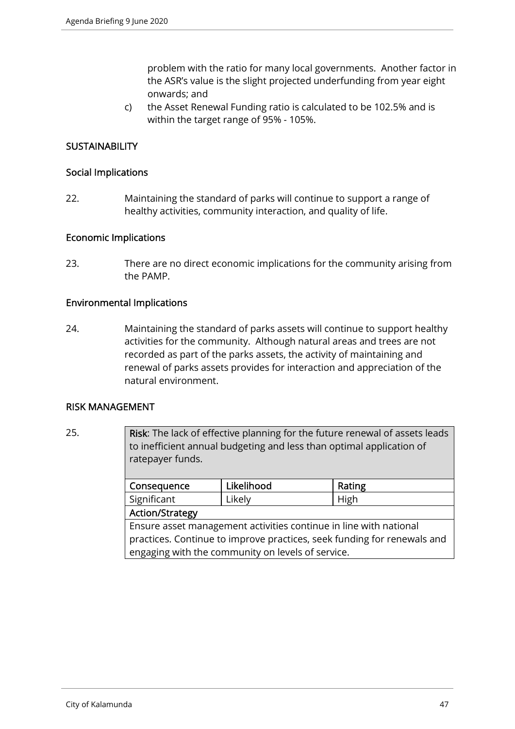problem with the ratio for many local governments. Another factor in the ASR's value is the slight projected underfunding from year eight onwards; and

c) the Asset Renewal Funding ratio is calculated to be 102.5% and is within the target range of 95% - 105%.

## SUSTAINABILITY

### Social Implications

22. Maintaining the standard of parks will continue to support a range of healthy activities, community interaction, and quality of life.

### Economic Implications

23. There are no direct economic implications for the community arising from the PAMP.

### Environmental Implications

24. Maintaining the standard of parks assets will continue to support healthy activities for the community. Although natural areas and trees are not recorded as part of the parks assets, the activity of maintaining and renewal of parks assets provides for interaction and appreciation of the natural environment.

## RISK MANAGEMENT

25.

| **Risk**: The lack of effective planning for the future renewal of assets leads to inefficient annual budgeting and less than optimal application of ratepayer funds. | | |
|---|---|---|
| **Consequence** | **Likelihood** | **Rating** |
| Significant | Likely | High |
| **Action/Strategy** | | |
| Ensure asset management activities continue in line with national practices. Continue to improve practices, seek funding for renewals and engaging with the community on levels of service. | | |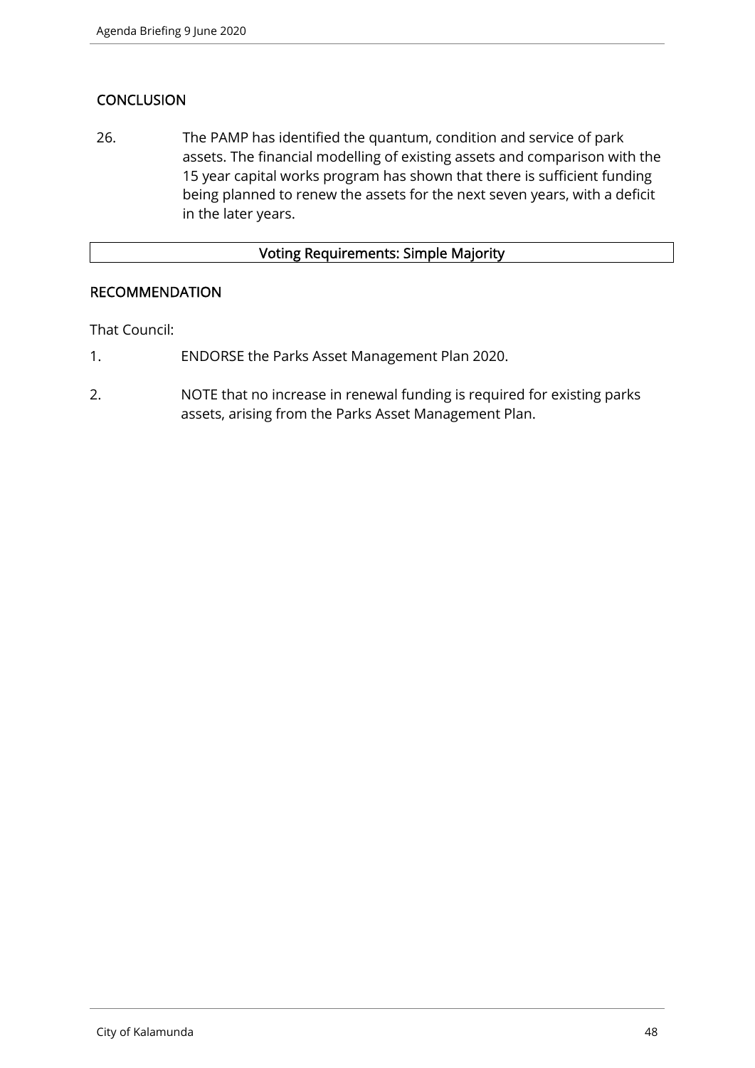## CONCLUSION

26. The PAMP has identified the quantum, condition and service of park assets. The financial modelling of existing assets and comparison with the 15 year capital works program has shown that there is sufficient funding being planned to renew the assets for the next seven years, with a deficit in the later years.

| Voting Requirements: Simple Majority |
| --- |

## RECOMMENDATION

That Council:

1. ENDORSE the Parks Asset Management Plan 2020.
2. NOTE that no increase in renewal funding is required for existing parks assets, arising from the Parks Asset Management Plan.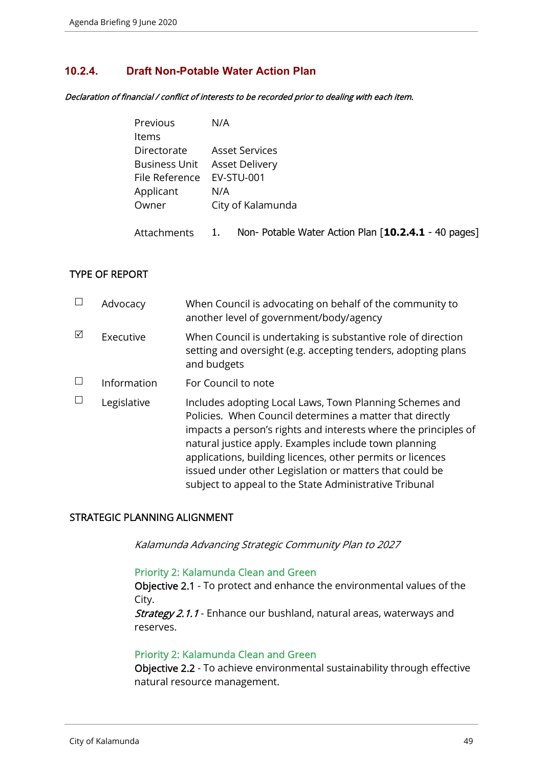## 10.2.4. Draft Non-Potable Water Action Plan

*Declaration of financial / conflict of interests to be recorded prior to dealing with each item.*

| | |
|---|---|
| Previous Items | N/A |
| Directorate | Asset Services |
| Business Unit | Asset Delivery |
| File Reference | EV-STU-001 |
| Applicant | N/A |
| Owner | City of Kalamunda |
| Attachments | 1. Non- Potable Water Action Plan [**10.2.4.1** - 40 pages] |

### TYPE OF REPORT

| | | |
|---|---|---|
| ☐ | Advocacy | When Council is advocating on behalf of the community to another level of government/body/agency |
| ☑ | Executive | When Council is undertaking is substantive role of direction setting and oversight (e.g. accepting tenders, adopting plans and budgets |
| ☐ | Information | For Council to note |
| ☐ | Legislative | Includes adopting Local Laws, Town Planning Schemes and Policies. When Council determines a matter that directly impacts a person's rights and interests where the principles of natural justice apply. Examples include town planning applications, building licences, other permits or licences issued under other Legislation or matters that could be subject to appeal to the State Administrative Tribunal |

### STRATEGIC PLANNING ALIGNMENT

*Kalamunda Advancing Strategic Community Plan to 2027*

Priority 2: Kalamunda Clean and Green
Objective 2.1 - To protect and enhance the environmental values of the City.
*Strategy 2.1.1* - Enhance our bushland, natural areas, waterways and reserves.

Priority 2: Kalamunda Clean and Green
Objective 2.2 - To achieve environmental sustainability through effective natural resource management.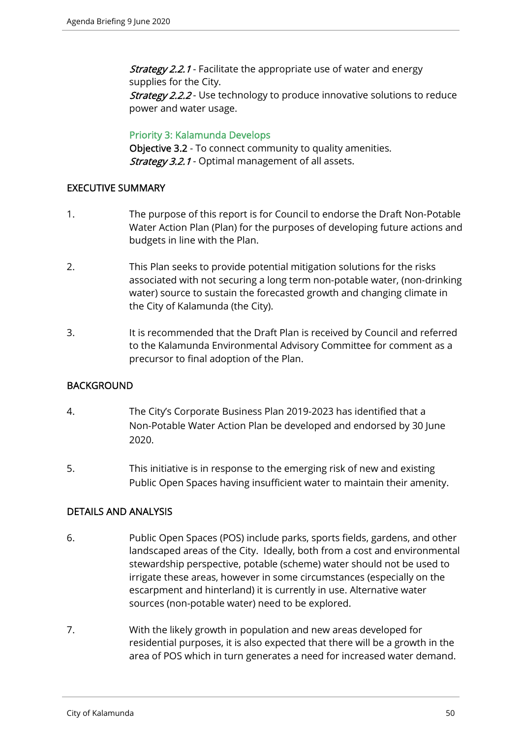*Strategy 2.2.1* - Facilitate the appropriate use of water and energy supplies for the City.
*Strategy 2.2.2* - Use technology to produce innovative solutions to reduce power and water usage.

### Priority 3: Kalamunda Develops

**Objective 3.2** - To connect community to quality amenities.
*Strategy 3.2.1* - Optimal management of all assets.

## EXECUTIVE SUMMARY

1. The purpose of this report is for Council to endorse the Draft Non-Potable Water Action Plan (Plan) for the purposes of developing future actions and budgets in line with the Plan.

2. This Plan seeks to provide potential mitigation solutions for the risks associated with not securing a long term non-potable water, (non-drinking water) source to sustain the forecasted growth and changing climate in the City of Kalamunda (the City).

3. It is recommended that the Draft Plan is received by Council and referred to the Kalamunda Environmental Advisory Committee for comment as a precursor to final adoption of the Plan.

## BACKGROUND

4. The City's Corporate Business Plan 2019-2023 has identified that a Non-Potable Water Action Plan be developed and endorsed by 30 June 2020.

5. This initiative is in response to the emerging risk of new and existing Public Open Spaces having insufficient water to maintain their amenity.

## DETAILS AND ANALYSIS

6. Public Open Spaces (POS) include parks, sports fields, gardens, and other landscaped areas of the City. Ideally, both from a cost and environmental stewardship perspective, potable (scheme) water should not be used to irrigate these areas, however in some circumstances (especially on the escarpment and hinterland) it is currently in use. Alternative water sources (non-potable water) need to be explored.

7. With the likely growth in population and new areas developed for residential purposes, it is also expected that there will be a growth in the area of POS which in turn generates a need for increased water demand.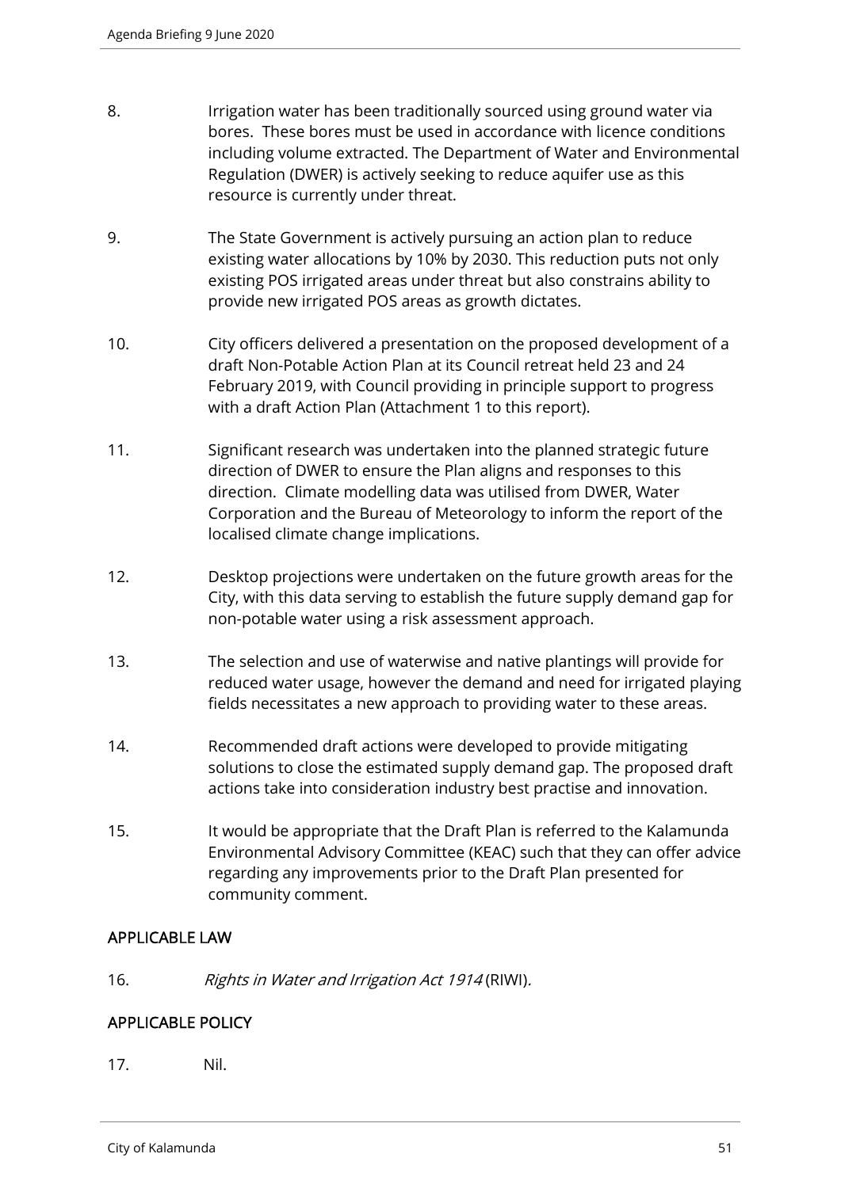8. Irrigation water has been traditionally sourced using ground water via bores. These bores must be used in accordance with licence conditions including volume extracted. The Department of Water and Environmental Regulation (DWER) is actively seeking to reduce aquifer use as this resource is currently under threat.

9. The State Government is actively pursuing an action plan to reduce existing water allocations by 10% by 2030. This reduction puts not only existing POS irrigated areas under threat but also constrains ability to provide new irrigated POS areas as growth dictates.

10. City officers delivered a presentation on the proposed development of a draft Non-Potable Action Plan at its Council retreat held 23 and 24 February 2019, with Council providing in principle support to progress with a draft Action Plan (Attachment 1 to this report).

11. Significant research was undertaken into the planned strategic future direction of DWER to ensure the Plan aligns and responses to this direction. Climate modelling data was utilised from DWER, Water Corporation and the Bureau of Meteorology to inform the report of the localised climate change implications.

12. Desktop projections were undertaken on the future growth areas for the City, with this data serving to establish the future supply demand gap for non-potable water using a risk assessment approach.

13. The selection and use of waterwise and native plantings will provide for reduced water usage, however the demand and need for irrigated playing fields necessitates a new approach to providing water to these areas.

14. Recommended draft actions were developed to provide mitigating solutions to close the estimated supply demand gap. The proposed draft actions take into consideration industry best practise and innovation.

15. It would be appropriate that the Draft Plan is referred to the Kalamunda Environmental Advisory Committee (KEAC) such that they can offer advice regarding any improvements prior to the Draft Plan presented for community comment.

## APPLICABLE LAW

16. *Rights in Water and Irrigation Act 1914* (RIWI).

## APPLICABLE POLICY

17. Nil.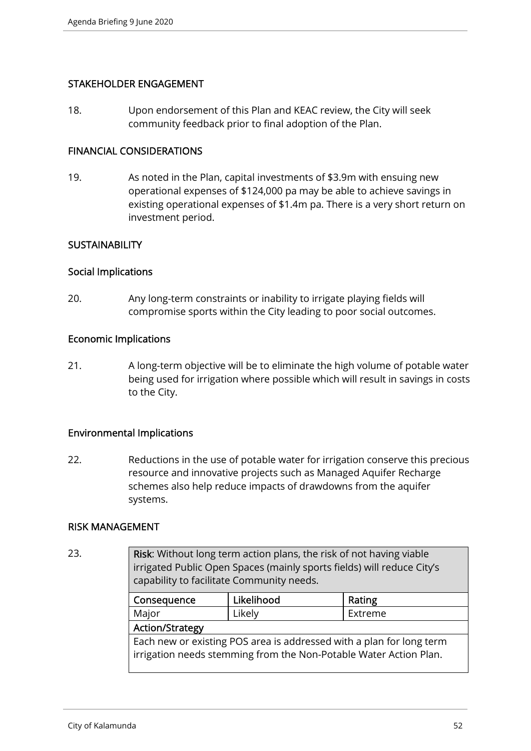## STAKEHOLDER ENGAGEMENT

18. Upon endorsement of this Plan and KEAC review, the City will seek community feedback prior to final adoption of the Plan.

## FINANCIAL CONSIDERATIONS

19. As noted in the Plan, capital investments of $3.9m with ensuing new operational expenses of $124,000 pa may be able to achieve savings in existing operational expenses of $1.4m pa. There is a very short return on investment period.

## SUSTAINABILITY

### Social Implications

20. Any long-term constraints or inability to irrigate playing fields will compromise sports within the City leading to poor social outcomes.

### Economic Implications

21. A long-term objective will be to eliminate the high volume of potable water being used for irrigation where possible which will result in savings in costs to the City.

### Environmental Implications

22. Reductions in the use of potable water for irrigation conserve this precious resource and innovative projects such as Managed Aquifer Recharge schemes also help reduce impacts of drawdowns from the aquifer systems.

## RISK MANAGEMENT

23.

| **Risk**: Without long term action plans, the risk of not having viable irrigated Public Open Spaces (mainly sports fields) will reduce City's capability to facilitate Community needs. | | |
|---|---|---|
| **Consequence** | **Likelihood** | **Rating** |
| Major | Likely | Extreme |
| **Action/Strategy** | | |
| Each new or existing POS area is addressed with a plan for long term irrigation needs stemming from the Non-Potable Water Action Plan. | | |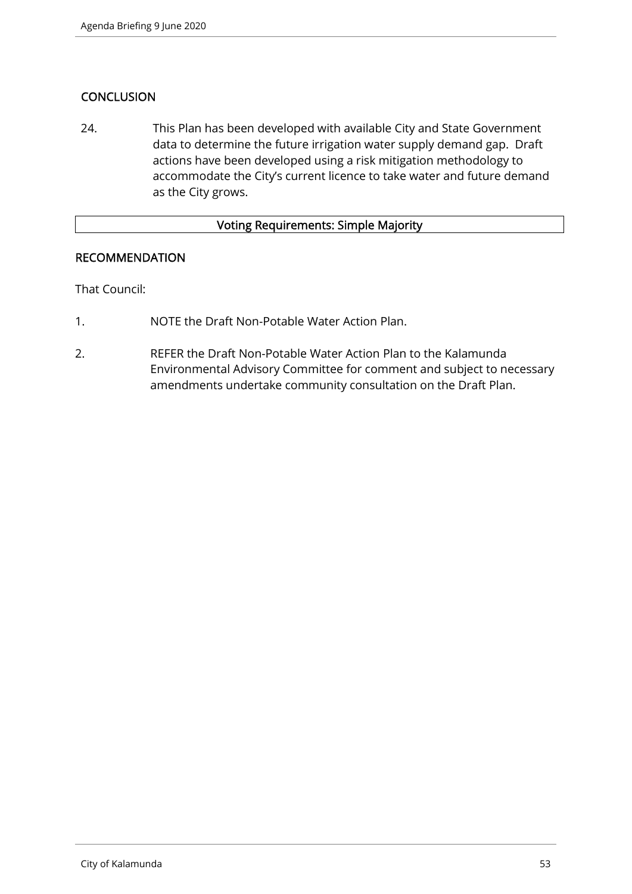## CONCLUSION

24. This Plan has been developed with available City and State Government data to determine the future irrigation water supply demand gap. Draft actions have been developed using a risk mitigation methodology to accommodate the City's current licence to take water and future demand as the City grows.

| Voting Requirements: Simple Majority |
| --- |

## RECOMMENDATION

That Council:

1. NOTE the Draft Non-Potable Water Action Plan.

2. REFER the Draft Non-Potable Water Action Plan to the Kalamunda Environmental Advisory Committee for comment and subject to necessary amendments undertake community consultation on the Draft Plan.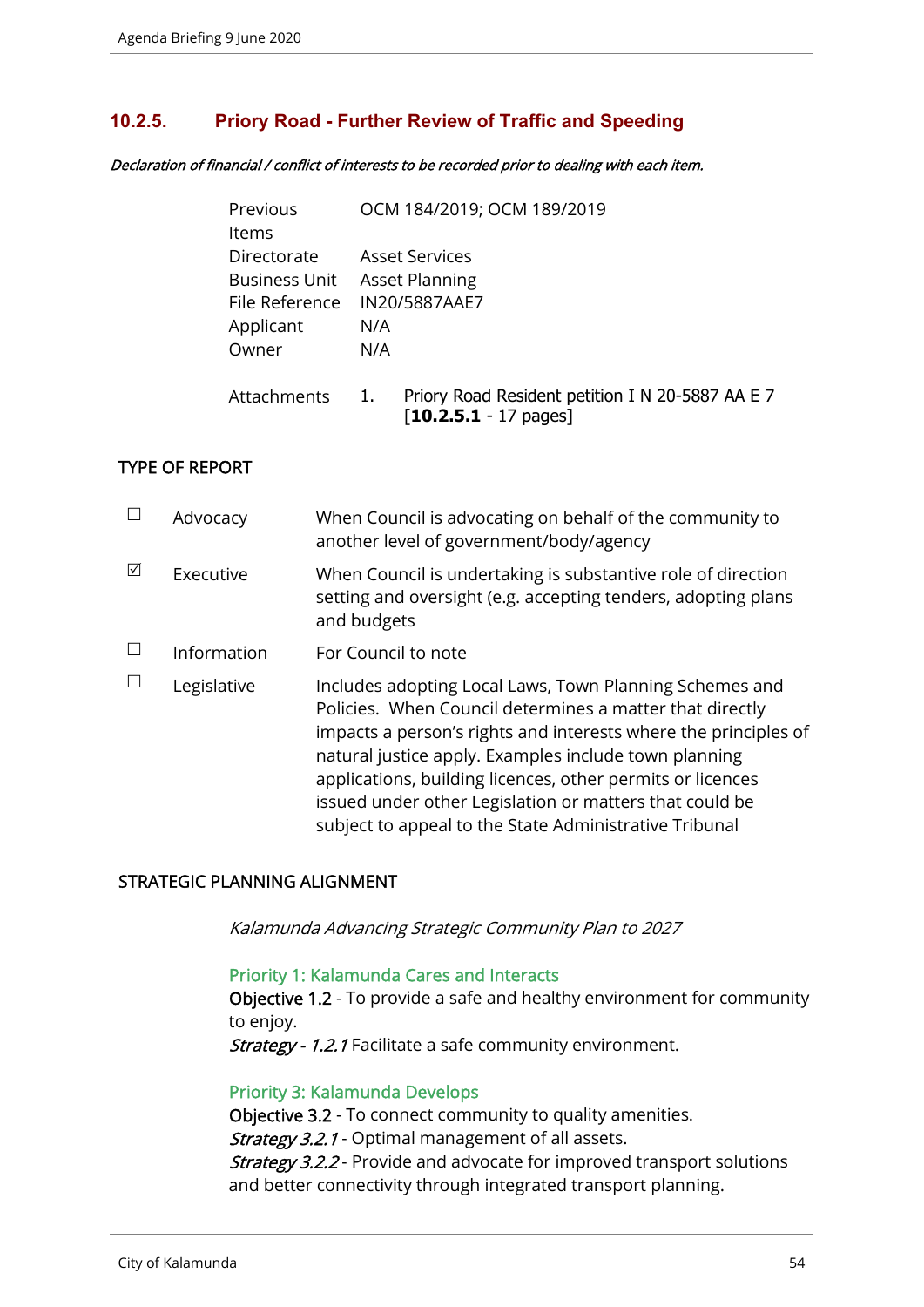## 10.2.5. Priory Road - Further Review of Traffic and Speeding

*Declaration of financial / conflict of interests to be recorded prior to dealing with each item.*

| | |
|---|---|
| Previous Items | OCM 184/2019; OCM 189/2019 |
| Directorate | Asset Services |
| Business Unit | Asset Planning |
| File Reference | IN20/5887AAE7 |
| Applicant | N/A |
| Owner | N/A |
| Attachments | 1. Priory Road Resident petition I N 20-5887 AA E 7 [**10.2.5.1** - 17 pages] |

### TYPE OF REPORT

| | | |
|---|---|---|
| ☐ | Advocacy | When Council is advocating on behalf of the community to another level of government/body/agency |
| ☑ | Executive | When Council is undertaking is substantive role of direction setting and oversight (e.g. accepting tenders, adopting plans and budgets |
| ☐ | Information | For Council to note |
| ☐ | Legislative | Includes adopting Local Laws, Town Planning Schemes and Policies. When Council determines a matter that directly impacts a person's rights and interests where the principles of natural justice apply. Examples include town planning applications, building licences, other permits or licences issued under other Legislation or matters that could be subject to appeal to the State Administrative Tribunal |

### STRATEGIC PLANNING ALIGNMENT

*Kalamunda Advancing Strategic Community Plan to 2027*

Priority 1: Kalamunda Cares and Interacts
Objective 1.2 - To provide a safe and healthy environment for community to enjoy.
*Strategy - 1.2.1* Facilitate a safe community environment.

Priority 3: Kalamunda Develops
Objective 3.2 - To connect community to quality amenities.
*Strategy 3.2.1* - Optimal management of all assets.
*Strategy 3.2.2* - Provide and advocate for improved transport solutions and better connectivity through integrated transport planning.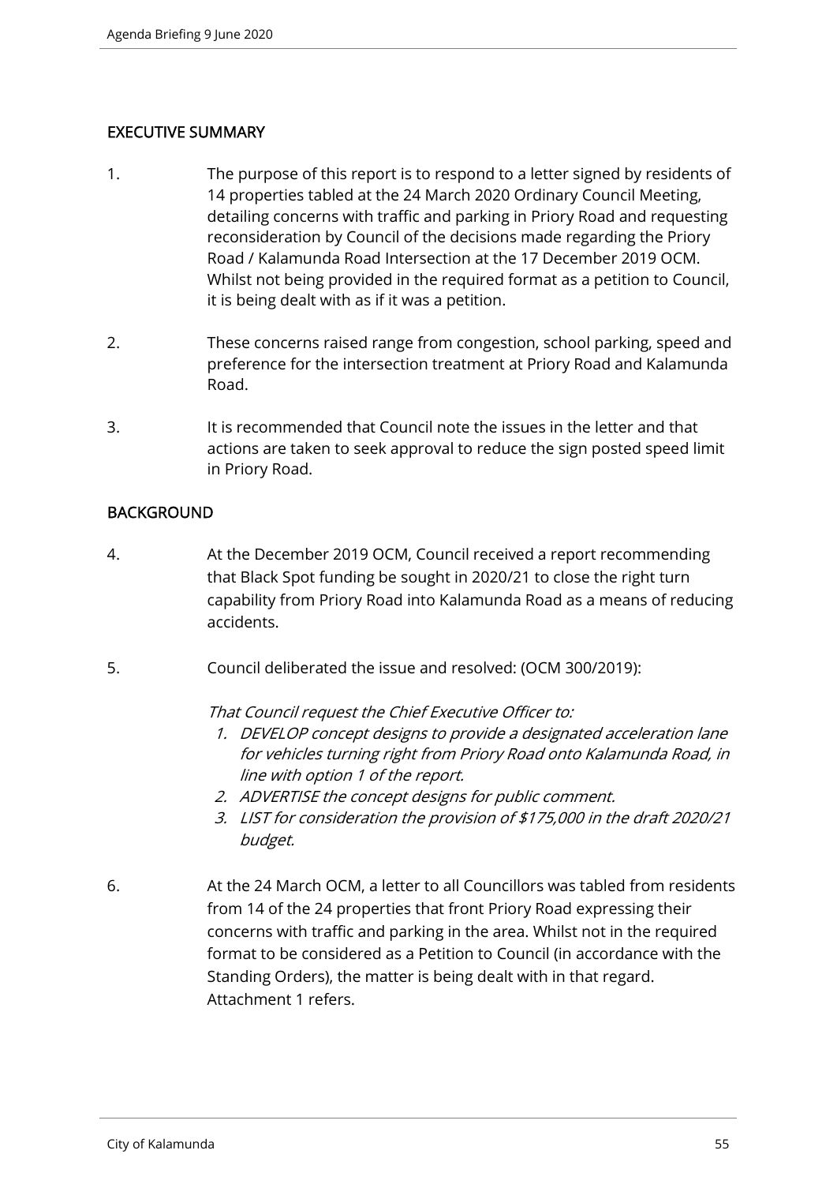## EXECUTIVE SUMMARY

1. The purpose of this report is to respond to a letter signed by residents of 14 properties tabled at the 24 March 2020 Ordinary Council Meeting, detailing concerns with traffic and parking in Priory Road and requesting reconsideration by Council of the decisions made regarding the Priory Road / Kalamunda Road Intersection at the 17 December 2019 OCM. Whilst not being provided in the required format as a petition to Council, it is being dealt with as if it was a petition.

2. These concerns raised range from congestion, school parking, speed and preference for the intersection treatment at Priory Road and Kalamunda Road.

3. It is recommended that Council note the issues in the letter and that actions are taken to seek approval to reduce the sign posted speed limit in Priory Road.

## BACKGROUND

4. At the December 2019 OCM, Council received a report recommending that Black Spot funding be sought in 2020/21 to close the right turn capability from Priory Road into Kalamunda Road as a means of reducing accidents.

5. Council deliberated the issue and resolved: (OCM 300/2019):

   *That Council request the Chief Executive Officer to:*

   1. *DEVELOP concept designs to provide a designated acceleration lane for vehicles turning right from Priory Road onto Kalamunda Road, in line with option 1 of the report.*
   2. *ADVERTISE the concept designs for public comment.*
   3. *LIST for consideration the provision of $175,000 in the draft 2020/21 budget.*

6. At the 24 March OCM, a letter to all Councillors was tabled from residents from 14 of the 24 properties that front Priory Road expressing their concerns with traffic and parking in the area. Whilst not in the required format to be considered as a Petition to Council (in accordance with the Standing Orders), the matter is being dealt with in that regard. Attachment 1 refers.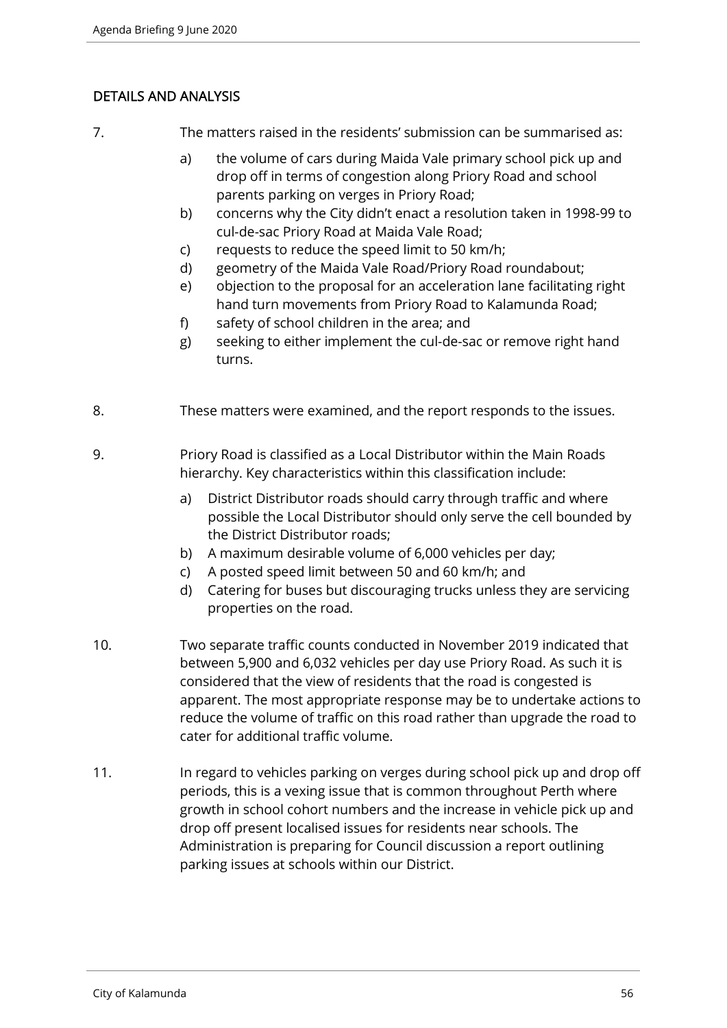## DETAILS AND ANALYSIS

7. The matters raised in the residents' submission can be summarised as:

   a) the volume of cars during Maida Vale primary school pick up and drop off in terms of congestion along Priory Road and school parents parking on verges in Priory Road;
   b) concerns why the City didn't enact a resolution taken in 1998-99 to cul-de-sac Priory Road at Maida Vale Road;
   c) requests to reduce the speed limit to 50 km/h;
   d) geometry of the Maida Vale Road/Priory Road roundabout;
   e) objection to the proposal for an acceleration lane facilitating right hand turn movements from Priory Road to Kalamunda Road;
   f) safety of school children in the area; and
   g) seeking to either implement the cul-de-sac or remove right hand turns.

8. These matters were examined, and the report responds to the issues.

9. Priory Road is classified as a Local Distributor within the Main Roads hierarchy. Key characteristics within this classification include:

   a) District Distributor roads should carry through traffic and where possible the Local Distributor should only serve the cell bounded by the District Distributor roads;
   b) A maximum desirable volume of 6,000 vehicles per day;
   c) A posted speed limit between 50 and 60 km/h; and
   d) Catering for buses but discouraging trucks unless they are servicing properties on the road.

10. Two separate traffic counts conducted in November 2019 indicated that between 5,900 and 6,032 vehicles per day use Priory Road. As such it is considered that the view of residents that the road is congested is apparent. The most appropriate response may be to undertake actions to reduce the volume of traffic on this road rather than upgrade the road to cater for additional traffic volume.

11. In regard to vehicles parking on verges during school pick up and drop off periods, this is a vexing issue that is common throughout Perth where growth in school cohort numbers and the increase in vehicle pick up and drop off present localised issues for residents near schools. The Administration is preparing for Council discussion a report outlining parking issues at schools within our District.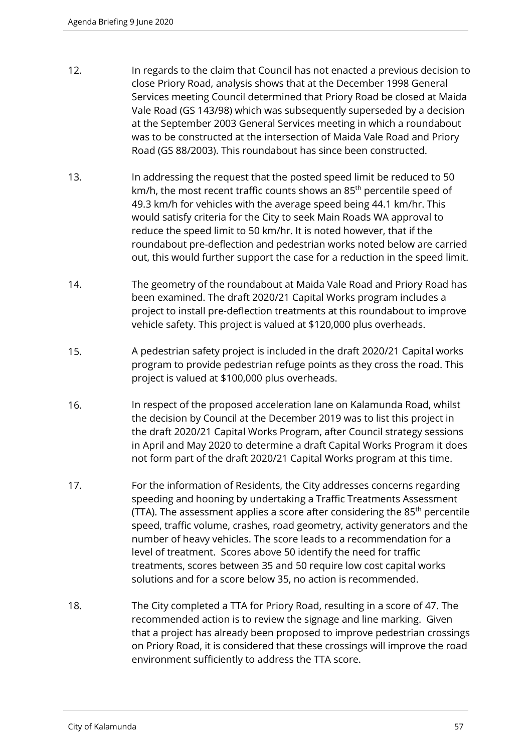12. In regards to the claim that Council has not enacted a previous decision to close Priory Road, analysis shows that at the December 1998 General Services meeting Council determined that Priory Road be closed at Maida Vale Road (GS 143/98) which was subsequently superseded by a decision at the September 2003 General Services meeting in which a roundabout was to be constructed at the intersection of Maida Vale Road and Priory Road (GS 88/2003). This roundabout has since been constructed.

13. In addressing the request that the posted speed limit be reduced to 50 km/h, the most recent traffic counts shows an 85th percentile speed of 49.3 km/h for vehicles with the average speed being 44.1 km/hr. This would satisfy criteria for the City to seek Main Roads WA approval to reduce the speed limit to 50 km/hr. It is noted however, that if the roundabout pre-deflection and pedestrian works noted below are carried out, this would further support the case for a reduction in the speed limit.

14. The geometry of the roundabout at Maida Vale Road and Priory Road has been examined. The draft 2020/21 Capital Works program includes a project to install pre-deflection treatments at this roundabout to improve vehicle safety. This project is valued at $120,000 plus overheads.

15. A pedestrian safety project is included in the draft 2020/21 Capital works program to provide pedestrian refuge points as they cross the road. This project is valued at $100,000 plus overheads.

16. In respect of the proposed acceleration lane on Kalamunda Road, whilst the decision by Council at the December 2019 was to list this project in the draft 2020/21 Capital Works Program, after Council strategy sessions in April and May 2020 to determine a draft Capital Works Program it does not form part of the draft 2020/21 Capital Works program at this time.

17. For the information of Residents, the City addresses concerns regarding speeding and hooning by undertaking a Traffic Treatments Assessment (TTA). The assessment applies a score after considering the 85th percentile speed, traffic volume, crashes, road geometry, activity generators and the number of heavy vehicles. The score leads to a recommendation for a level of treatment. Scores above 50 identify the need for traffic treatments, scores between 35 and 50 require low cost capital works solutions and for a score below 35, no action is recommended.

18. The City completed a TTA for Priory Road, resulting in a score of 47. The recommended action is to review the signage and line marking. Given that a project has already been proposed to improve pedestrian crossings on Priory Road, it is considered that these crossings will improve the road environment sufficiently to address the TTA score.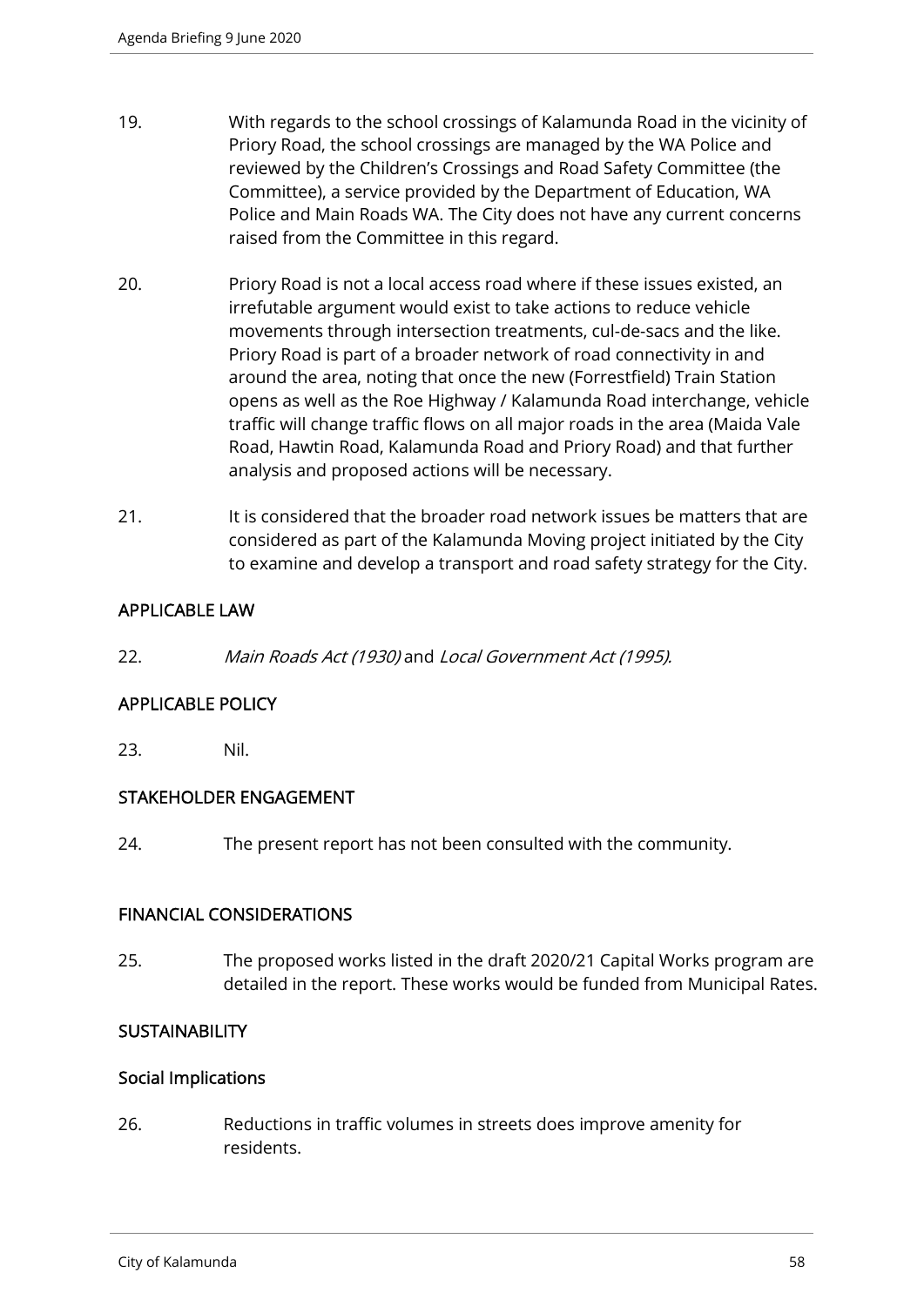19. With regards to the school crossings of Kalamunda Road in the vicinity of Priory Road, the school crossings are managed by the WA Police and reviewed by the Children's Crossings and Road Safety Committee (the Committee), a service provided by the Department of Education, WA Police and Main Roads WA. The City does not have any current concerns raised from the Committee in this regard.

20. Priory Road is not a local access road where if these issues existed, an irrefutable argument would exist to take actions to reduce vehicle movements through intersection treatments, cul-de-sacs and the like. Priory Road is part of a broader network of road connectivity in and around the area, noting that once the new (Forrestfield) Train Station opens as well as the Roe Highway / Kalamunda Road interchange, vehicle traffic will change traffic flows on all major roads in the area (Maida Vale Road, Hawtin Road, Kalamunda Road and Priory Road) and that further analysis and proposed actions will be necessary.

21. It is considered that the broader road network issues be matters that are considered as part of the Kalamunda Moving project initiated by the City to examine and develop a transport and road safety strategy for the City.

## APPLICABLE LAW

22. *Main Roads Act (1930)* and *Local Government Act (1995).*

## APPLICABLE POLICY

23. Nil.

## STAKEHOLDER ENGAGEMENT

24. The present report has not been consulted with the community.

## FINANCIAL CONSIDERATIONS

25. The proposed works listed in the draft 2020/21 Capital Works program are detailed in the report. These works would be funded from Municipal Rates.

## SUSTAINABILITY

### Social Implications

26. Reductions in traffic volumes in streets does improve amenity for residents.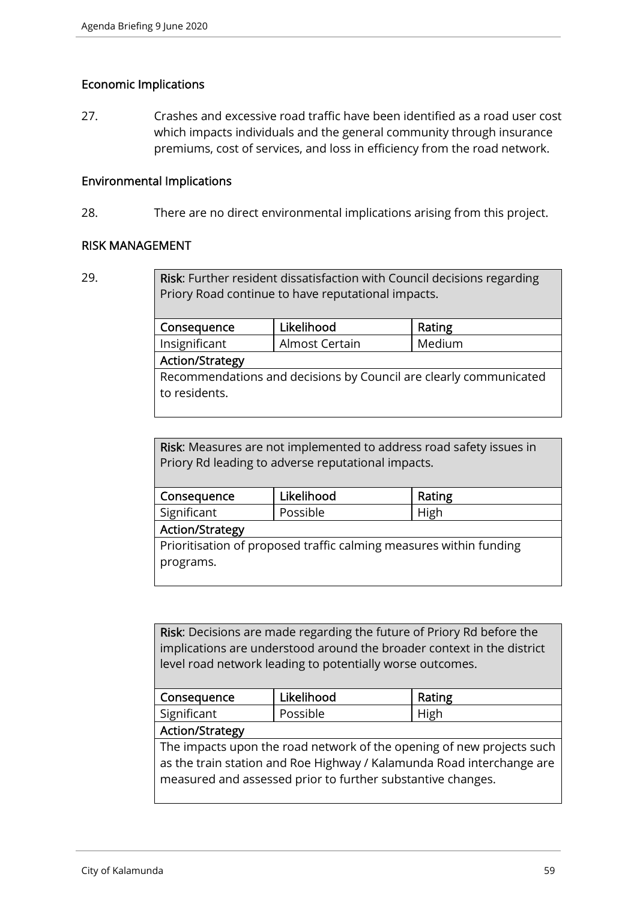## Economic Implications

27. Crashes and excessive road traffic have been identified as a road user cost which impacts individuals and the general community through insurance premiums, cost of services, and loss in efficiency from the road network.

## Environmental Implications

28. There are no direct environmental implications arising from this project.

## RISK MANAGEMENT

29.

| **Risk**: Further resident dissatisfaction with Council decisions regarding Priory Road continue to have reputational impacts. | | |
|---|---|---|
| **Consequence** | **Likelihood** | **Rating** |
| Insignificant | Almost Certain | Medium |
| **Action/Strategy** | | |
| Recommendations and decisions by Council are clearly communicated to residents. | | |

| **Risk**: Measures are not implemented to address road safety issues in Priory Rd leading to adverse reputational impacts. | | |
|---|---|---|
| **Consequence** | **Likelihood** | **Rating** |
| Significant | Possible | High |
| **Action/Strategy** | | |
| Prioritisation of proposed traffic calming measures within funding programs. | | |

| **Risk**: Decisions are made regarding the future of Priory Rd before the implications are understood around the broader context in the district level road network leading to potentially worse outcomes. | | |
|---|---|---|
| **Consequence** | **Likelihood** | **Rating** |
| Significant | Possible | High |
| **Action/Strategy** | | |
| The impacts upon the road network of the opening of new projects such as the train station and Roe Highway / Kalamunda Road interchange are measured and assessed prior to further substantive changes. | | |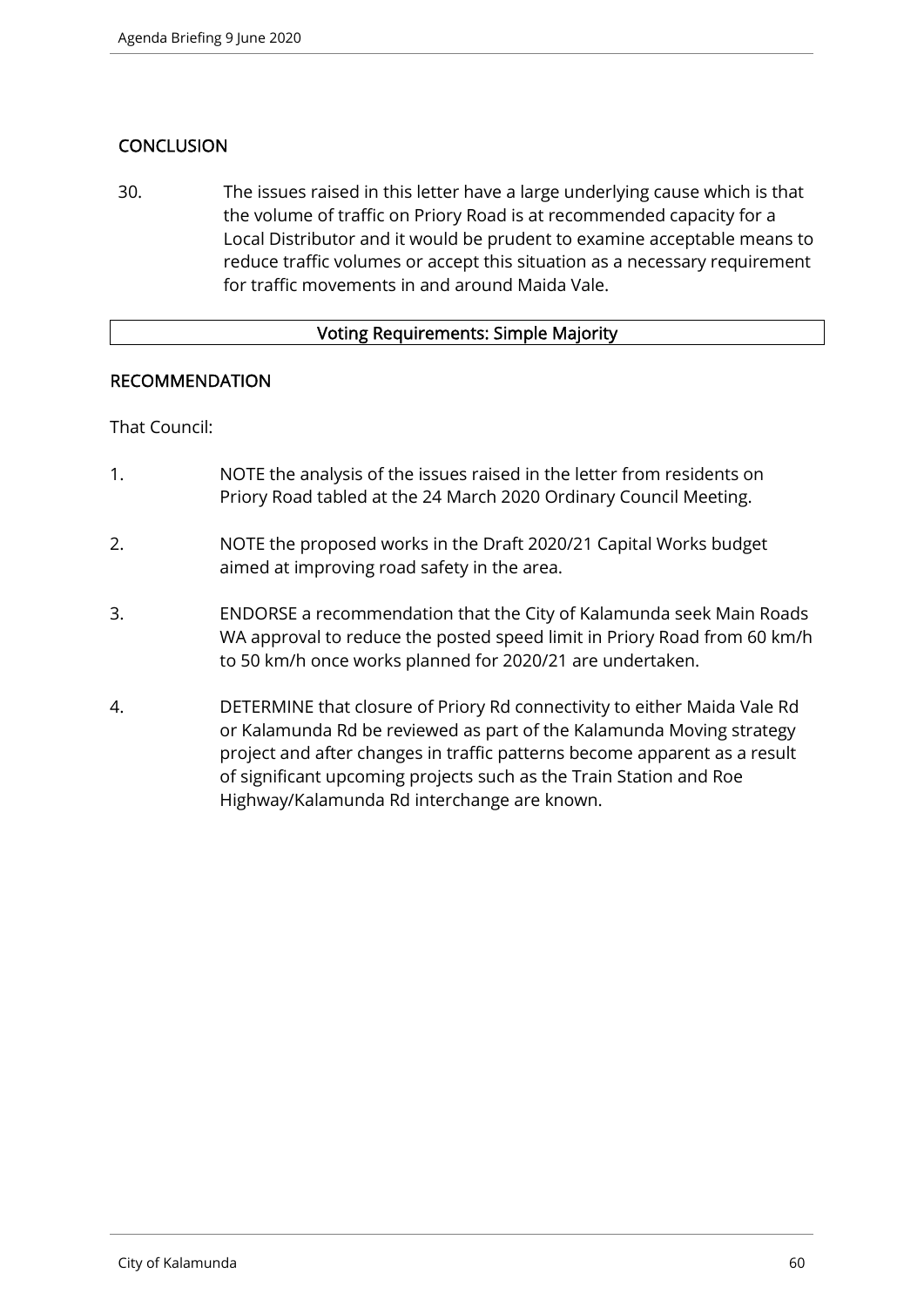## CONCLUSION

30. The issues raised in this letter have a large underlying cause which is that the volume of traffic on Priory Road is at recommended capacity for a Local Distributor and it would be prudent to examine acceptable means to reduce traffic volumes or accept this situation as a necessary requirement for traffic movements in and around Maida Vale.

**Voting Requirements: Simple Majority**

## RECOMMENDATION

That Council:

1. NOTE the analysis of the issues raised in the letter from residents on Priory Road tabled at the 24 March 2020 Ordinary Council Meeting.

2. NOTE the proposed works in the Draft 2020/21 Capital Works budget aimed at improving road safety in the area.

3. ENDORSE a recommendation that the City of Kalamunda seek Main Roads WA approval to reduce the posted speed limit in Priory Road from 60 km/h to 50 km/h once works planned for 2020/21 are undertaken.

4. DETERMINE that closure of Priory Rd connectivity to either Maida Vale Rd or Kalamunda Rd be reviewed as part of the Kalamunda Moving strategy project and after changes in traffic patterns become apparent as a result of significant upcoming projects such as the Train Station and Roe Highway/Kalamunda Rd interchange are known.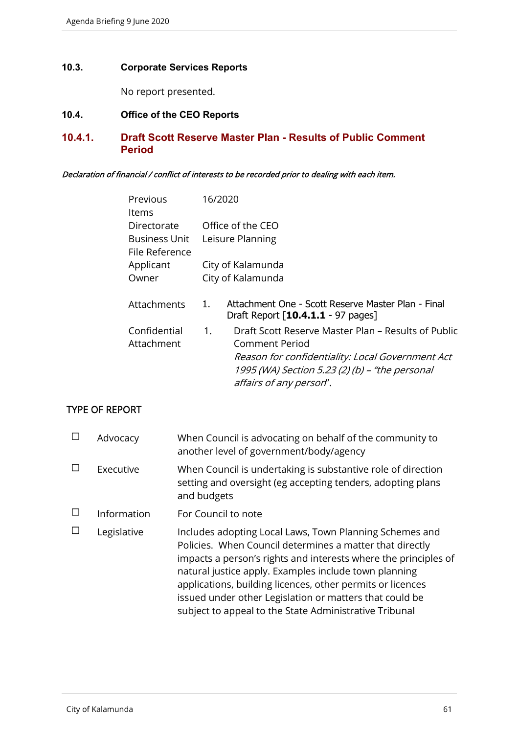## 10.3. Corporate Services Reports

No report presented.

## 10.4. Office of the CEO Reports

### 10.4.1. Draft Scott Reserve Master Plan - Results of Public Comment Period

*Declaration of financial / conflict of interests to be recorded prior to dealing with each item.*

| | |
|---|---|
| Previous Items | 16/2020 |
| Directorate | Office of the CEO |
| Business Unit | Leisure Planning |
| File Reference | |
| Applicant | City of Kalamunda |
| Owner | City of Kalamunda |
| Attachments | 1. Attachment One - Scott Reserve Master Plan - Final Draft Report [**10.4.1.1** - 97 pages] |
| Confidential Attachment | 1. Draft Scott Reserve Master Plan – Results of Public Comment Period<br>*Reason for confidentiality: Local Government Act 1995 (WA) Section 5.23 (2) (b) – "the personal affairs of any person*". |

TYPE OF REPORT

| | | |
|---|---|---|
| ☐ | Advocacy | When Council is advocating on behalf of the community to another level of government/body/agency |
| ☐ | Executive | When Council is undertaking is substantive role of direction setting and oversight (eg accepting tenders, adopting plans and budgets |
| ☐ | Information | For Council to note |
| ☐ | Legislative | Includes adopting Local Laws, Town Planning Schemes and Policies. When Council determines a matter that directly impacts a person's rights and interests where the principles of natural justice apply. Examples include town planning applications, building licences, other permits or licences issued under other Legislation or matters that could be subject to appeal to the State Administrative Tribunal |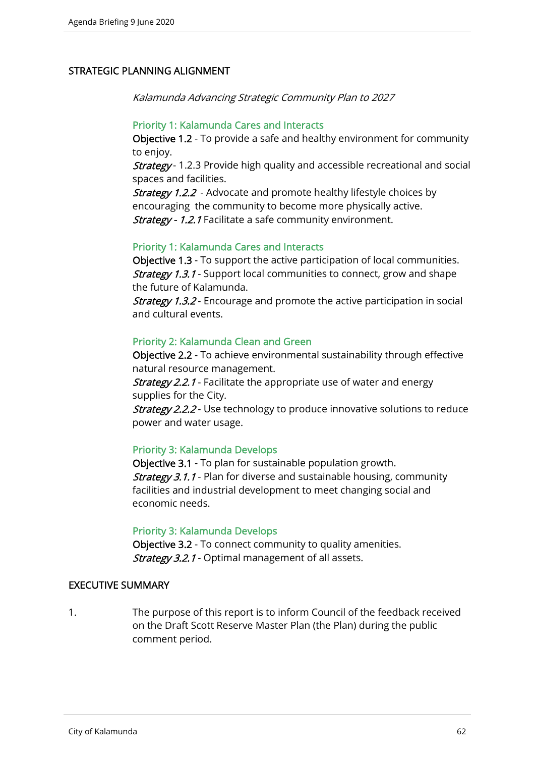## STRATEGIC PLANNING ALIGNMENT

*Kalamunda Advancing Strategic Community Plan to 2027*

**Priority 1: Kalamunda Cares and Interacts**
**Objective 1.2** - To provide a safe and healthy environment for community to enjoy.
***Strategy*** - 1.2.3 Provide high quality and accessible recreational and social spaces and facilities.
***Strategy 1.2.2*** - Advocate and promote healthy lifestyle choices by encouraging the community to become more physically active.
***Strategy - 1.2.1*** Facilitate a safe community environment.

**Priority 1: Kalamunda Cares and Interacts**
**Objective 1.3** - To support the active participation of local communities.
***Strategy 1.3.1*** - Support local communities to connect, grow and shape the future of Kalamunda.
***Strategy 1.3.2*** - Encourage and promote the active participation in social and cultural events.

**Priority 2: Kalamunda Clean and Green**
**Objective 2.2** - To achieve environmental sustainability through effective natural resource management.
***Strategy 2.2.1*** - Facilitate the appropriate use of water and energy supplies for the City.
***Strategy 2.2.2*** - Use technology to produce innovative solutions to reduce power and water usage.

**Priority 3: Kalamunda Develops**
**Objective 3.1** - To plan for sustainable population growth.
***Strategy 3.1.1*** - Plan for diverse and sustainable housing, community facilities and industrial development to meet changing social and economic needs.

**Priority 3: Kalamunda Develops**
**Objective 3.2** - To connect community to quality amenities.
***Strategy 3.2.1*** - Optimal management of all assets.

## EXECUTIVE SUMMARY

1. The purpose of this report is to inform Council of the feedback received on the Draft Scott Reserve Master Plan (the Plan) during the public comment period.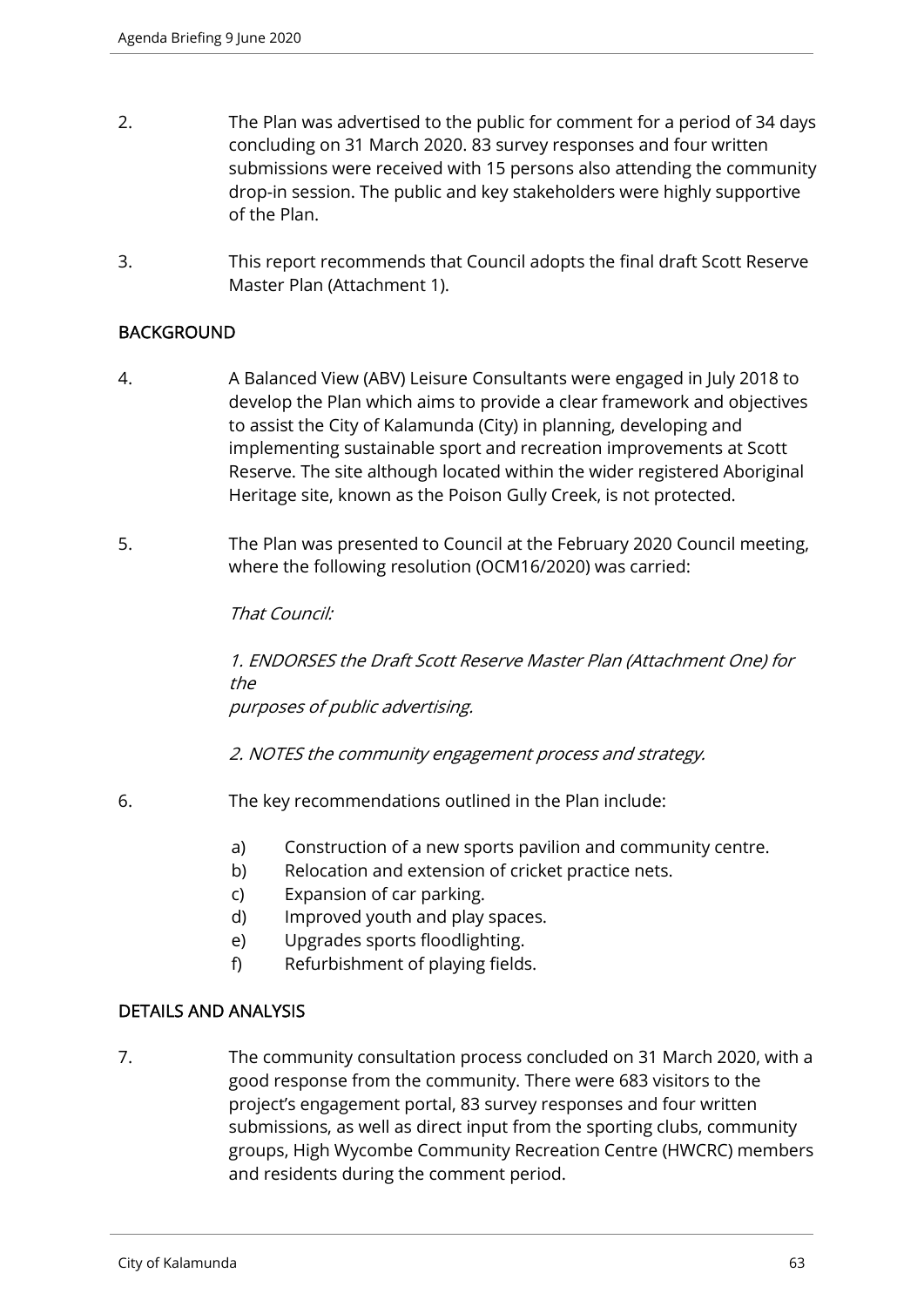2. The Plan was advertised to the public for comment for a period of 34 days concluding on 31 March 2020. 83 survey responses and four written submissions were received with 15 persons also attending the community drop-in session. The public and key stakeholders were highly supportive of the Plan.

3. This report recommends that Council adopts the final draft Scott Reserve Master Plan (Attachment 1).

## BACKGROUND

4. A Balanced View (ABV) Leisure Consultants were engaged in July 2018 to develop the Plan which aims to provide a clear framework and objectives to assist the City of Kalamunda (City) in planning, developing and implementing sustainable sport and recreation improvements at Scott Reserve. The site although located within the wider registered Aboriginal Heritage site, known as the Poison Gully Creek, is not protected.

5. The Plan was presented to Council at the February 2020 Council meeting, where the following resolution (OCM16/2020) was carried:

   *That Council:*

   *1. ENDORSES the Draft Scott Reserve Master Plan (Attachment One) for the purposes of public advertising.*

   *2. NOTES the community engagement process and strategy.*

6. The key recommendations outlined in the Plan include:

   a) Construction of a new sports pavilion and community centre.
   b) Relocation and extension of cricket practice nets.
   c) Expansion of car parking.
   d) Improved youth and play spaces.
   e) Upgrades sports floodlighting.
   f) Refurbishment of playing fields.

## DETAILS AND ANALYSIS

7. The community consultation process concluded on 31 March 2020, with a good response from the community. There were 683 visitors to the project's engagement portal, 83 survey responses and four written submissions, as well as direct input from the sporting clubs, community groups, High Wycombe Community Recreation Centre (HWCRC) members and residents during the comment period.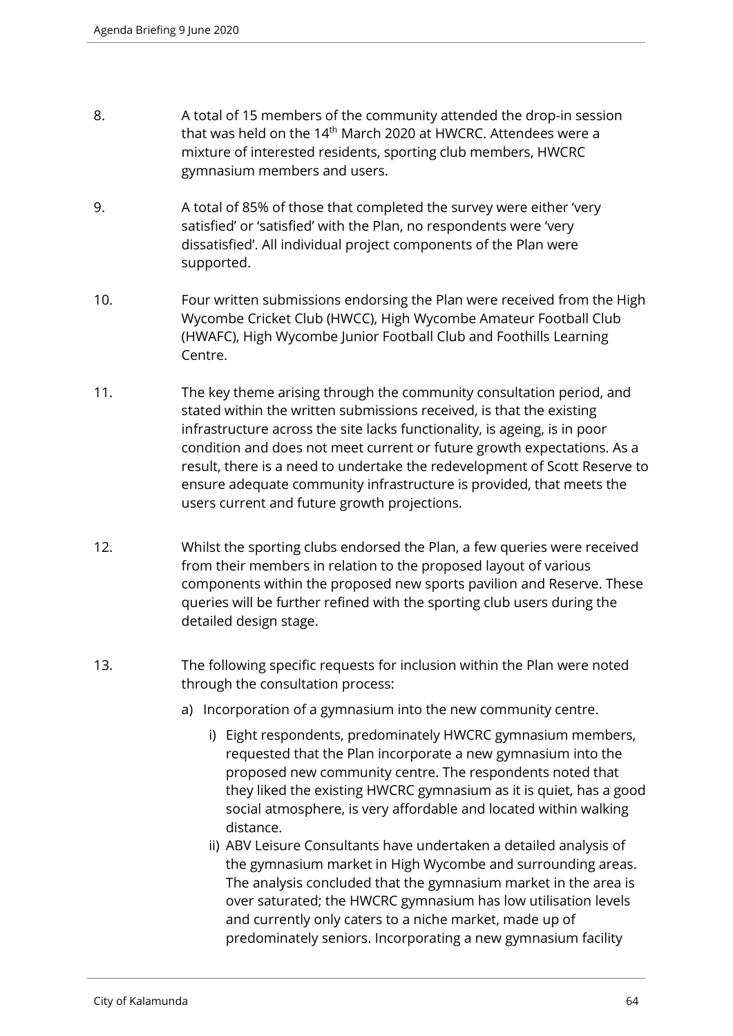8. A total of 15 members of the community attended the drop-in session that was held on the 14th March 2020 at HWCRC. Attendees were a mixture of interested residents, sporting club members, HWCRC gymnasium members and users.

9. A total of 85% of those that completed the survey were either 'very satisfied' or 'satisfied' with the Plan, no respondents were 'very dissatisfied'. All individual project components of the Plan were supported.

10. Four written submissions endorsing the Plan were received from the High Wycombe Cricket Club (HWCC), High Wycombe Amateur Football Club (HWAFC), High Wycombe Junior Football Club and Foothills Learning Centre.

11. The key theme arising through the community consultation period, and stated within the written submissions received, is that the existing infrastructure across the site lacks functionality, is ageing, is in poor condition and does not meet current or future growth expectations. As a result, there is a need to undertake the redevelopment of Scott Reserve to ensure adequate community infrastructure is provided, that meets the users current and future growth projections.

12. Whilst the sporting clubs endorsed the Plan, a few queries were received from their members in relation to the proposed layout of various components within the proposed new sports pavilion and Reserve. These queries will be further refined with the sporting club users during the detailed design stage.

13. The following specific requests for inclusion within the Plan were noted through the consultation process:

    a) Incorporation of a gymnasium into the new community centre.

        i) Eight respondents, predominately HWCRC gymnasium members, requested that the Plan incorporate a new gymnasium into the proposed new community centre. The respondents noted that they liked the existing HWCRC gymnasium as it is quiet, has a good social atmosphere, is very affordable and located within walking distance.

        ii) ABV Leisure Consultants have undertaken a detailed analysis of the gymnasium market in High Wycombe and surrounding areas. The analysis concluded that the gymnasium market in the area is over saturated; the HWCRC gymnasium has low utilisation levels and currently only caters to a niche market, made up of predominately seniors. Incorporating a new gymnasium facility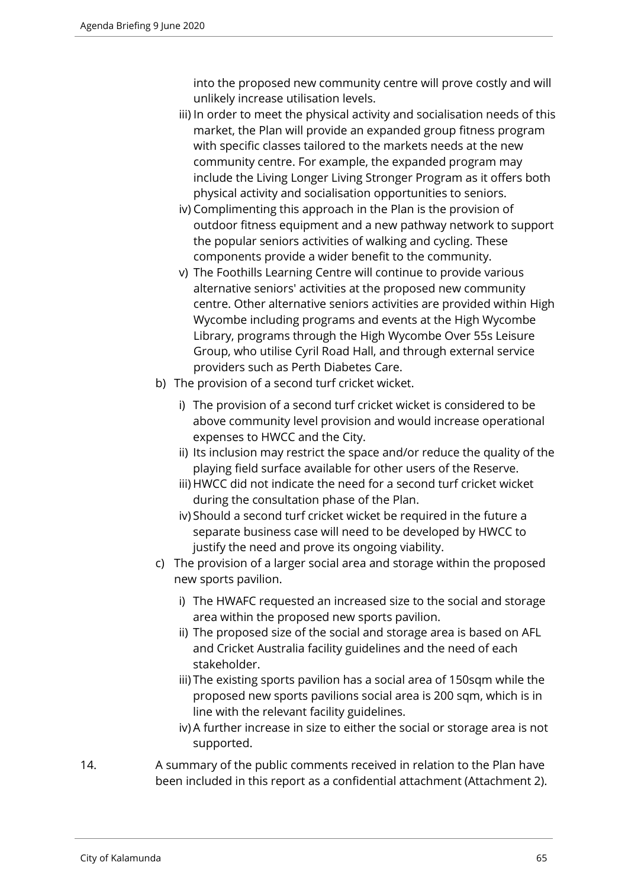into the proposed new community centre will prove costly and will unlikely increase utilisation levels.

iii) In order to meet the physical activity and socialisation needs of this market, the Plan will provide an expanded group fitness program with specific classes tailored to the markets needs at the new community centre. For example, the expanded program may include the Living Longer Living Stronger Program as it offers both physical activity and socialisation opportunities to seniors.

iv) Complimenting this approach in the Plan is the provision of outdoor fitness equipment and a new pathway network to support the popular seniors activities of walking and cycling. These components provide a wider benefit to the community.

v) The Foothills Learning Centre will continue to provide various alternative seniors' activities at the proposed new community centre. Other alternative seniors activities are provided within High Wycombe including programs and events at the High Wycombe Library, programs through the High Wycombe Over 55s Leisure Group, who utilise Cyril Road Hall, and through external service providers such as Perth Diabetes Care.

b) The provision of a second turf cricket wicket.

   i) The provision of a second turf cricket wicket is considered to be above community level provision and would increase operational expenses to HWCC and the City.
   ii) Its inclusion may restrict the space and/or reduce the quality of the playing field surface available for other users of the Reserve.
   iii) HWCC did not indicate the need for a second turf cricket wicket during the consultation phase of the Plan.
   iv) Should a second turf cricket wicket be required in the future a separate business case will need to be developed by HWCC to justify the need and prove its ongoing viability.

c) The provision of a larger social area and storage within the proposed new sports pavilion.

   i) The HWAFC requested an increased size to the social and storage area within the proposed new sports pavilion.
   ii) The proposed size of the social and storage area is based on AFL and Cricket Australia facility guidelines and the need of each stakeholder.
   iii) The existing sports pavilion has a social area of 150sqm while the proposed new sports pavilions social area is 200 sqm, which is in line with the relevant facility guidelines.
   iv) A further increase in size to either the social or storage area is not supported.

14. A summary of the public comments received in relation to the Plan have been included in this report as a confidential attachment (Attachment 2).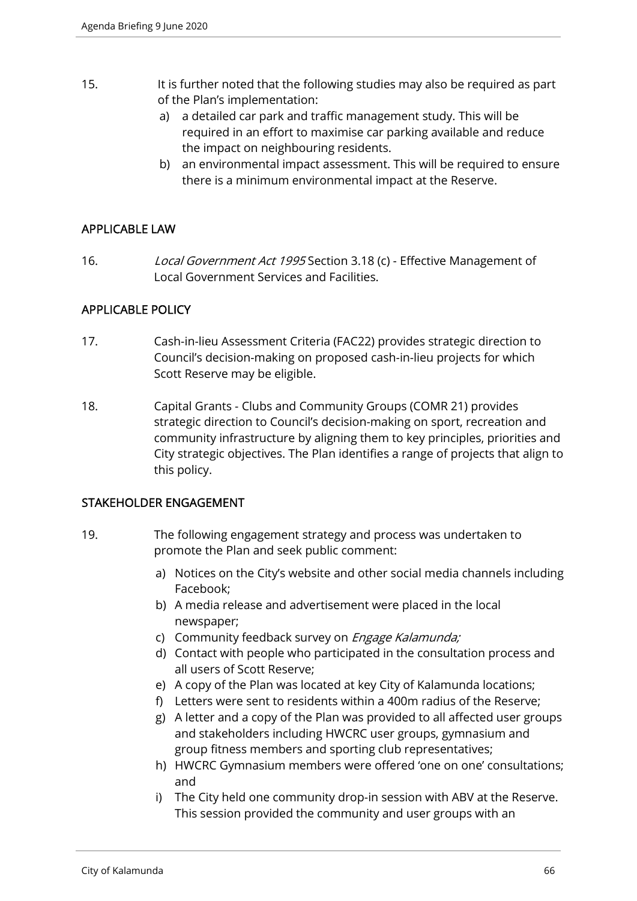15. It is further noted that the following studies may also be required as part of the Plan's implementation:

    a) a detailed car park and traffic management study. This will be required in an effort to maximise car parking available and reduce the impact on neighbouring residents.

    b) an environmental impact assessment. This will be required to ensure there is a minimum environmental impact at the Reserve.

## APPLICABLE LAW

16. *Local Government Act 1995* Section 3.18 (c) - Effective Management of Local Government Services and Facilities.

## APPLICABLE POLICY

17. Cash-in-lieu Assessment Criteria (FAC22) provides strategic direction to Council's decision-making on proposed cash-in-lieu projects for which Scott Reserve may be eligible.

18. Capital Grants - Clubs and Community Groups (COMR 21) provides strategic direction to Council's decision-making on sport, recreation and community infrastructure by aligning them to key principles, priorities and City strategic objectives. The Plan identifies a range of projects that align to this policy.

## STAKEHOLDER ENGAGEMENT

19. The following engagement strategy and process was undertaken to promote the Plan and seek public comment:

    a) Notices on the City's website and other social media channels including Facebook;

    b) A media release and advertisement were placed in the local newspaper;

    c) Community feedback survey on *Engage Kalamunda;*

    d) Contact with people who participated in the consultation process and all users of Scott Reserve;

    e) A copy of the Plan was located at key City of Kalamunda locations;

    f) Letters were sent to residents within a 400m radius of the Reserve;

    g) A letter and a copy of the Plan was provided to all affected user groups and stakeholders including HWCRC user groups, gymnasium and group fitness members and sporting club representatives;

    h) HWCRC Gymnasium members were offered 'one on one' consultations; and

    i) The City held one community drop-in session with ABV at the Reserve. This session provided the community and user groups with an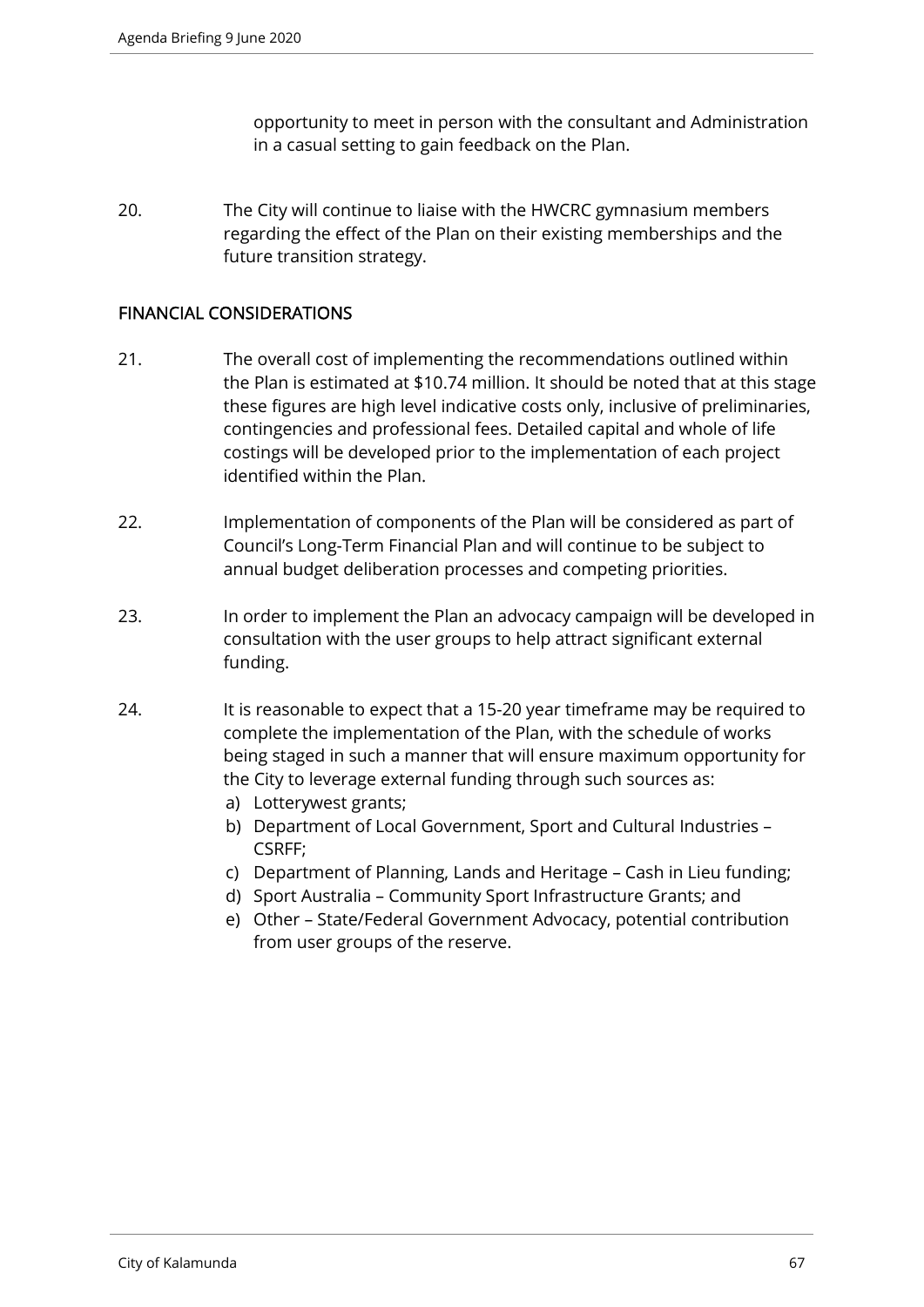opportunity to meet in person with the consultant and Administration in a casual setting to gain feedback on the Plan.

20. The City will continue to liaise with the HWCRC gymnasium members regarding the effect of the Plan on their existing memberships and the future transition strategy.

## FINANCIAL CONSIDERATIONS

21. The overall cost of implementing the recommendations outlined within the Plan is estimated at $10.74 million. It should be noted that at this stage these figures are high level indicative costs only, inclusive of preliminaries, contingencies and professional fees. Detailed capital and whole of life costings will be developed prior to the implementation of each project identified within the Plan.

22. Implementation of components of the Plan will be considered as part of Council's Long-Term Financial Plan and will continue to be subject to annual budget deliberation processes and competing priorities.

23. In order to implement the Plan an advocacy campaign will be developed in consultation with the user groups to help attract significant external funding.

24. It is reasonable to expect that a 15-20 year timeframe may be required to complete the implementation of the Plan, with the schedule of works being staged in such a manner that will ensure maximum opportunity for the City to leverage external funding through such sources as:
    a) Lotterywest grants;
    b) Department of Local Government, Sport and Cultural Industries – CSRFF;
    c) Department of Planning, Lands and Heritage – Cash in Lieu funding;
    d) Sport Australia – Community Sport Infrastructure Grants; and
    e) Other – State/Federal Government Advocacy, potential contribution from user groups of the reserve.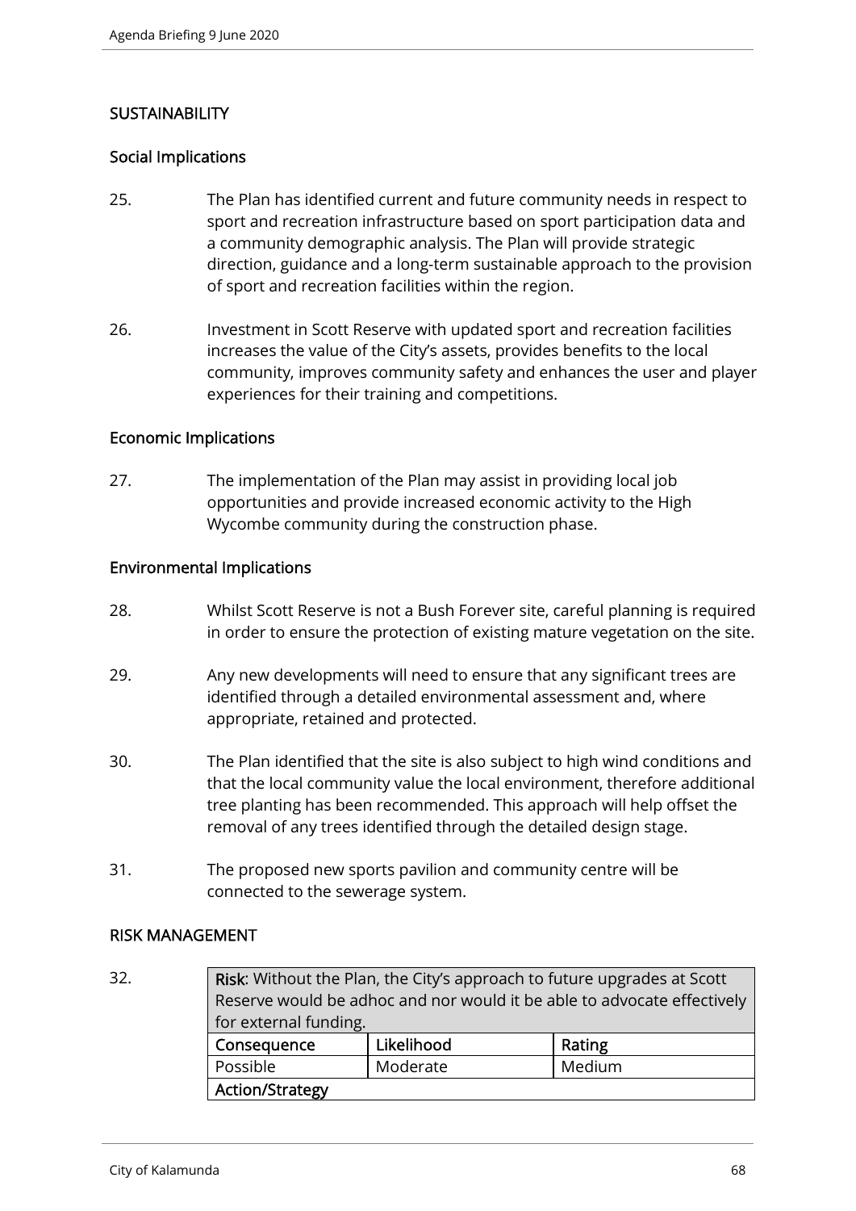## SUSTAINABILITY

### Social Implications

25. The Plan has identified current and future community needs in respect to sport and recreation infrastructure based on sport participation data and a community demographic analysis. The Plan will provide strategic direction, guidance and a long-term sustainable approach to the provision of sport and recreation facilities within the region.

26. Investment in Scott Reserve with updated sport and recreation facilities increases the value of the City's assets, provides benefits to the local community, improves community safety and enhances the user and player experiences for their training and competitions.

### Economic Implications

27. The implementation of the Plan may assist in providing local job opportunities and provide increased economic activity to the High Wycombe community during the construction phase.

### Environmental Implications

28. Whilst Scott Reserve is not a Bush Forever site, careful planning is required in order to ensure the protection of existing mature vegetation on the site.

29. Any new developments will need to ensure that any significant trees are identified through a detailed environmental assessment and, where appropriate, retained and protected.

30. The Plan identified that the site is also subject to high wind conditions and that the local community value the local environment, therefore additional tree planting has been recommended. This approach will help offset the removal of any trees identified through the detailed design stage.

31. The proposed new sports pavilion and community centre will be connected to the sewerage system.

## RISK MANAGEMENT

32.

| **Risk**: Without the Plan, the City's approach to future upgrades at Scott Reserve would be adhoc and nor would it be able to advocate effectively for external funding. | | |
|---|---|---|
| **Consequence** | **Likelihood** | **Rating** |
| Possible | Moderate | Medium |
| **Action/Strategy** | | |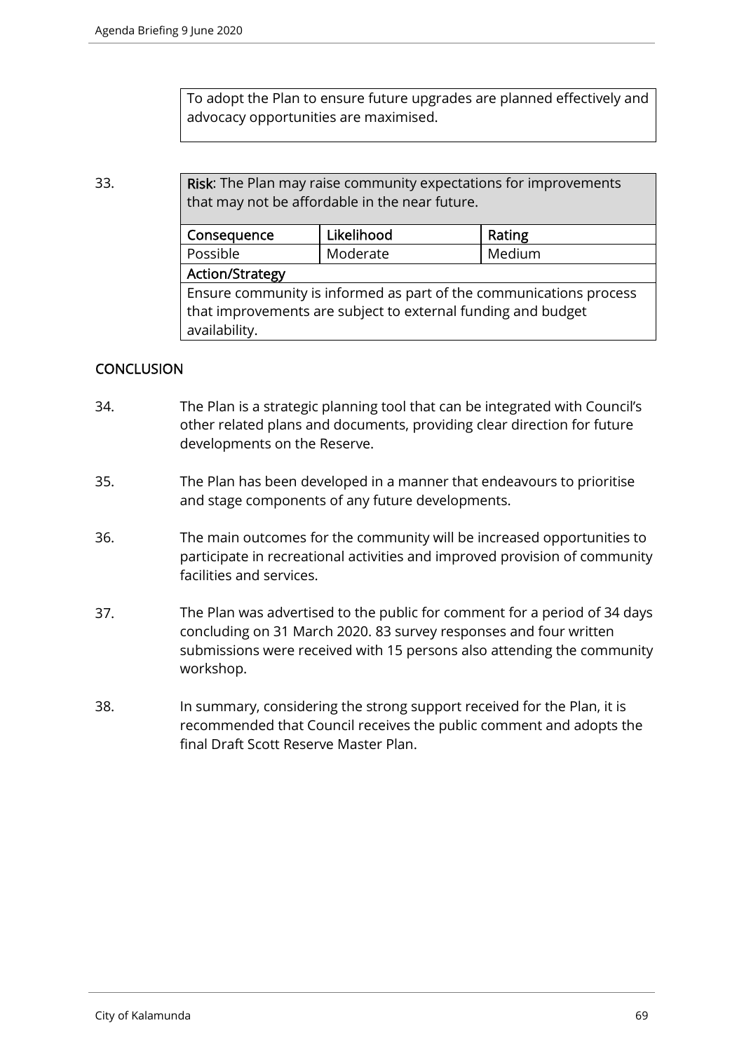To adopt the Plan to ensure future upgrades are planned effectively and advocacy opportunities are maximised.

33.

| **Risk**: The Plan may raise community expectations for improvements that may not be affordable in the near future. | | |
|---|---|---|
| **Consequence** | **Likelihood** | **Rating** |
| Possible | Moderate | Medium |
| **Action/Strategy** | | |
| Ensure community is informed as part of the communications process that improvements are subject to external funding and budget availability. | | |

## CONCLUSION

34. The Plan is a strategic planning tool that can be integrated with Council's other related plans and documents, providing clear direction for future developments on the Reserve.

35. The Plan has been developed in a manner that endeavours to prioritise and stage components of any future developments.

36. The main outcomes for the community will be increased opportunities to participate in recreational activities and improved provision of community facilities and services.

37. The Plan was advertised to the public for comment for a period of 34 days concluding on 31 March 2020. 83 survey responses and four written submissions were received with 15 persons also attending the community workshop.

38. In summary, considering the strong support received for the Plan, it is recommended that Council receives the public comment and adopts the final Draft Scott Reserve Master Plan.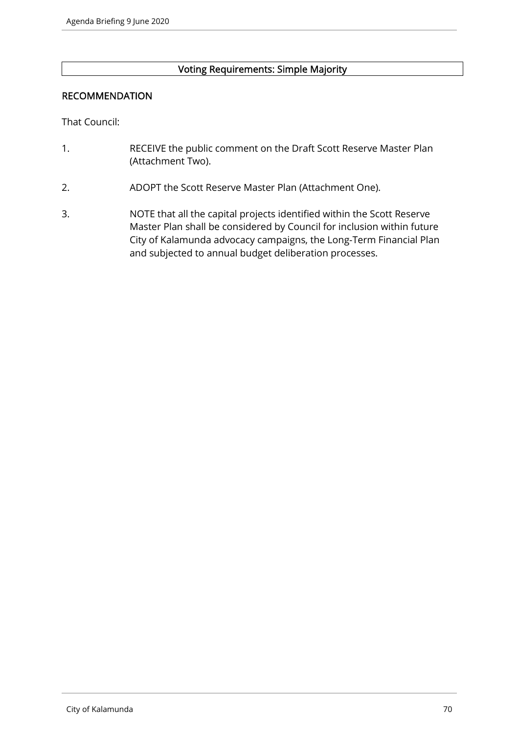**Voting Requirements: Simple Majority**

## RECOMMENDATION

That Council:

1. RECEIVE the public comment on the Draft Scott Reserve Master Plan (Attachment Two).

2. ADOPT the Scott Reserve Master Plan (Attachment One).

3. NOTE that all the capital projects identified within the Scott Reserve Master Plan shall be considered by Council for inclusion within future City of Kalamunda advocacy campaigns, the Long-Term Financial Plan and subjected to annual budget deliberation processes.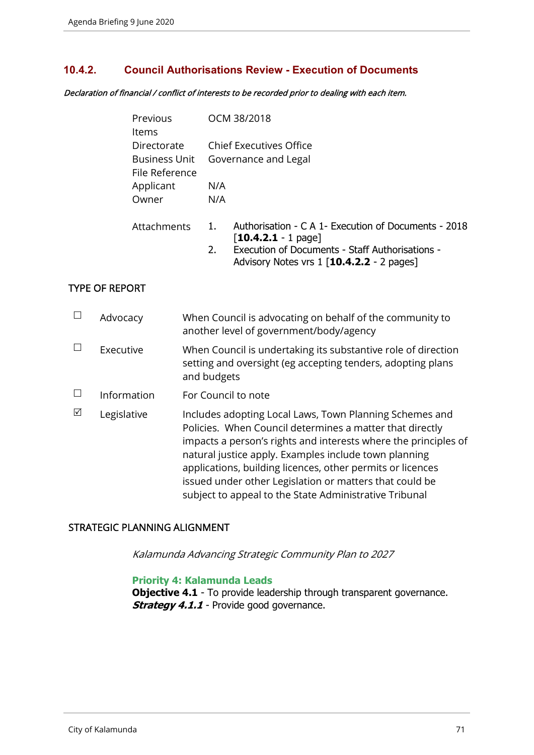## 10.4.2. Council Authorisations Review - Execution of Documents

*Declaration of financial / conflict of interests to be recorded prior to dealing with each item.*

| | |
|---|---|
| Previous Items | OCM 38/2018 |
| Directorate | Chief Executives Office |
| Business Unit | Governance and Legal |
| File Reference | |
| Applicant | N/A |
| Owner | N/A |

Attachments

1. Authorisation - C A 1- Execution of Documents - 2018 [**10.4.2.1** - 1 page]
2. Execution of Documents - Staff Authorisations - Advisory Notes vrs 1 [**10.4.2.2** - 2 pages]

### TYPE OF REPORT

| | | |
|---|---|---|
| ☐ | Advocacy | When Council is advocating on behalf of the community to another level of government/body/agency |
| ☐ | Executive | When Council is undertaking its substantive role of direction setting and oversight (eg accepting tenders, adopting plans and budgets |
| ☐ | Information | For Council to note |
| ☑ | Legislative | Includes adopting Local Laws, Town Planning Schemes and Policies. When Council determines a matter that directly impacts a person's rights and interests where the principles of natural justice apply. Examples include town planning applications, building licences, other permits or licences issued under other Legislation or matters that could be subject to appeal to the State Administrative Tribunal |

### STRATEGIC PLANNING ALIGNMENT

*Kalamunda Advancing Strategic Community Plan to 2027*

**Priority 4: Kalamunda Leads**
**Objective 4.1** - To provide leadership through transparent governance.
***Strategy 4.1.1*** - Provide good governance.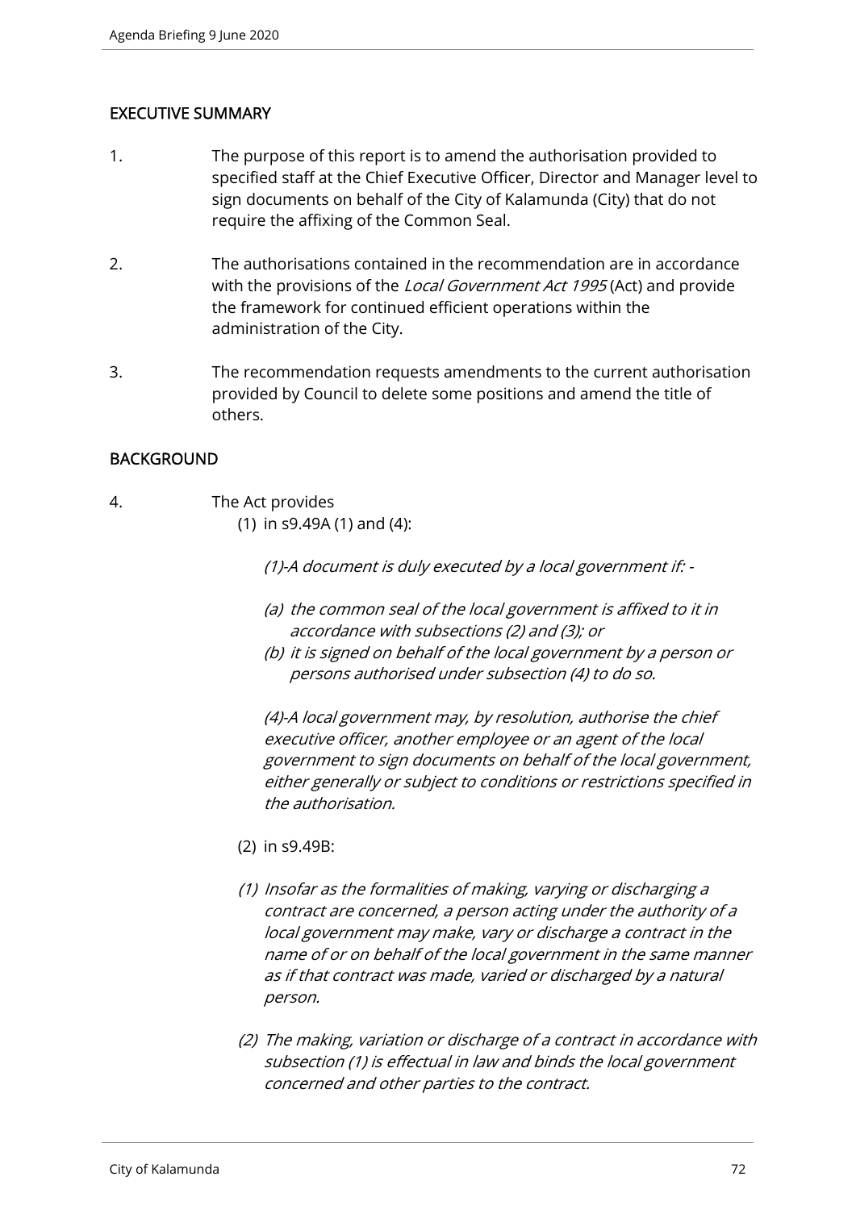## EXECUTIVE SUMMARY

1. The purpose of this report is to amend the authorisation provided to specified staff at the Chief Executive Officer, Director and Manager level to sign documents on behalf of the City of Kalamunda (City) that do not require the affixing of the Common Seal.

2. The authorisations contained in the recommendation are in accordance with the provisions of the *Local Government Act 1995* (Act) and provide the framework for continued efficient operations within the administration of the City.

3. The recommendation requests amendments to the current authorisation provided by Council to delete some positions and amend the title of others.

## BACKGROUND

4. The Act provides

   (1) in s9.49A (1) and (4):

   *(1)-A document is duly executed by a local government if: -*

   *(a) the common seal of the local government is affixed to it in accordance with subsections (2) and (3); or*

   *(b) it is signed on behalf of the local government by a person or persons authorised under subsection (4) to do so.*

   *(4)-A local government may, by resolution, authorise the chief executive officer, another employee or an agent of the local government to sign documents on behalf of the local government, either generally or subject to conditions or restrictions specified in the authorisation.*

   (2) in s9.49B:

   *(1) Insofar as the formalities of making, varying or discharging a contract are concerned, a person acting under the authority of a local government may make, vary or discharge a contract in the name of or on behalf of the local government in the same manner as if that contract was made, varied or discharged by a natural person.*

   *(2) The making, variation or discharge of a contract in accordance with subsection (1) is effectual in law and binds the local government concerned and other parties to the contract.*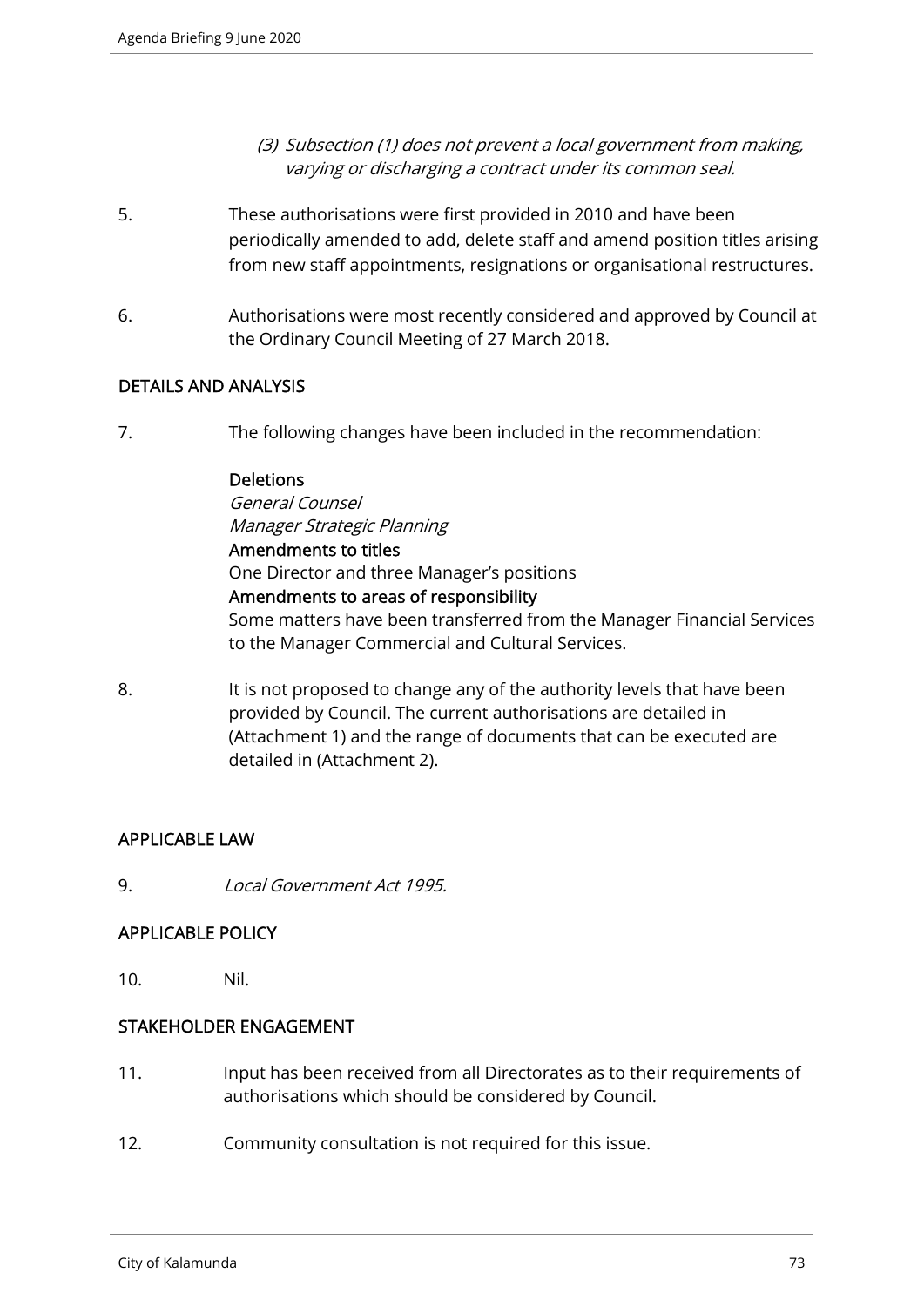*(3) Subsection (1) does not prevent a local government from making, varying or discharging a contract under its common seal.*

5. These authorisations were first provided in 2010 and have been periodically amended to add, delete staff and amend position titles arising from new staff appointments, resignations or organisational restructures.

6. Authorisations were most recently considered and approved by Council at the Ordinary Council Meeting of 27 March 2018.

## DETAILS AND ANALYSIS

7. The following changes have been included in the recommendation:

   **Deletions**
   *General Counsel*
   *Manager Strategic Planning*
   **Amendments to titles**
   One Director and three Manager's positions
   **Amendments to areas of responsibility**
   Some matters have been transferred from the Manager Financial Services to the Manager Commercial and Cultural Services.

8. It is not proposed to change any of the authority levels that have been provided by Council. The current authorisations are detailed in (Attachment 1) and the range of documents that can be executed are detailed in (Attachment 2).

## APPLICABLE LAW

9. *Local Government Act 1995.*

## APPLICABLE POLICY

10. Nil.

## STAKEHOLDER ENGAGEMENT

11. Input has been received from all Directorates as to their requirements of authorisations which should be considered by Council.

12. Community consultation is not required for this issue.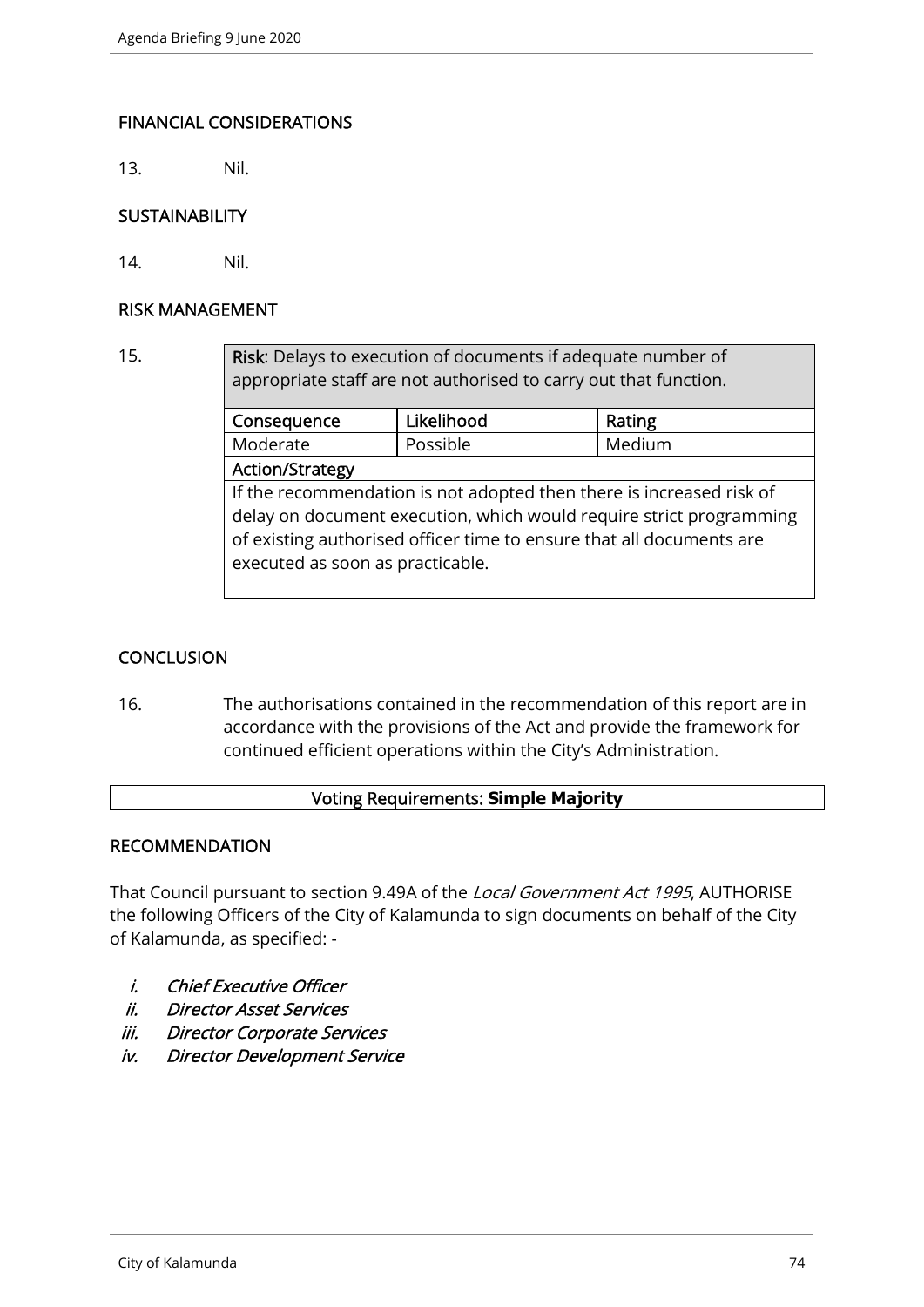## FINANCIAL CONSIDERATIONS

13. Nil.

## SUSTAINABILITY

14. Nil.

## RISK MANAGEMENT

15.

| **Risk**: Delays to execution of documents if adequate number of appropriate staff are not authorised to carry out that function. | | |
|---|---|---|
| **Consequence** | **Likelihood** | **Rating** |
| Moderate | Possible | Medium |
| **Action/Strategy** | | |
| If the recommendation is not adopted then there is increased risk of delay on document execution, which would require strict programming of existing authorised officer time to ensure that all documents are executed as soon as practicable. | | |

## CONCLUSION

16. The authorisations contained in the recommendation of this report are in accordance with the provisions of the Act and provide the framework for continued efficient operations within the City's Administration.

| Voting Requirements: **Simple Majority** |
|---|

## RECOMMENDATION

That Council pursuant to section 9.49A of the *Local Government Act 1995*, AUTHORISE the following Officers of the City of Kalamunda to sign documents on behalf of the City of Kalamunda, as specified: -

*i. Chief Executive Officer*
*ii. Director Asset Services*
*iii. Director Corporate Services*
*iv. Director Development Service*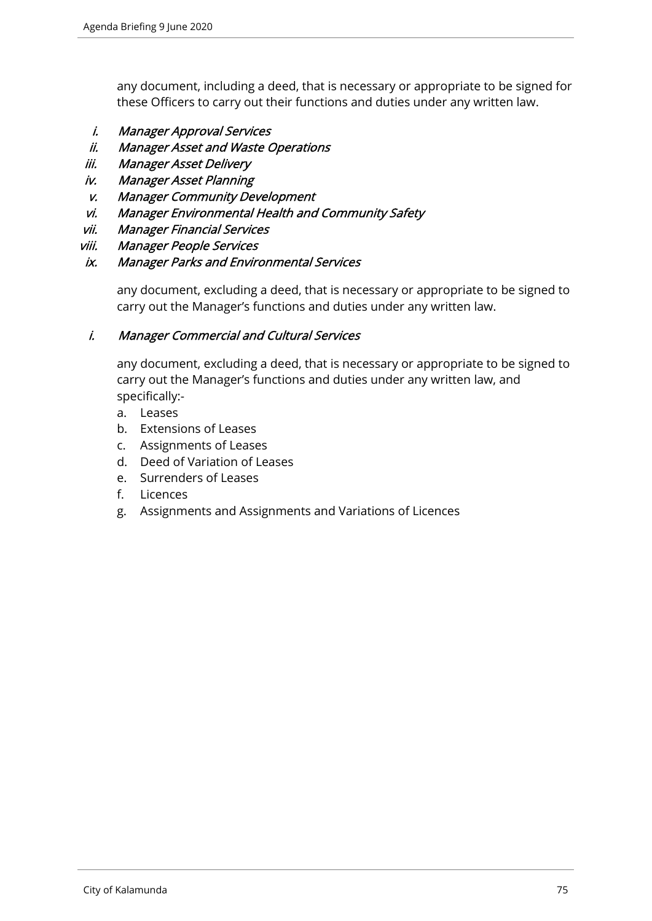any document, including a deed, that is necessary or appropriate to be signed for these Officers to carry out their functions and duties under any written law.

i. *Manager Approval Services*
ii. *Manager Asset and Waste Operations*
iii. *Manager Asset Delivery*
iv. *Manager Asset Planning*
v. *Manager Community Development*
vi. *Manager Environmental Health and Community Safety*
vii. *Manager Financial Services*
viii. *Manager People Services*
ix. *Manager Parks and Environmental Services*

any document, excluding a deed, that is necessary or appropriate to be signed to carry out the Manager's functions and duties under any written law.

i. *Manager Commercial and Cultural Services*

any document, excluding a deed, that is necessary or appropriate to be signed to carry out the Manager's functions and duties under any written law, and specifically:-

a. Leases
b. Extensions of Leases
c. Assignments of Leases
d. Deed of Variation of Leases
e. Surrenders of Leases
f. Licences
g. Assignments and Assignments and Variations of Licences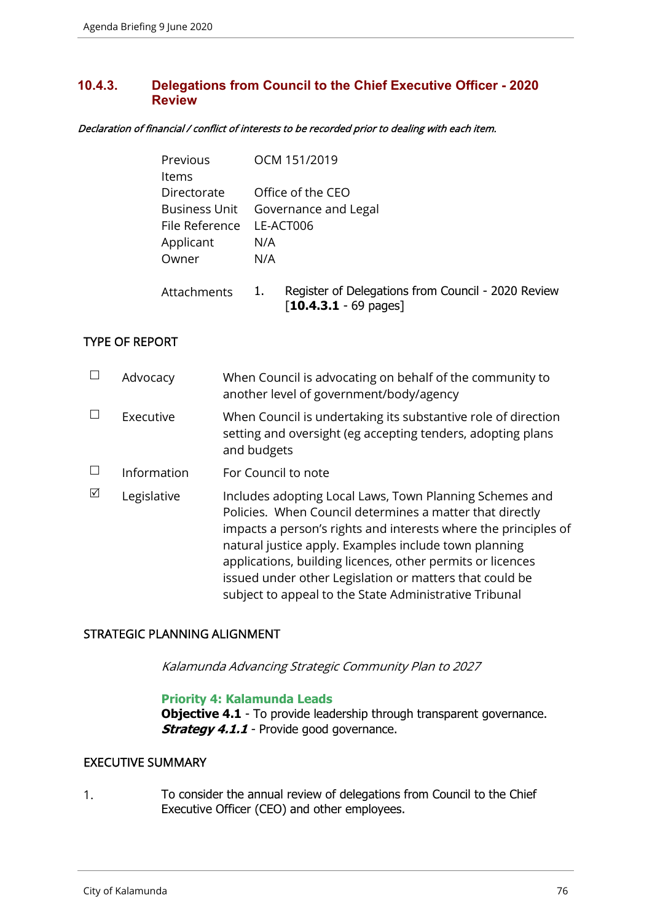## 10.4.3. Delegations from Council to the Chief Executive Officer - 2020 Review

*Declaration of financial / conflict of interests to be recorded prior to dealing with each item.*

| | |
|---|---|
| Previous Items | OCM 151/2019 |
| Directorate | Office of the CEO |
| Business Unit | Governance and Legal |
| File Reference | LE-ACT006 |
| Applicant | N/A |
| Owner | N/A |
| Attachments | 1. Register of Delegations from Council - 2020 Review [**10.4.3.1** - 69 pages] |

### TYPE OF REPORT

| | | |
|---|---|---|
| ☐ | Advocacy | When Council is advocating on behalf of the community to another level of government/body/agency |
| ☐ | Executive | When Council is undertaking its substantive role of direction setting and oversight (eg accepting tenders, adopting plans and budgets |
| ☐ | Information | For Council to note |
| ☑ | Legislative | Includes adopting Local Laws, Town Planning Schemes and Policies. When Council determines a matter that directly impacts a person's rights and interests where the principles of natural justice apply. Examples include town planning applications, building licences, other permits or licences issued under other Legislation or matters that could be subject to appeal to the State Administrative Tribunal |

### STRATEGIC PLANNING ALIGNMENT

*Kalamunda Advancing Strategic Community Plan to 2027*

**Priority 4: Kalamunda Leads**
**Objective 4.1** - To provide leadership through transparent governance.
***Strategy 4.1.1*** - Provide good governance.

### EXECUTIVE SUMMARY

1. To consider the annual review of delegations from Council to the Chief Executive Officer (CEO) and other employees.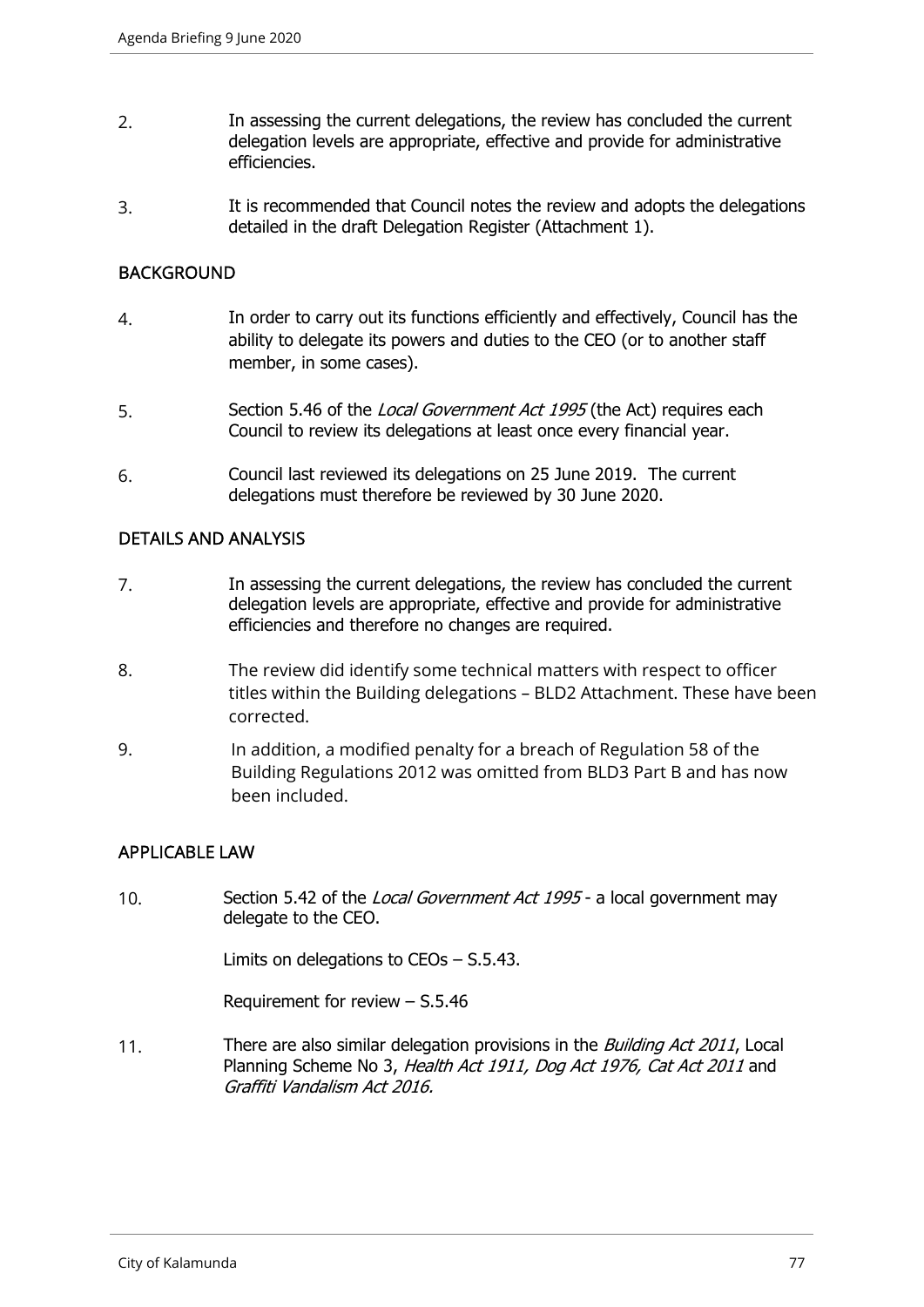2. In assessing the current delegations, the review has concluded the current delegation levels are appropriate, effective and provide for administrative efficiencies.

3. It is recommended that Council notes the review and adopts the delegations detailed in the draft Delegation Register (Attachment 1).

## BACKGROUND

4. In order to carry out its functions efficiently and effectively, Council has the ability to delegate its powers and duties to the CEO (or to another staff member, in some cases).

5. Section 5.46 of the *Local Government Act 1995* (the Act) requires each Council to review its delegations at least once every financial year.

6. Council last reviewed its delegations on 25 June 2019. The current delegations must therefore be reviewed by 30 June 2020.

## DETAILS AND ANALYSIS

7. In assessing the current delegations, the review has concluded the current delegation levels are appropriate, effective and provide for administrative efficiencies and therefore no changes are required.

8. The review did identify some technical matters with respect to officer titles within the Building delegations – BLD2 Attachment. These have been corrected.

9. In addition, a modified penalty for a breach of Regulation 58 of the Building Regulations 2012 was omitted from BLD3 Part B and has now been included.

## APPLICABLE LAW

10. Section 5.42 of the *Local Government Act 1995* - a local government may delegate to the CEO.

    Limits on delegations to CEOs – S.5.43.

    Requirement for review – S.5.46

11. There are also similar delegation provisions in the *Building Act 2011*, Local Planning Scheme No 3, *Health Act 1911, Dog Act 1976, Cat Act 2011* and *Graffiti Vandalism Act 2016.*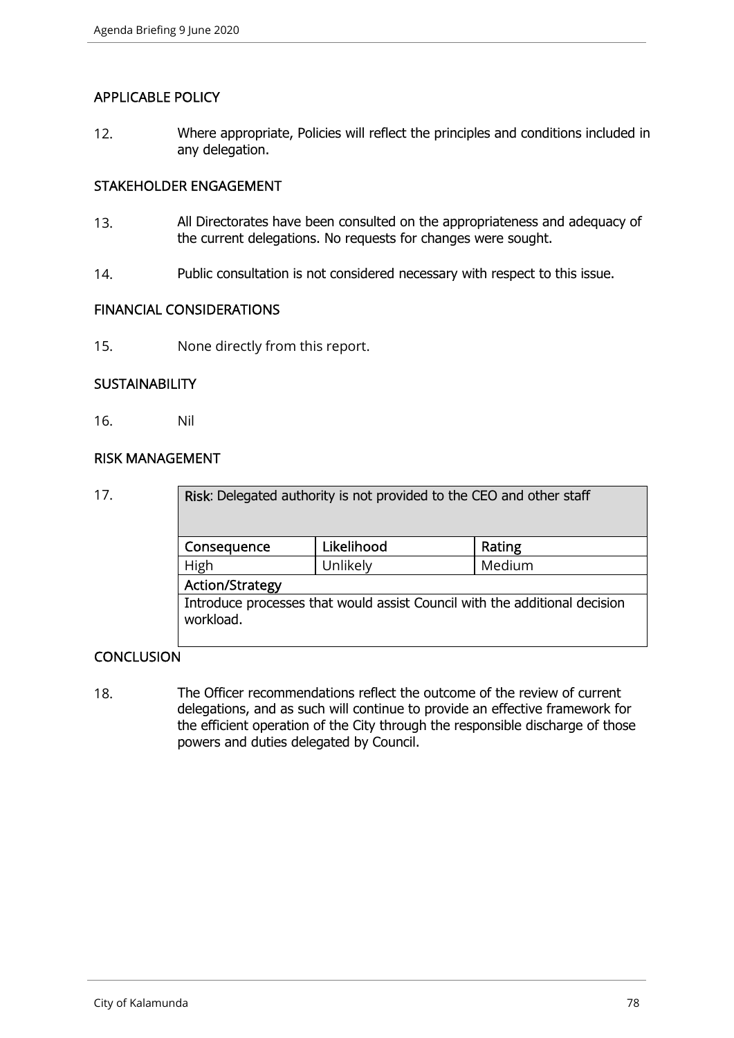## APPLICABLE POLICY

12. Where appropriate, Policies will reflect the principles and conditions included in any delegation.

## STAKEHOLDER ENGAGEMENT

13. All Directorates have been consulted on the appropriateness and adequacy of the current delegations. No requests for changes were sought.

14. Public consultation is not considered necessary with respect to this issue.

## FINANCIAL CONSIDERATIONS

15. None directly from this report.

## SUSTAINABILITY

16. Nil

## RISK MANAGEMENT

17.

| **Risk**: Delegated authority is not provided to the CEO and other staff | | |
|---|---|---|
| **Consequence** | **Likelihood** | **Rating** |
| High | Unlikely | Medium |
| **Action/Strategy** | | |
| Introduce processes that would assist Council with the additional decision workload. | | |

## CONCLUSION

18. The Officer recommendations reflect the outcome of the review of current delegations, and as such will continue to provide an effective framework for the efficient operation of the City through the responsible discharge of those powers and duties delegated by Council.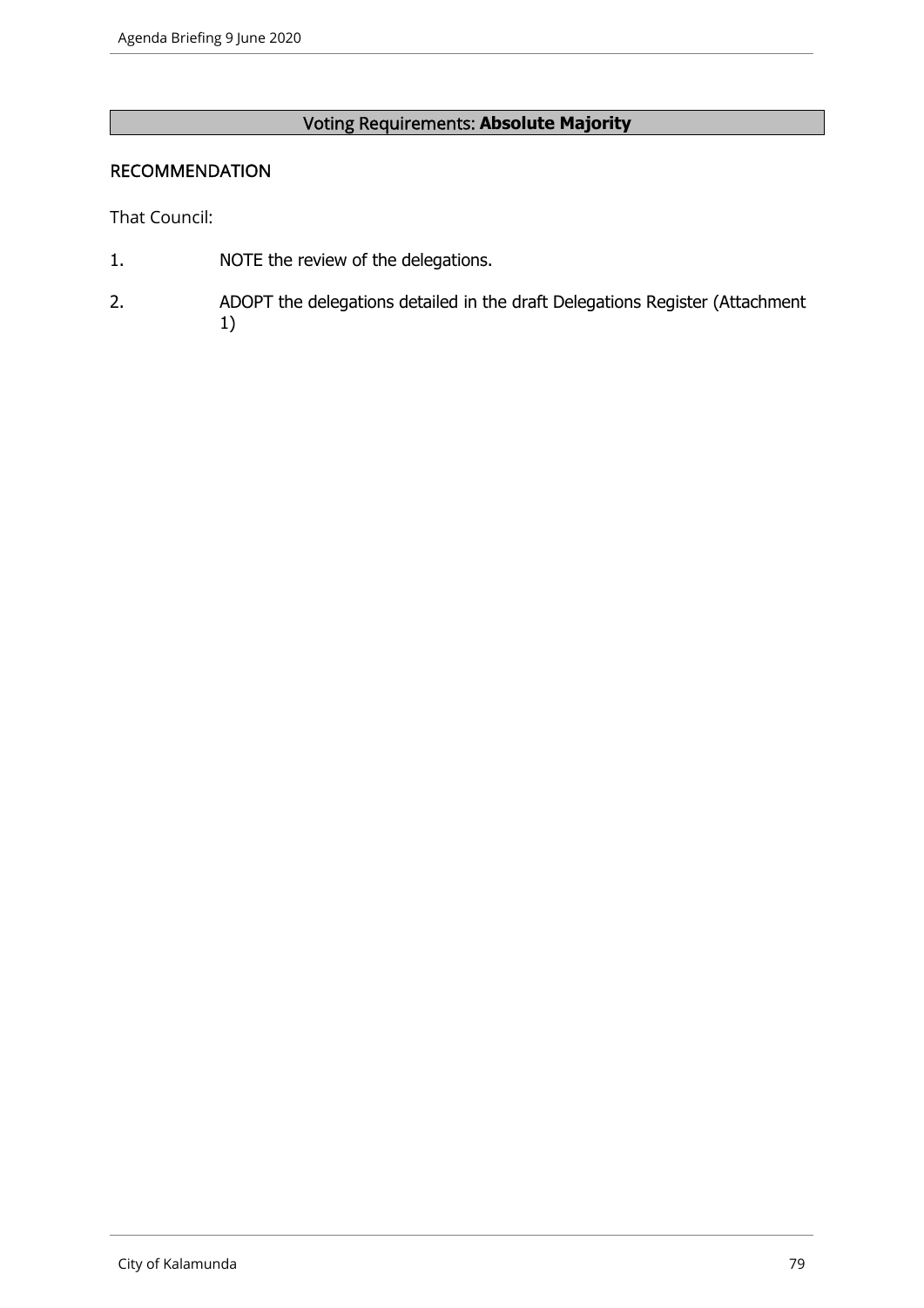**Voting Requirements: Absolute Majority**

## RECOMMENDATION

That Council:

1. NOTE the review of the delegations.
2. ADOPT the delegations detailed in the draft Delegations Register (Attachment 1)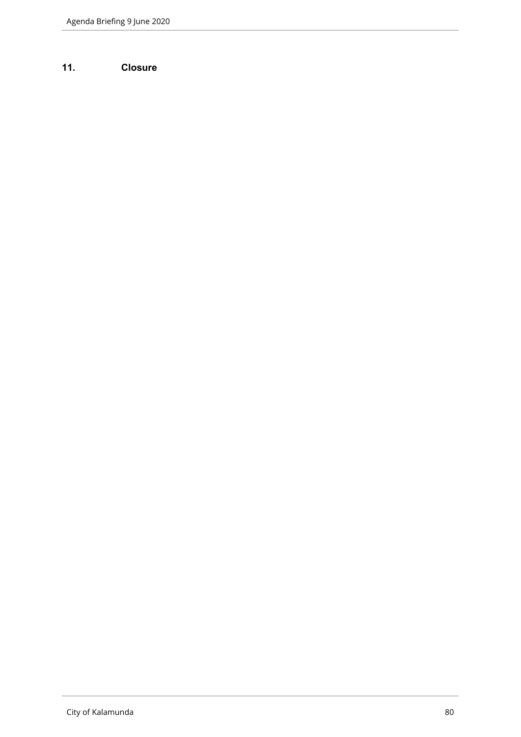## 11. Closure